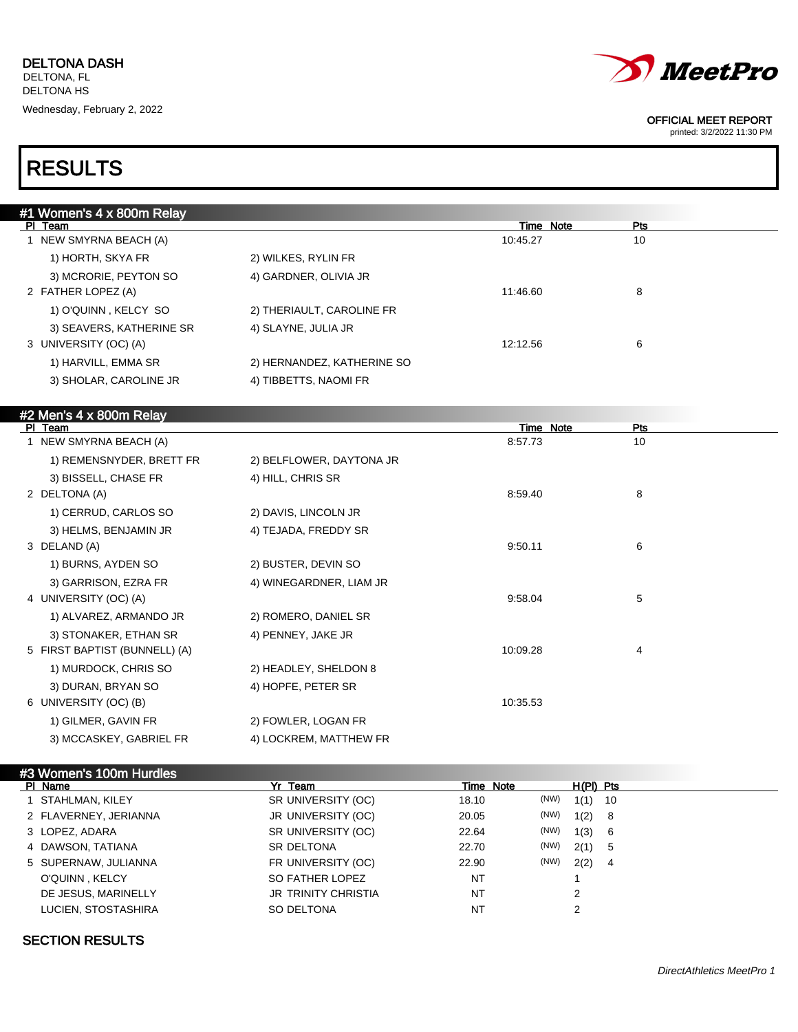**DELTONA DASH**
DELTONA, FL
DELTONA HS
Wednesday, February 2, 2022

**OFFICIAL MEET REPORT**
printed: 3/2/2022 11:30 PM

# RESULTS

## #1 Women's 4 x 800m Relay

| Pl | Team | Time | Note | Pts |
|---|---|---|---|---|
| 1 | NEW SMYRNA BEACH (A) | 10:45.27 | | 10 |
| | 1) HORTH, SKYA FR; 2) WILKES, RYLIN FR; 3) MCRORIE, PEYTON SO; 4) GARDNER, OLIVIA JR | | | |
| 2 | FATHER LOPEZ (A) | 11:46.60 | | 8 |
| | 1) O'QUINN , KELCY SO; 2) THERIAULT, CAROLINE FR; 3) SEAVERS, KATHERINE SR; 4) SLAYNE, JULIA JR | | | |
| 3 | UNIVERSITY (OC) (A) | 12:12.56 | | 6 |
| | 1) HARVILL, EMMA SR; 2) HERNANDEZ, KATHERINE SO; 3) SHOLAR, CAROLINE JR; 4) TIBBETTS, NAOMI FR | | | |

## #2 Men's 4 x 800m Relay

| Pl | Team | Time | Note | Pts |
|---|---|---|---|---|
| 1 | NEW SMYRNA BEACH (A) | 8:57.73 | | 10 |
| | 1) REMENSNYDER, BRETT FR; 2) BELFLOWER, DAYTONA JR; 3) BISSELL, CHASE FR; 4) HILL, CHRIS SR | | | |
| 2 | DELTONA (A) | 8:59.40 | | 8 |
| | 1) CERRUD, CARLOS SO; 2) DAVIS, LINCOLN JR; 3) HELMS, BENJAMIN JR; 4) TEJADA, FREDDY SR | | | |
| 3 | DELAND (A) | 9:50.11 | | 6 |
| | 1) BURNS, AYDEN SO; 2) BUSTER, DEVIN SO; 3) GARRISON, EZRA FR; 4) WINEGARDNER, LIAM JR | | | |
| 4 | UNIVERSITY (OC) (A) | 9:58.04 | | 5 |
| | 1) ALVAREZ, ARMANDO JR; 2) ROMERO, DANIEL SR; 3) STONAKER, ETHAN SR; 4) PENNEY, JAKE JR | | | |
| 5 | FIRST BAPTIST (BUNNELL) (A) | 10:09.28 | | 4 |
| | 1) MURDOCK, CHRIS SO; 2) HEADLEY, SHELDON 8; 3) DURAN, BRYAN SO; 4) HOPFE, PETER SR | | | |
| 6 | UNIVERSITY (OC) (B) | 10:35.53 | | |
| | 1) GILMER, GAVIN FR; 2) FOWLER, LOGAN FR; 3) MCCASKEY, GABRIEL FR; 4) LOCKREM, MATTHEW FR | | | |

## #3 Women's 100m Hurdles

| Pl | Name | Yr | Team | Time | Note | H(Pl) | Pts |
|---|---|---|---|---|---|---|---|
| 1 | STAHLMAN, KILEY | SR | UNIVERSITY (OC) | 18.10 | (NW) | 1(1) | 10 |
| 2 | FLAVERNEY, JERIANNA | JR | UNIVERSITY (OC) | 20.05 | (NW) | 1(2) | 8 |
| 3 | LOPEZ, ADARA | SR | UNIVERSITY (OC) | 22.64 | (NW) | 1(3) | 6 |
| 4 | DAWSON, TATIANA | SR | DELTONA | 22.70 | (NW) | 2(1) | 5 |
| 5 | SUPERNAW, JULIANNA | FR | UNIVERSITY (OC) | 22.90 | (NW) | 2(2) | 4 |
| | O'QUINN , KELCY | SO | FATHER LOPEZ | NT | | 1 | |
| | DE JESUS, MARINELLY | JR | TRINITY CHRISTIA | NT | | 2 | |
| | LUCIEN, STOSTASHIRA | SO | DELTONA | NT | | 2 | |

SECTION RESULTS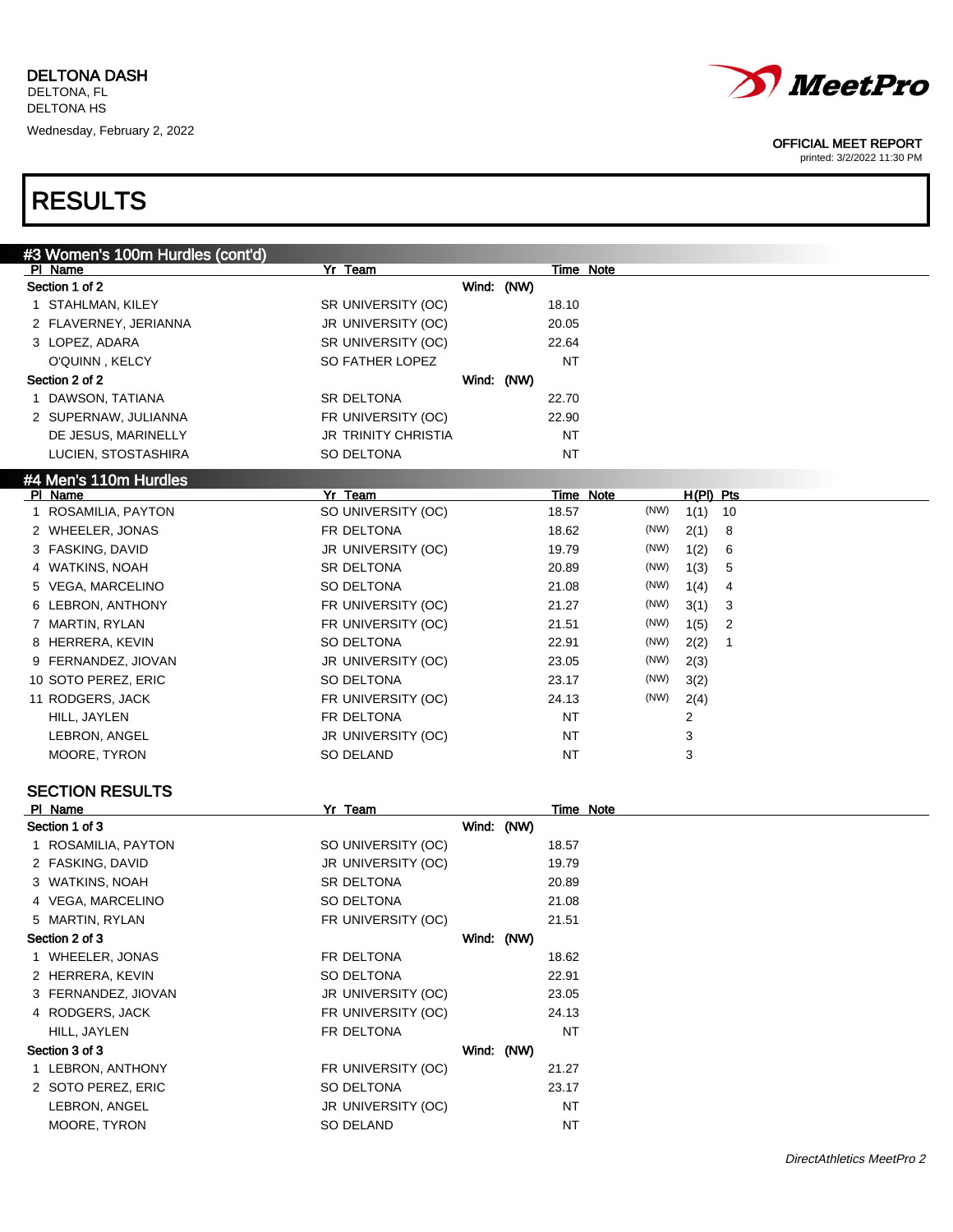DELTONA DASH
DELTONA, FL
DELTONA HS
Wednesday, February 2, 2022

OFFICIAL MEET REPORT
printed: 3/2/2022 11:30 PM

# RESULTS

## #3 Women's 100m Hurdles (cont'd)

| Pl | Name | Yr | Team | Time | Note |
|---|---|---|---|---|---|
| **Section 1 of 2** | | | Wind: (NW) | | |
| 1 | STAHLMAN, KILEY | SR | UNIVERSITY (OC) | 18.10 | |
| 2 | FLAVERNEY, JERIANNA | JR | UNIVERSITY (OC) | 20.05 | |
| 3 | LOPEZ, ADARA | SR | UNIVERSITY (OC) | 22.64 | |
| | O'QUINN , KELCY | SO | FATHER LOPEZ | NT | |
| **Section 2 of 2** | | | Wind: (NW) | | |
| 1 | DAWSON, TATIANA | SR | DELTONA | 22.70 | |
| 2 | SUPERNAW, JULIANNA | FR | UNIVERSITY (OC) | 22.90 | |
| | DE JESUS, MARINELLY | JR | TRINITY CHRISTIA | NT | |
| | LUCIEN, STOSTASHIRA | SO | DELTONA | NT | |

## #4 Men's 110m Hurdles

| Pl | Name | Yr | Team | Time | Note | | H(Pl) | Pts |
|---|---|---|---|---|---|---|---|---|
| 1 | ROSAMILIA, PAYTON | SO | UNIVERSITY (OC) | 18.57 | | (NW) | 1(1) | 10 |
| 2 | WHEELER, JONAS | FR | DELTONA | 18.62 | | (NW) | 2(1) | 8 |
| 3 | FASKING, DAVID | JR | UNIVERSITY (OC) | 19.79 | | (NW) | 1(2) | 6 |
| 4 | WATKINS, NOAH | SR | DELTONA | 20.89 | | (NW) | 1(3) | 5 |
| 5 | VEGA, MARCELINO | SO | DELTONA | 21.08 | | (NW) | 1(4) | 4 |
| 6 | LEBRON, ANTHONY | FR | UNIVERSITY (OC) | 21.27 | | (NW) | 3(1) | 3 |
| 7 | MARTIN, RYLAN | FR | UNIVERSITY (OC) | 21.51 | | (NW) | 1(5) | 2 |
| 8 | HERRERA, KEVIN | SO | DELTONA | 22.91 | | (NW) | 2(2) | 1 |
| 9 | FERNANDEZ, JIOVAN | JR | UNIVERSITY (OC) | 23.05 | | (NW) | 2(3) | |
| 10 | SOTO PEREZ, ERIC | SO | DELTONA | 23.17 | | (NW) | 3(2) | |
| 11 | RODGERS, JACK | FR | UNIVERSITY (OC) | 24.13 | | (NW) | 2(4) | |
| | HILL, JAYLEN | FR | DELTONA | NT | | | 2 | |
| | LEBRON, ANGEL | JR | UNIVERSITY (OC) | NT | | | 3 | |
| | MOORE, TYRON | SO | DELAND | NT | | | 3 | |

### SECTION RESULTS

| Pl | Name | Yr | Team | Time | Note |
|---|---|---|---|---|---|
| **Section 1 of 3** | | | Wind: (NW) | | |
| 1 | ROSAMILIA, PAYTON | SO | UNIVERSITY (OC) | 18.57 | |
| 2 | FASKING, DAVID | JR | UNIVERSITY (OC) | 19.79 | |
| 3 | WATKINS, NOAH | SR | DELTONA | 20.89 | |
| 4 | VEGA, MARCELINO | SO | DELTONA | 21.08 | |
| 5 | MARTIN, RYLAN | FR | UNIVERSITY (OC) | 21.51 | |
| **Section 2 of 3** | | | Wind: (NW) | | |
| 1 | WHEELER, JONAS | FR | DELTONA | 18.62 | |
| 2 | HERRERA, KEVIN | SO | DELTONA | 22.91 | |
| 3 | FERNANDEZ, JIOVAN | JR | UNIVERSITY (OC) | 23.05 | |
| 4 | RODGERS, JACK | FR | UNIVERSITY (OC) | 24.13 | |
| | HILL, JAYLEN | FR | DELTONA | NT | |
| **Section 3 of 3** | | | Wind: (NW) | | |
| 1 | LEBRON, ANTHONY | FR | UNIVERSITY (OC) | 21.27 | |
| 2 | SOTO PEREZ, ERIC | SO | DELTONA | 23.17 | |
| | LEBRON, ANGEL | JR | UNIVERSITY (OC) | NT | |
| | MOORE, TYRON | SO | DELAND | NT | |

*DirectAthletics MeetPro 2*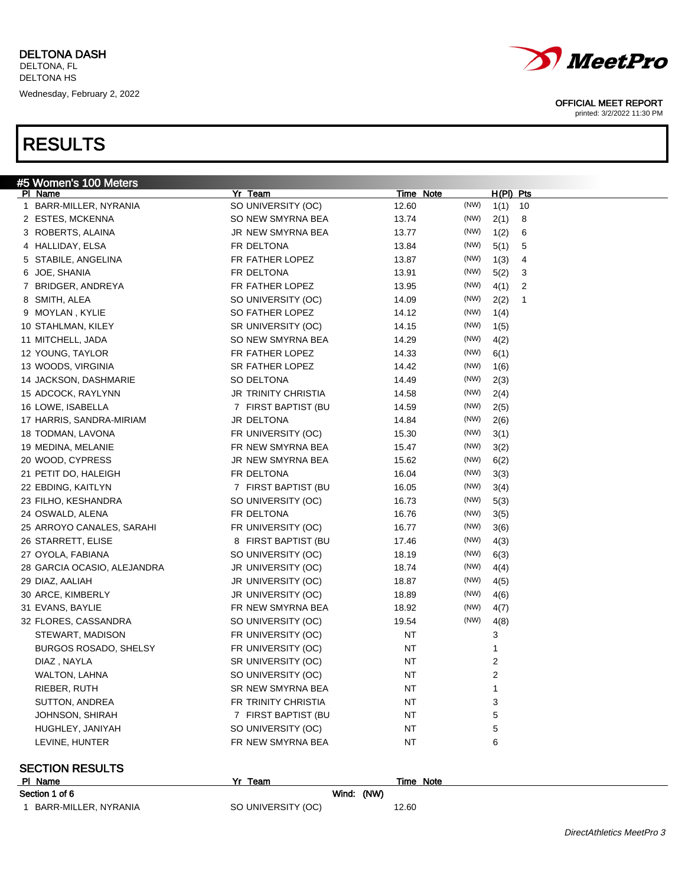DELTONA DASH
DELTONA, FL
DELTONA HS
Wednesday, February 2, 2022

OFFICIAL MEET REPORT
printed: 3/2/2022 11:30 PM

# RESULTS

## #5 Women's 100 Meters

| Pl | Name | Yr | Team | Time | Note | | H(Pl) | Pts |
|---|---|---|---|---|---|---|---|---|
| 1 | BARR-MILLER, NYRANIA | SO | UNIVERSITY (OC) | 12.60 | | (NW) | 1(1) | 10 |
| 2 | ESTES, MCKENNA | SO | NEW SMYRNA BEA | 13.74 | | (NW) | 2(1) | 8 |
| 3 | ROBERTS, ALAINA | JR | NEW SMYRNA BEA | 13.77 | | (NW) | 1(2) | 6 |
| 4 | HALLIDAY, ELSA | FR | DELTONA | 13.84 | | (NW) | 5(1) | 5 |
| 5 | STABILE, ANGELINA | FR | FATHER LOPEZ | 13.87 | | (NW) | 1(3) | 4 |
| 6 | JOE, SHANIA | FR | DELTONA | 13.91 | | (NW) | 5(2) | 3 |
| 7 | BRIDGER, ANDREYA | FR | FATHER LOPEZ | 13.95 | | (NW) | 4(1) | 2 |
| 8 | SMITH, ALEA | SO | UNIVERSITY (OC) | 14.09 | | (NW) | 2(2) | 1 |
| 9 | MOYLAN , KYLIE | SO | FATHER LOPEZ | 14.12 | | (NW) | 1(4) | |
| 10 | STAHLMAN, KILEY | SR | UNIVERSITY (OC) | 14.15 | | (NW) | 1(5) | |
| 11 | MITCHELL, JADA | SO | NEW SMYRNA BEA | 14.29 | | (NW) | 4(2) | |
| 12 | YOUNG, TAYLOR | FR | FATHER LOPEZ | 14.33 | | (NW) | 6(1) | |
| 13 | WOODS, VIRGINIA | SR | FATHER LOPEZ | 14.42 | | (NW) | 1(6) | |
| 14 | JACKSON, DASHMARIE | SO | DELTONA | 14.49 | | (NW) | 2(3) | |
| 15 | ADCOCK, RAYLYNN | JR | TRINITY CHRISTIA | 14.58 | | (NW) | 2(4) | |
| 16 | LOWE, ISABELLA | 7 | FIRST BAPTIST (BU | 14.59 | | (NW) | 2(5) | |
| 17 | HARRIS, SANDRA-MIRIAM | JR | DELTONA | 14.84 | | (NW) | 2(6) | |
| 18 | TODMAN, LAVONA | FR | UNIVERSITY (OC) | 15.30 | | (NW) | 3(1) | |
| 19 | MEDINA, MELANIE | FR | NEW SMYRNA BEA | 15.47 | | (NW) | 3(2) | |
| 20 | WOOD, CYPRESS | JR | NEW SMYRNA BEA | 15.62 | | (NW) | 6(2) | |
| 21 | PETIT DO, HALEIGH | FR | DELTONA | 16.04 | | (NW) | 3(3) | |
| 22 | EBDING, KAITLYN | 7 | FIRST BAPTIST (BU | 16.05 | | (NW) | 3(4) | |
| 23 | FILHO, KESHANDRA | SO | UNIVERSITY (OC) | 16.73 | | (NW) | 5(3) | |
| 24 | OSWALD, ALENA | FR | DELTONA | 16.76 | | (NW) | 3(5) | |
| 25 | ARROYO CANALES, SARAHI | FR | UNIVERSITY (OC) | 16.77 | | (NW) | 3(6) | |
| 26 | STARRETT, ELISE | 8 | FIRST BAPTIST (BU | 17.46 | | (NW) | 4(3) | |
| 27 | OYOLA, FABIANA | SO | UNIVERSITY (OC) | 18.19 | | (NW) | 6(3) | |
| 28 | GARCIA OCASIO, ALEJANDRA | JR | UNIVERSITY (OC) | 18.74 | | (NW) | 4(4) | |
| 29 | DIAZ, AALIAH | JR | UNIVERSITY (OC) | 18.87 | | (NW) | 4(5) | |
| 30 | ARCE, KIMBERLY | JR | UNIVERSITY (OC) | 18.89 | | (NW) | 4(6) | |
| 31 | EVANS, BAYLIE | FR | NEW SMYRNA BEA | 18.92 | | (NW) | 4(7) | |
| 32 | FLORES, CASSANDRA | SO | UNIVERSITY (OC) | 19.54 | | (NW) | 4(8) | |
| | STEWART, MADISON | FR | UNIVERSITY (OC) | NT | | | 3 | |
| | BURGOS ROSADO, SHELSY | FR | UNIVERSITY (OC) | NT | | | 1 | |
| | DIAZ , NAYLA | SR | UNIVERSITY (OC) | NT | | | 2 | |
| | WALTON, LAHNA | SO | UNIVERSITY (OC) | NT | | | 2 | |
| | RIEBER, RUTH | SR | NEW SMYRNA BEA | NT | | | 1 | |
| | SUTTON, ANDREA | FR | TRINITY CHRISTIA | NT | | | 3 | |
| | JOHNSON, SHIRAH | 7 | FIRST BAPTIST (BU | NT | | | 5 | |
| | HUGHLEY, JANIYAH | SO | UNIVERSITY (OC) | NT | | | 5 | |
| | LEVINE, HUNTER | FR | NEW SMYRNA BEA | NT | | | 6 | |

### SECTION RESULTS

| Pl | Name | Yr | Team | Time | Note |
|---|---|---|---|---|---|
| **Section 1 of 6** | | | **Wind: (NW)** | | |
| 1 | BARR-MILLER, NYRANIA | SO | UNIVERSITY (OC) | 12.60 | |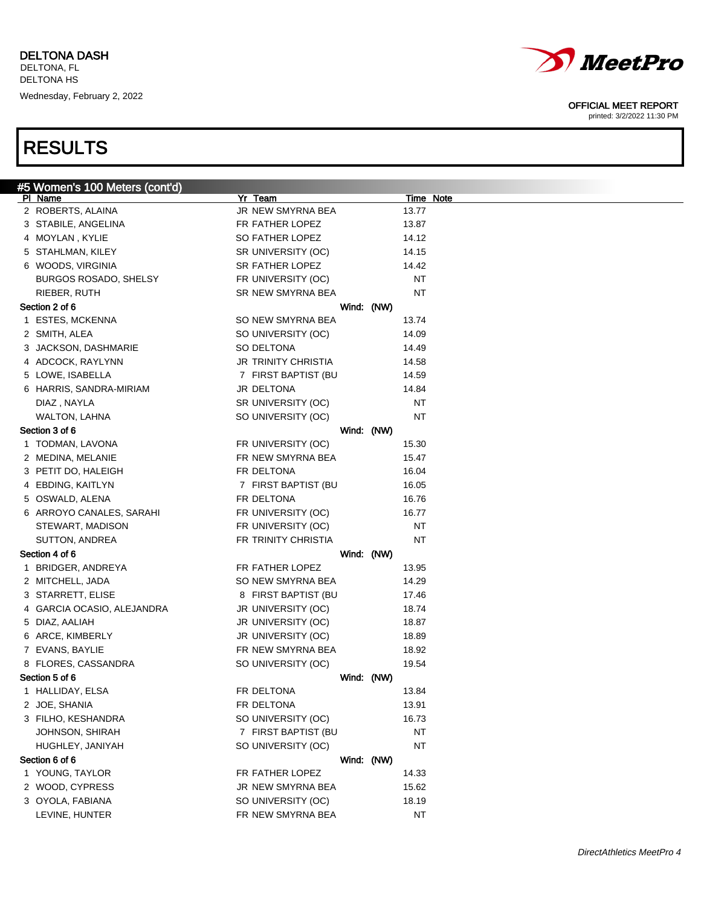DELTONA DASH
DELTONA, FL
DELTONA HS
Wednesday, February 2, 2022

OFFICIAL MEET REPORT
printed: 3/2/2022 11:30 PM

# RESULTS

## #5 Women's 100 Meters (cont'd)

| Pl | Name | Yr | Team | Time | Note |
|---|---|---|---|---|---|
| 2 | ROBERTS, ALAINA | JR | NEW SMYRNA BEA | 13.77 | |
| 3 | STABILE, ANGELINA | FR | FATHER LOPEZ | 13.87 | |
| 4 | MOYLAN , KYLIE | SO | FATHER LOPEZ | 14.12 | |
| 5 | STAHLMAN, KILEY | SR | UNIVERSITY (OC) | 14.15 | |
| 6 | WOODS, VIRGINIA | SR | FATHER LOPEZ | 14.42 | |
| | BURGOS ROSADO, SHELSY | FR | UNIVERSITY (OC) | NT | |
| | RIEBER, RUTH | SR | NEW SMYRNA BEA | NT | |

**Section 2 of 6** Wind: (NW)

| Pl | Name | Yr | Team | Time | Note |
|---|---|---|---|---|---|
| 1 | ESTES, MCKENNA | SO | NEW SMYRNA BEA | 13.74 | |
| 2 | SMITH, ALEA | SO | UNIVERSITY (OC) | 14.09 | |
| 3 | JACKSON, DASHMARIE | SO | DELTONA | 14.49 | |
| 4 | ADCOCK, RAYLYNN | JR | TRINITY CHRISTIA | 14.58 | |
| 5 | LOWE, ISABELLA | 7 | FIRST BAPTIST (BU | 14.59 | |
| 6 | HARRIS, SANDRA-MIRIAM | JR | DELTONA | 14.84 | |
| | DIAZ , NAYLA | SR | UNIVERSITY (OC) | NT | |
| | WALTON, LAHNA | SO | UNIVERSITY (OC) | NT | |

**Section 3 of 6** Wind: (NW)

| Pl | Name | Yr | Team | Time | Note |
|---|---|---|---|---|---|
| 1 | TODMAN, LAVONA | FR | UNIVERSITY (OC) | 15.30 | |
| 2 | MEDINA, MELANIE | FR | NEW SMYRNA BEA | 15.47 | |
| 3 | PETIT DO, HALEIGH | FR | DELTONA | 16.04 | |
| 4 | EBDING, KAITLYN | 7 | FIRST BAPTIST (BU | 16.05 | |
| 5 | OSWALD, ALENA | FR | DELTONA | 16.76 | |
| 6 | ARROYO CANALES, SARAHI | FR | UNIVERSITY (OC) | 16.77 | |
| | STEWART, MADISON | FR | UNIVERSITY (OC) | NT | |
| | SUTTON, ANDREA | FR | TRINITY CHRISTIA | NT | |

**Section 4 of 6** Wind: (NW)

| Pl | Name | Yr | Team | Time | Note |
|---|---|---|---|---|---|
| 1 | BRIDGER, ANDREYA | FR | FATHER LOPEZ | 13.95 | |
| 2 | MITCHELL, JADA | SO | NEW SMYRNA BEA | 14.29 | |
| 3 | STARRETT, ELISE | 8 | FIRST BAPTIST (BU | 17.46 | |
| 4 | GARCIA OCASIO, ALEJANDRA | JR | UNIVERSITY (OC) | 18.74 | |
| 5 | DIAZ, AALIAH | JR | UNIVERSITY (OC) | 18.87 | |
| 6 | ARCE, KIMBERLY | JR | UNIVERSITY (OC) | 18.89 | |
| 7 | EVANS, BAYLIE | FR | NEW SMYRNA BEA | 18.92 | |
| 8 | FLORES, CASSANDRA | SO | UNIVERSITY (OC) | 19.54 | |

**Section 5 of 6** Wind: (NW)

| Pl | Name | Yr | Team | Time | Note |
|---|---|---|---|---|---|
| 1 | HALLIDAY, ELSA | FR | DELTONA | 13.84 | |
| 2 | JOE, SHANIA | FR | DELTONA | 13.91 | |
| 3 | FILHO, KESHANDRA | SO | UNIVERSITY (OC) | 16.73 | |
| | JOHNSON, SHIRAH | 7 | FIRST BAPTIST (BU | NT | |
| | HUGHLEY, JANIYAH | SO | UNIVERSITY (OC) | NT | |

**Section 6 of 6** Wind: (NW)

| Pl | Name | Yr | Team | Time | Note |
|---|---|---|---|---|---|
| 1 | YOUNG, TAYLOR | FR | FATHER LOPEZ | 14.33 | |
| 2 | WOOD, CYPRESS | JR | NEW SMYRNA BEA | 15.62 | |
| 3 | OYOLA, FABIANA | SO | UNIVERSITY (OC) | 18.19 | |
| | LEVINE, HUNTER | FR | NEW SMYRNA BEA | NT | |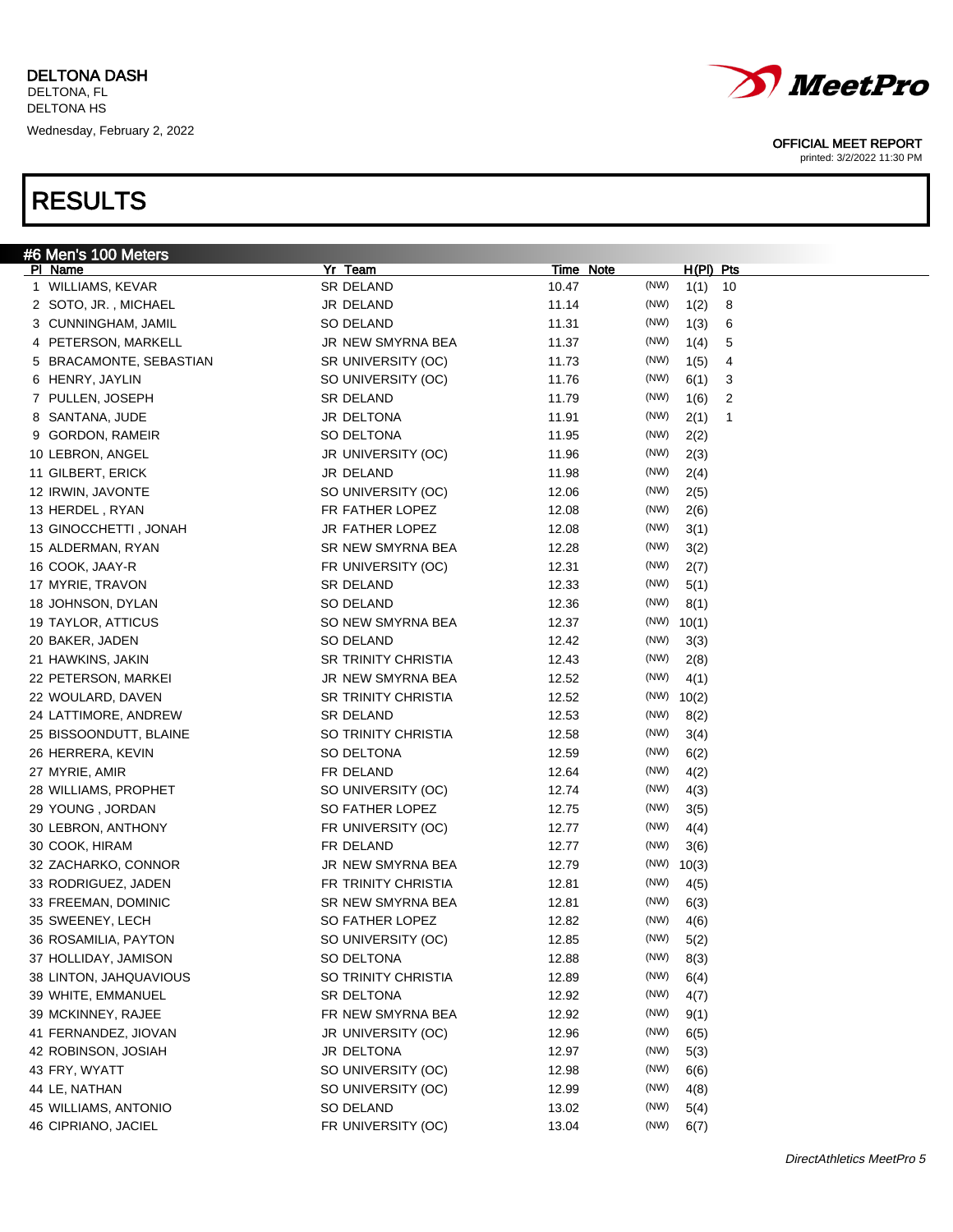DELTONA DASH
DELTONA, FL
DELTONA HS
Wednesday, February 2, 2022

OFFICIAL MEET REPORT
printed: 3/2/2022 11:30 PM

# RESULTS

## #6 Men's 100 Meters

| Pl | Name | Yr | Team | Time | Note | | H(Pl) | Pts |
|---|---|---|---|---|---|---|---|---|
| 1 | WILLIAMS, KEVAR | SR | DELAND | 10.47 | | (NW) | 1(1) | 10 |
| 2 | SOTO, JR. , MICHAEL | JR | DELAND | 11.14 | | (NW) | 1(2) | 8 |
| 3 | CUNNINGHAM, JAMIL | SO | DELAND | 11.31 | | (NW) | 1(3) | 6 |
| 4 | PETERSON, MARKELL | JR | NEW SMYRNA BEA | 11.37 | | (NW) | 1(4) | 5 |
| 5 | BRACAMONTE, SEBASTIAN | SR | UNIVERSITY (OC) | 11.73 | | (NW) | 1(5) | 4 |
| 6 | HENRY, JAYLIN | SO | UNIVERSITY (OC) | 11.76 | | (NW) | 6(1) | 3 |
| 7 | PULLEN, JOSEPH | SR | DELAND | 11.79 | | (NW) | 1(6) | 2 |
| 8 | SANTANA, JUDE | JR | DELTONA | 11.91 | | (NW) | 2(1) | 1 |
| 9 | GORDON, RAMEIR | SO | DELTONA | 11.95 | | (NW) | 2(2) | |
| 10 | LEBRON, ANGEL | JR | UNIVERSITY (OC) | 11.96 | | (NW) | 2(3) | |
| 11 | GILBERT, ERICK | JR | DELAND | 11.98 | | (NW) | 2(4) | |
| 12 | IRWIN, JAVONTE | SO | UNIVERSITY (OC) | 12.06 | | (NW) | 2(5) | |
| 13 | HERDEL , RYAN | FR | FATHER LOPEZ | 12.08 | | (NW) | 2(6) | |
| 13 | GINOCCHETTI , JONAH | JR | FATHER LOPEZ | 12.08 | | (NW) | 3(1) | |
| 15 | ALDERMAN, RYAN | SR | NEW SMYRNA BEA | 12.28 | | (NW) | 3(2) | |
| 16 | COOK, JAAY-R | FR | UNIVERSITY (OC) | 12.31 | | (NW) | 2(7) | |
| 17 | MYRIE, TRAVON | SR | DELAND | 12.33 | | (NW) | 5(1) | |
| 18 | JOHNSON, DYLAN | SO | DELAND | 12.36 | | (NW) | 8(1) | |
| 19 | TAYLOR, ATTICUS | SO | NEW SMYRNA BEA | 12.37 | | (NW) | 10(1) | |
| 20 | BAKER, JADEN | SO | DELAND | 12.42 | | (NW) | 3(3) | |
| 21 | HAWKINS, JAKIN | SR | TRINITY CHRISTIA | 12.43 | | (NW) | 2(8) | |
| 22 | PETERSON, MARKEI | JR | NEW SMYRNA BEA | 12.52 | | (NW) | 4(1) | |
| 22 | WOULARD, DAVEN | SR | TRINITY CHRISTIA | 12.52 | | (NW) | 10(2) | |
| 24 | LATTIMORE, ANDREW | SR | DELAND | 12.53 | | (NW) | 8(2) | |
| 25 | BISSOONDUTT, BLAINE | SO | TRINITY CHRISTIA | 12.58 | | (NW) | 3(4) | |
| 26 | HERRERA, KEVIN | SO | DELTONA | 12.59 | | (NW) | 6(2) | |
| 27 | MYRIE, AMIR | FR | DELAND | 12.64 | | (NW) | 4(2) | |
| 28 | WILLIAMS, PROPHET | SO | UNIVERSITY (OC) | 12.74 | | (NW) | 4(3) | |
| 29 | YOUNG , JORDAN | SO | FATHER LOPEZ | 12.75 | | (NW) | 3(5) | |
| 30 | LEBRON, ANTHONY | FR | UNIVERSITY (OC) | 12.77 | | (NW) | 4(4) | |
| 30 | COOK, HIRAM | FR | DELAND | 12.77 | | (NW) | 3(6) | |
| 32 | ZACHARKO, CONNOR | JR | NEW SMYRNA BEA | 12.79 | | (NW) | 10(3) | |
| 33 | RODRIGUEZ, JADEN | FR | TRINITY CHRISTIA | 12.81 | | (NW) | 4(5) | |
| 33 | FREEMAN, DOMINIC | SR | NEW SMYRNA BEA | 12.81 | | (NW) | 6(3) | |
| 35 | SWEENEY, LECH | SO | FATHER LOPEZ | 12.82 | | (NW) | 4(6) | |
| 36 | ROSAMILIA, PAYTON | SO | UNIVERSITY (OC) | 12.85 | | (NW) | 5(2) | |
| 37 | HOLLIDAY, JAMISON | SO | DELTONA | 12.88 | | (NW) | 8(3) | |
| 38 | LINTON, JAHQUAVIOUS | SO | TRINITY CHRISTIA | 12.89 | | (NW) | 6(4) | |
| 39 | WHITE, EMMANUEL | SR | DELTONA | 12.92 | | (NW) | 4(7) | |
| 39 | MCKINNEY, RAJEE | FR | NEW SMYRNA BEA | 12.92 | | (NW) | 9(1) | |
| 41 | FERNANDEZ, JIOVAN | JR | UNIVERSITY (OC) | 12.96 | | (NW) | 6(5) | |
| 42 | ROBINSON, JOSIAH | JR | DELTONA | 12.97 | | (NW) | 5(3) | |
| 43 | FRY, WYATT | SO | UNIVERSITY (OC) | 12.98 | | (NW) | 6(6) | |
| 44 | LE, NATHAN | SO | UNIVERSITY (OC) | 12.99 | | (NW) | 4(8) | |
| 45 | WILLIAMS, ANTONIO | SO | DELAND | 13.02 | | (NW) | 5(4) | |
| 46 | CIPRIANO, JACIEL | FR | UNIVERSITY (OC) | 13.04 | | (NW) | 6(7) | |

*DirectAthletics MeetPro 5*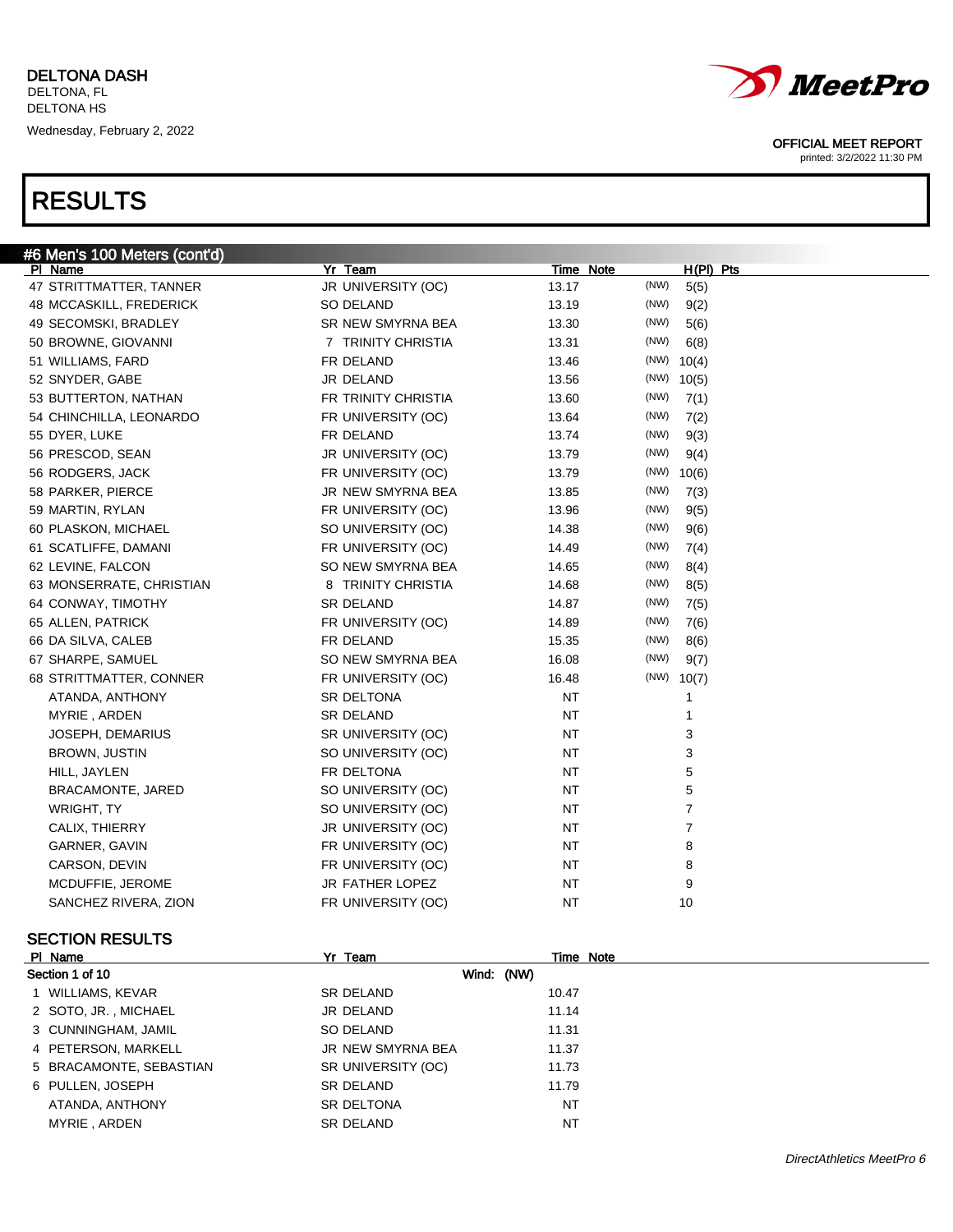DELTONA DASH
DELTONA, FL
DELTONA HS
Wednesday, February 2, 2022

OFFICIAL MEET REPORT
printed: 3/2/2022 11:30 PM

# RESULTS

## #6 Men's 100 Meters (cont'd)

| Pl | Name | Yr | Team | Time | Note | H(Pl) | Pts |
|---|---|---|---|---|---|---|---|
| 47 | STRITTMATTER, TANNER | JR | UNIVERSITY (OC) | 13.17 | (NW) | 5(5) | |
| 48 | MCCASKILL, FREDERICK | SO | DELAND | 13.19 | (NW) | 9(2) | |
| 49 | SECOMSKI, BRADLEY | SR | NEW SMYRNA BEA | 13.30 | (NW) | 5(6) | |
| 50 | BROWNE, GIOVANNI | 7 | TRINITY CHRISTIA | 13.31 | (NW) | 6(8) | |
| 51 | WILLIAMS, FARD | FR | DELAND | 13.46 | (NW) | 10(4) | |
| 52 | SNYDER, GABE | JR | DELAND | 13.56 | (NW) | 10(5) | |
| 53 | BUTTERTON, NATHAN | FR | TRINITY CHRISTIA | 13.60 | (NW) | 7(1) | |
| 54 | CHINCHILLA, LEONARDO | FR | UNIVERSITY (OC) | 13.64 | (NW) | 7(2) | |
| 55 | DYER, LUKE | FR | DELAND | 13.74 | (NW) | 9(3) | |
| 56 | PRESCOD, SEAN | JR | UNIVERSITY (OC) | 13.79 | (NW) | 9(4) | |
| 56 | RODGERS, JACK | FR | UNIVERSITY (OC) | 13.79 | (NW) | 10(6) | |
| 58 | PARKER, PIERCE | JR | NEW SMYRNA BEA | 13.85 | (NW) | 7(3) | |
| 59 | MARTIN, RYLAN | FR | UNIVERSITY (OC) | 13.96 | (NW) | 9(5) | |
| 60 | PLASKON, MICHAEL | SO | UNIVERSITY (OC) | 14.38 | (NW) | 9(6) | |
| 61 | SCATLIFFE, DAMANI | FR | UNIVERSITY (OC) | 14.49 | (NW) | 7(4) | |
| 62 | LEVINE, FALCON | SO | NEW SMYRNA BEA | 14.65 | (NW) | 8(4) | |
| 63 | MONSERRATE, CHRISTIAN | 8 | TRINITY CHRISTIA | 14.68 | (NW) | 8(5) | |
| 64 | CONWAY, TIMOTHY | SR | DELAND | 14.87 | (NW) | 7(5) | |
| 65 | ALLEN, PATRICK | FR | UNIVERSITY (OC) | 14.89 | (NW) | 7(6) | |
| 66 | DA SILVA, CALEB | FR | DELAND | 15.35 | (NW) | 8(6) | |
| 67 | SHARPE, SAMUEL | SO | NEW SMYRNA BEA | 16.08 | (NW) | 9(7) | |
| 68 | STRITTMATTER, CONNER | FR | UNIVERSITY (OC) | 16.48 | (NW) | 10(7) | |
| | ATANDA, ANTHONY | SR | DELTONA | NT | | 1 | |
| | MYRIE , ARDEN | SR | DELAND | NT | | 1 | |
| | JOSEPH, DEMARIUS | SR | UNIVERSITY (OC) | NT | | 3 | |
| | BROWN, JUSTIN | SO | UNIVERSITY (OC) | NT | | 3 | |
| | HILL, JAYLEN | FR | DELTONA | NT | | 5 | |
| | BRACAMONTE, JARED | SO | UNIVERSITY (OC) | NT | | 5 | |
| | WRIGHT, TY | SO | UNIVERSITY (OC) | NT | | 7 | |
| | CALIX, THIERRY | JR | UNIVERSITY (OC) | NT | | 7 | |
| | GARNER, GAVIN | FR | UNIVERSITY (OC) | NT | | 8 | |
| | CARSON, DEVIN | FR | UNIVERSITY (OC) | NT | | 8 | |
| | MCDUFFIE, JEROME | JR | FATHER LOPEZ | NT | | 9 | |
| | SANCHEZ RIVERA, ZION | FR | UNIVERSITY (OC) | NT | | 10 | |

### SECTION RESULTS

Section 1 of 10 — Wind: (NW)

| Pl | Name | Yr | Team | Time | Note |
|---|---|---|---|---|---|
| 1 | WILLIAMS, KEVAR | SR | DELAND | 10.47 | |
| 2 | SOTO, JR. , MICHAEL | JR | DELAND | 11.14 | |
| 3 | CUNNINGHAM, JAMIL | SO | DELAND | 11.31 | |
| 4 | PETERSON, MARKELL | JR | NEW SMYRNA BEA | 11.37 | |
| 5 | BRACAMONTE, SEBASTIAN | SR | UNIVERSITY (OC) | 11.73 | |
| 6 | PULLEN, JOSEPH | SR | DELAND | 11.79 | |
| | ATANDA, ANTHONY | SR | DELTONA | NT | |
| | MYRIE , ARDEN | SR | DELAND | NT | |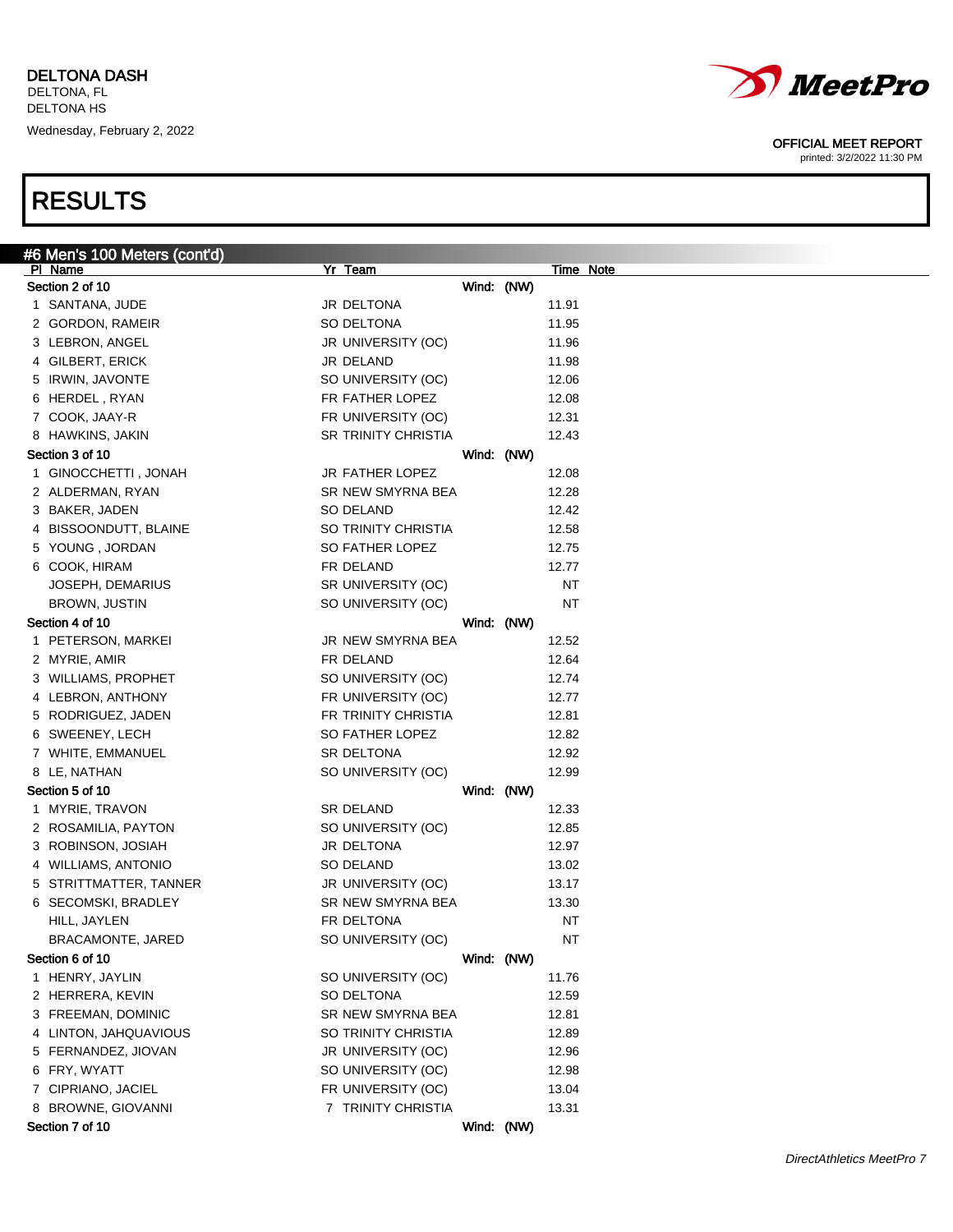DELTONA DASH
DELTONA, FL
DELTONA HS
Wednesday, February 2, 2022

OFFICIAL MEET REPORT
printed: 3/2/2022 11:30 PM

# RESULTS

## #6 Men's 100 Meters (cont'd)

| Pl | Name | Yr | Team | Time | Note |
|---|---|---|---|---|---|
| **Section 2 of 10** | | | **Wind: (NW)** | | |
| 1 | SANTANA, JUDE | JR | DELTONA | 11.91 | |
| 2 | GORDON, RAMEIR | SO | DELTONA | 11.95 | |
| 3 | LEBRON, ANGEL | JR | UNIVERSITY (OC) | 11.96 | |
| 4 | GILBERT, ERICK | JR | DELAND | 11.98 | |
| 5 | IRWIN, JAVONTE | SO | UNIVERSITY (OC) | 12.06 | |
| 6 | HERDEL , RYAN | FR | FATHER LOPEZ | 12.08 | |
| 7 | COOK, JAAY-R | FR | UNIVERSITY (OC) | 12.31 | |
| 8 | HAWKINS, JAKIN | SR | TRINITY CHRISTIA | 12.43 | |
| **Section 3 of 10** | | | **Wind: (NW)** | | |
| 1 | GINOCCHETTI , JONAH | JR | FATHER LOPEZ | 12.08 | |
| 2 | ALDERMAN, RYAN | SR | NEW SMYRNA BEA | 12.28 | |
| 3 | BAKER, JADEN | SO | DELAND | 12.42 | |
| 4 | BISSOONDUTT, BLAINE | SO | TRINITY CHRISTIA | 12.58 | |
| 5 | YOUNG , JORDAN | SO | FATHER LOPEZ | 12.75 | |
| 6 | COOK, HIRAM | FR | DELAND | 12.77 | |
| | JOSEPH, DEMARIUS | SR | UNIVERSITY (OC) | NT | |
| | BROWN, JUSTIN | SO | UNIVERSITY (OC) | NT | |
| **Section 4 of 10** | | | **Wind: (NW)** | | |
| 1 | PETERSON, MARKEI | JR | NEW SMYRNA BEA | 12.52 | |
| 2 | MYRIE, AMIR | FR | DELAND | 12.64 | |
| 3 | WILLIAMS, PROPHET | SO | UNIVERSITY (OC) | 12.74 | |
| 4 | LEBRON, ANTHONY | FR | UNIVERSITY (OC) | 12.77 | |
| 5 | RODRIGUEZ, JADEN | FR | TRINITY CHRISTIA | 12.81 | |
| 6 | SWEENEY, LECH | SO | FATHER LOPEZ | 12.82 | |
| 7 | WHITE, EMMANUEL | SR | DELTONA | 12.92 | |
| 8 | LE, NATHAN | SO | UNIVERSITY (OC) | 12.99 | |
| **Section 5 of 10** | | | **Wind: (NW)** | | |
| 1 | MYRIE, TRAVON | SR | DELAND | 12.33 | |
| 2 | ROSAMILIA, PAYTON | SO | UNIVERSITY (OC) | 12.85 | |
| 3 | ROBINSON, JOSIAH | JR | DELTONA | 12.97 | |
| 4 | WILLIAMS, ANTONIO | SO | DELAND | 13.02 | |
| 5 | STRITTMATTER, TANNER | JR | UNIVERSITY (OC) | 13.17 | |
| 6 | SECOMSKI, BRADLEY | SR | NEW SMYRNA BEA | 13.30 | |
| | HILL, JAYLEN | FR | DELTONA | NT | |
| | BRACAMONTE, JARED | SO | UNIVERSITY (OC) | NT | |
| **Section 6 of 10** | | | **Wind: (NW)** | | |
| 1 | HENRY, JAYLIN | SO | UNIVERSITY (OC) | 11.76 | |
| 2 | HERRERA, KEVIN | SO | DELTONA | 12.59 | |
| 3 | FREEMAN, DOMINIC | SR | NEW SMYRNA BEA | 12.81 | |
| 4 | LINTON, JAHQUAVIOUS | SO | TRINITY CHRISTIA | 12.89 | |
| 5 | FERNANDEZ, JIOVAN | JR | UNIVERSITY (OC) | 12.96 | |
| 6 | FRY, WYATT | SO | UNIVERSITY (OC) | 12.98 | |
| 7 | CIPRIANO, JACIEL | FR | UNIVERSITY (OC) | 13.04 | |
| 8 | BROWNE, GIOVANNI | 7 | TRINITY CHRISTIA | 13.31 | |
| **Section 7 of 10** | | | **Wind: (NW)** | | |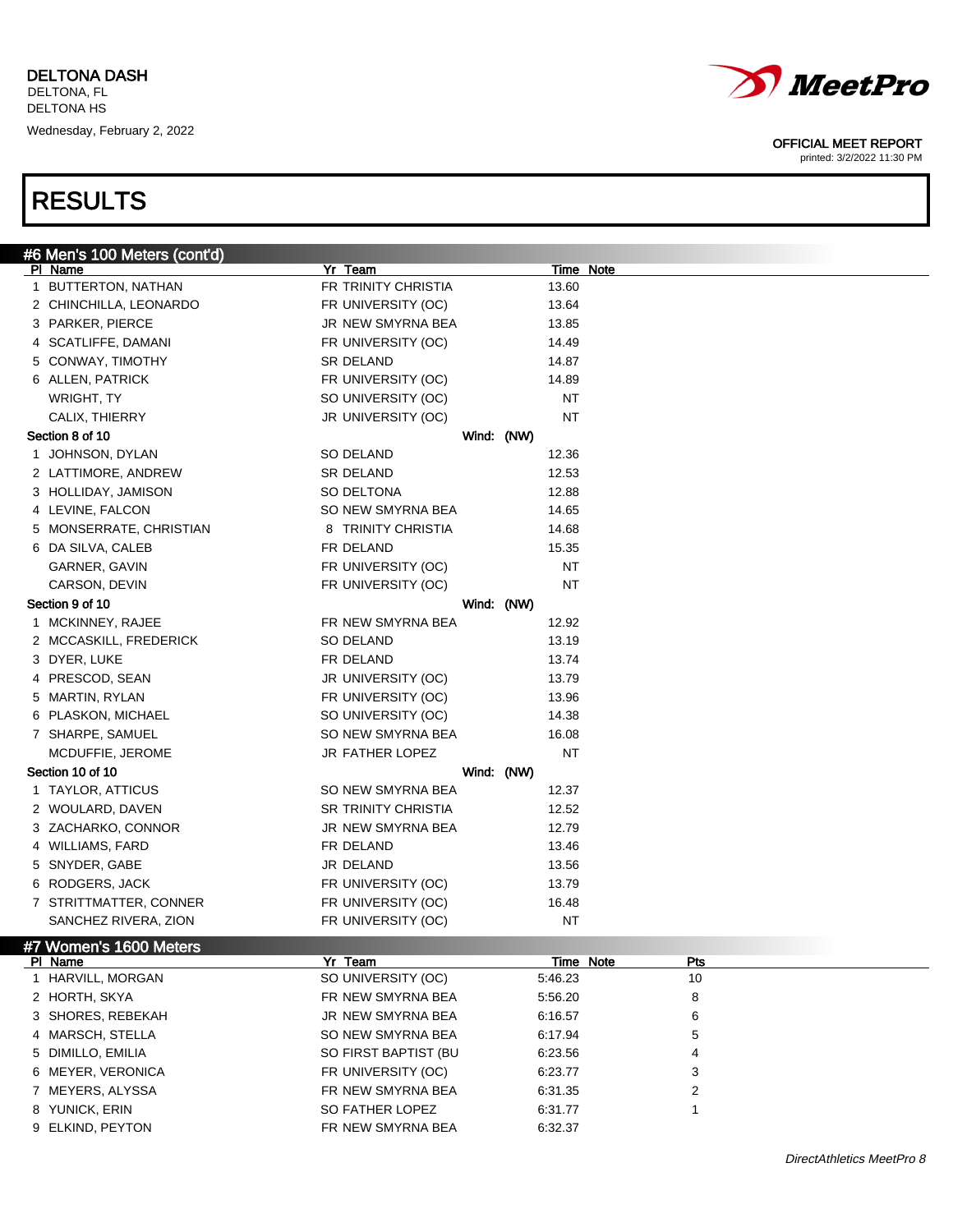## RESULTS

### #6 Men's 100 Meters (cont'd)

| Pl | Name | Yr | Team | Time | Note |
|---|---|---|---|---|---|
| 1 | BUTTERTON, NATHAN | FR | TRINITY CHRISTIA | 13.60 | |
| 2 | CHINCHILLA, LEONARDO | FR | UNIVERSITY (OC) | 13.64 | |
| 3 | PARKER, PIERCE | JR | NEW SMYRNA BEA | 13.85 | |
| 4 | SCATLIFFE, DAMANI | FR | UNIVERSITY (OC) | 14.49 | |
| 5 | CONWAY, TIMOTHY | SR | DELAND | 14.87 | |
| 6 | ALLEN, PATRICK | FR | UNIVERSITY (OC) | 14.89 | |
| | WRIGHT, TY | SO | UNIVERSITY (OC) | NT | |
| | CALIX, THIERRY | JR | UNIVERSITY (OC) | NT | |

**Section 8 of 10** — Wind: (NW)

| Pl | Name | Yr | Team | Time | Note |
|---|---|---|---|---|---|
| 1 | JOHNSON, DYLAN | SO | DELAND | 12.36 | |
| 2 | LATTIMORE, ANDREW | SR | DELAND | 12.53 | |
| 3 | HOLLIDAY, JAMISON | SO | DELTONA | 12.88 | |
| 4 | LEVINE, FALCON | SO | NEW SMYRNA BEA | 14.65 | |
| 5 | MONSERRATE, CHRISTIAN | 8 | TRINITY CHRISTIA | 14.68 | |
| 6 | DA SILVA, CALEB | FR | DELAND | 15.35 | |
| | GARNER, GAVIN | FR | UNIVERSITY (OC) | NT | |
| | CARSON, DEVIN | FR | UNIVERSITY (OC) | NT | |

**Section 9 of 10** — Wind: (NW)

| Pl | Name | Yr | Team | Time | Note |
|---|---|---|---|---|---|
| 1 | MCKINNEY, RAJEE | FR | NEW SMYRNA BEA | 12.92 | |
| 2 | MCCASKILL, FREDERICK | SO | DELAND | 13.19 | |
| 3 | DYER, LUKE | FR | DELAND | 13.74 | |
| 4 | PRESCOD, SEAN | JR | UNIVERSITY (OC) | 13.79 | |
| 5 | MARTIN, RYLAN | FR | UNIVERSITY (OC) | 13.96 | |
| 6 | PLASKON, MICHAEL | SO | UNIVERSITY (OC) | 14.38 | |
| 7 | SHARPE, SAMUEL | SO | NEW SMYRNA BEA | 16.08 | |
| | MCDUFFIE, JEROME | JR | FATHER LOPEZ | NT | |

**Section 10 of 10** — Wind: (NW)

| Pl | Name | Yr | Team | Time | Note |
|---|---|---|---|---|---|
| 1 | TAYLOR, ATTICUS | SO | NEW SMYRNA BEA | 12.37 | |
| 2 | WOULARD, DAVEN | SR | TRINITY CHRISTIA | 12.52 | |
| 3 | ZACHARKO, CONNOR | JR | NEW SMYRNA BEA | 12.79 | |
| 4 | WILLIAMS, FARD | FR | DELAND | 13.46 | |
| 5 | SNYDER, GABE | JR | DELAND | 13.56 | |
| 6 | RODGERS, JACK | FR | UNIVERSITY (OC) | 13.79 | |
| 7 | STRITTMATTER, CONNER | FR | UNIVERSITY (OC) | 16.48 | |
| | SANCHEZ RIVERA, ZION | FR | UNIVERSITY (OC) | NT | |

### #7 Women's 1600 Meters

| Pl | Name | Yr | Team | Time | Note | Pts |
|---|---|---|---|---|---|---|
| 1 | HARVILL, MORGAN | SO | UNIVERSITY (OC) | 5:46.23 | | 10 |
| 2 | HORTH, SKYA | FR | NEW SMYRNA BEA | 5:56.20 | | 8 |
| 3 | SHORES, REBEKAH | JR | NEW SMYRNA BEA | 6:16.57 | | 6 |
| 4 | MARSCH, STELLA | SO | NEW SMYRNA BEA | 6:17.94 | | 5 |
| 5 | DIMILLO, EMILIA | SO | FIRST BAPTIST (BU | 6:23.56 | | 4 |
| 6 | MEYER, VERONICA | FR | UNIVERSITY (OC) | 6:23.77 | | 3 |
| 7 | MEYERS, ALYSSA | FR | NEW SMYRNA BEA | 6:31.35 | | 2 |
| 8 | YUNICK, ERIN | SO | FATHER LOPEZ | 6:31.77 | | 1 |
| 9 | ELKIND, PEYTON | FR | NEW SMYRNA BEA | 6:32.37 | | |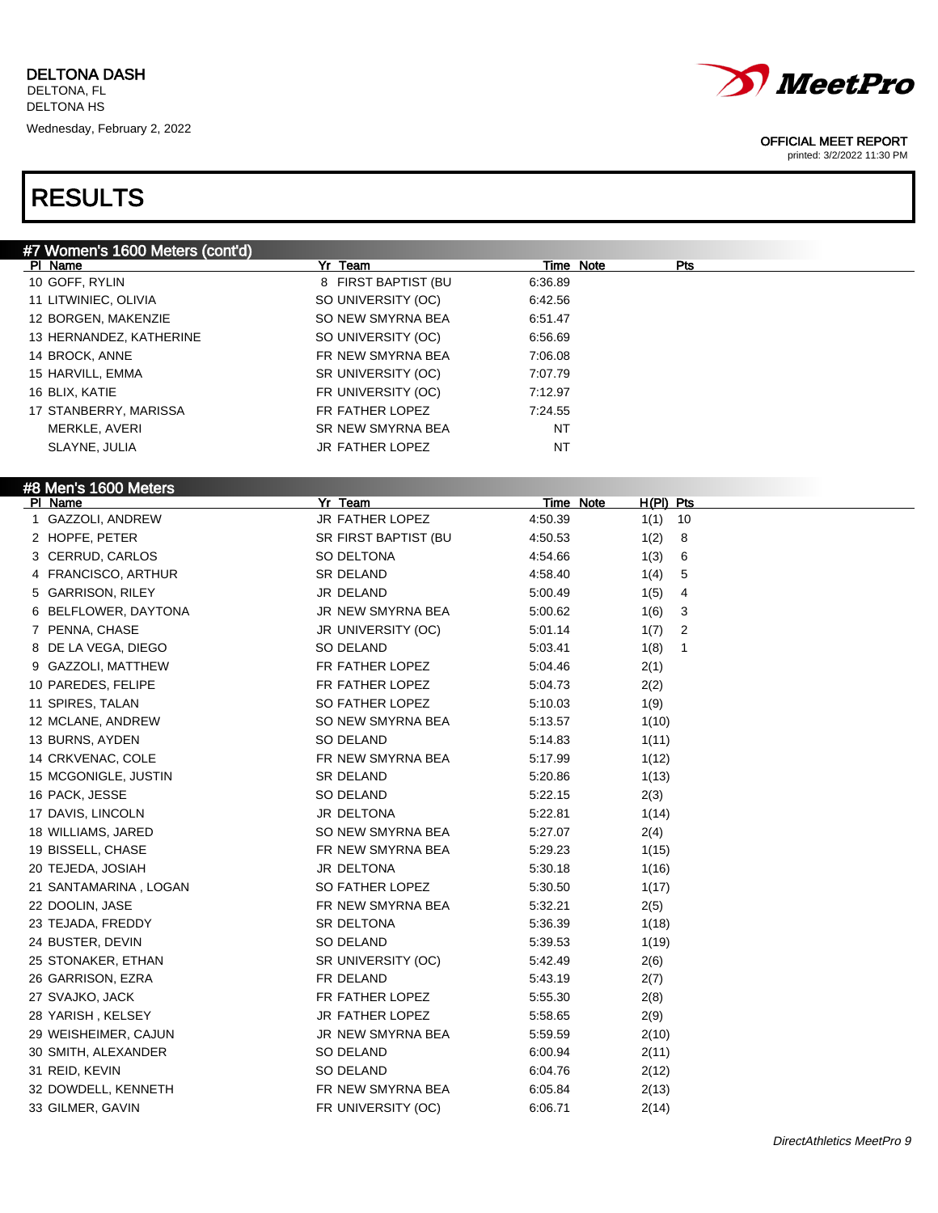DELTONA DASH
DELTONA, FL
DELTONA HS
Wednesday, February 2, 2022

OFFICIAL MEET REPORT
printed: 3/2/2022 11:30 PM

# RESULTS

## #7 Women's 1600 Meters (cont'd)

| Pl | Name | Yr | Team | Time | Note | Pts |
|---|---|---|---|---|---|---|
| 10 | GOFF, RYLIN | 8 | FIRST BAPTIST (BU | 6:36.89 | | |
| 11 | LITWINIEC, OLIVIA | SO | UNIVERSITY (OC) | 6:42.56 | | |
| 12 | BORGEN, MAKENZIE | SO | NEW SMYRNA BEA | 6:51.47 | | |
| 13 | HERNANDEZ, KATHERINE | SO | UNIVERSITY (OC) | 6:56.69 | | |
| 14 | BROCK, ANNE | FR | NEW SMYRNA BEA | 7:06.08 | | |
| 15 | HARVILL, EMMA | SR | UNIVERSITY (OC) | 7:07.79 | | |
| 16 | BLIX, KATIE | FR | UNIVERSITY (OC) | 7:12.97 | | |
| 17 | STANBERRY, MARISSA | FR | FATHER LOPEZ | 7:24.55 | | |
| | MERKLE, AVERI | SR | NEW SMYRNA BEA | NT | | |
| | SLAYNE, JULIA | JR | FATHER LOPEZ | NT | | |

## #8 Men's 1600 Meters

| Pl | Name | Yr | Team | Time | Note | H(Pl) | Pts |
|---|---|---|---|---|---|---|---|
| 1 | GAZZOLI, ANDREW | JR | FATHER LOPEZ | 4:50.39 | | 1(1) | 10 |
| 2 | HOPFE, PETER | SR | FIRST BAPTIST (BU | 4:50.53 | | 1(2) | 8 |
| 3 | CERRUD, CARLOS | SO | DELTONA | 4:54.66 | | 1(3) | 6 |
| 4 | FRANCISCO, ARTHUR | SR | DELAND | 4:58.40 | | 1(4) | 5 |
| 5 | GARRISON, RILEY | JR | DELAND | 5:00.49 | | 1(5) | 4 |
| 6 | BELFLOWER, DAYTONA | JR | NEW SMYRNA BEA | 5:00.62 | | 1(6) | 3 |
| 7 | PENNA, CHASE | JR | UNIVERSITY (OC) | 5:01.14 | | 1(7) | 2 |
| 8 | DE LA VEGA, DIEGO | SO | DELAND | 5:03.41 | | 1(8) | 1 |
| 9 | GAZZOLI, MATTHEW | FR | FATHER LOPEZ | 5:04.46 | | 2(1) | |
| 10 | PAREDES, FELIPE | FR | FATHER LOPEZ | 5:04.73 | | 2(2) | |
| 11 | SPIRES, TALAN | SO | FATHER LOPEZ | 5:10.03 | | 1(9) | |
| 12 | MCLANE, ANDREW | SO | NEW SMYRNA BEA | 5:13.57 | | 1(10) | |
| 13 | BURNS, AYDEN | SO | DELAND | 5:14.83 | | 1(11) | |
| 14 | CRKVENAC, COLE | FR | NEW SMYRNA BEA | 5:17.99 | | 1(12) | |
| 15 | MCGONIGLE, JUSTIN | SR | DELAND | 5:20.86 | | 1(13) | |
| 16 | PACK, JESSE | SO | DELAND | 5:22.15 | | 2(3) | |
| 17 | DAVIS, LINCOLN | JR | DELTONA | 5:22.81 | | 1(14) | |
| 18 | WILLIAMS, JARED | SO | NEW SMYRNA BEA | 5:27.07 | | 2(4) | |
| 19 | BISSELL, CHASE | FR | NEW SMYRNA BEA | 5:29.23 | | 1(15) | |
| 20 | TEJEDA, JOSIAH | JR | DELTONA | 5:30.18 | | 1(16) | |
| 21 | SANTAMARINA , LOGAN | SO | FATHER LOPEZ | 5:30.50 | | 1(17) | |
| 22 | DOOLIN, JASE | FR | NEW SMYRNA BEA | 5:32.21 | | 2(5) | |
| 23 | TEJADA, FREDDY | SR | DELTONA | 5:36.39 | | 1(18) | |
| 24 | BUSTER, DEVIN | SO | DELAND | 5:39.53 | | 1(19) | |
| 25 | STONAKER, ETHAN | SR | UNIVERSITY (OC) | 5:42.49 | | 2(6) | |
| 26 | GARRISON, EZRA | FR | DELAND | 5:43.19 | | 2(7) | |
| 27 | SVAJKO, JACK | FR | FATHER LOPEZ | 5:55.30 | | 2(8) | |
| 28 | YARISH , KELSEY | JR | FATHER LOPEZ | 5:58.65 | | 2(9) | |
| 29 | WEISHEIMER, CAJUN | JR | NEW SMYRNA BEA | 5:59.59 | | 2(10) | |
| 30 | SMITH, ALEXANDER | SO | DELAND | 6:00.94 | | 2(11) | |
| 31 | REID, KEVIN | SO | DELAND | 6:04.76 | | 2(12) | |
| 32 | DOWDELL, KENNETH | FR | NEW SMYRNA BEA | 6:05.84 | | 2(13) | |
| 33 | GILMER, GAVIN | FR | UNIVERSITY (OC) | 6:06.71 | | 2(14) | |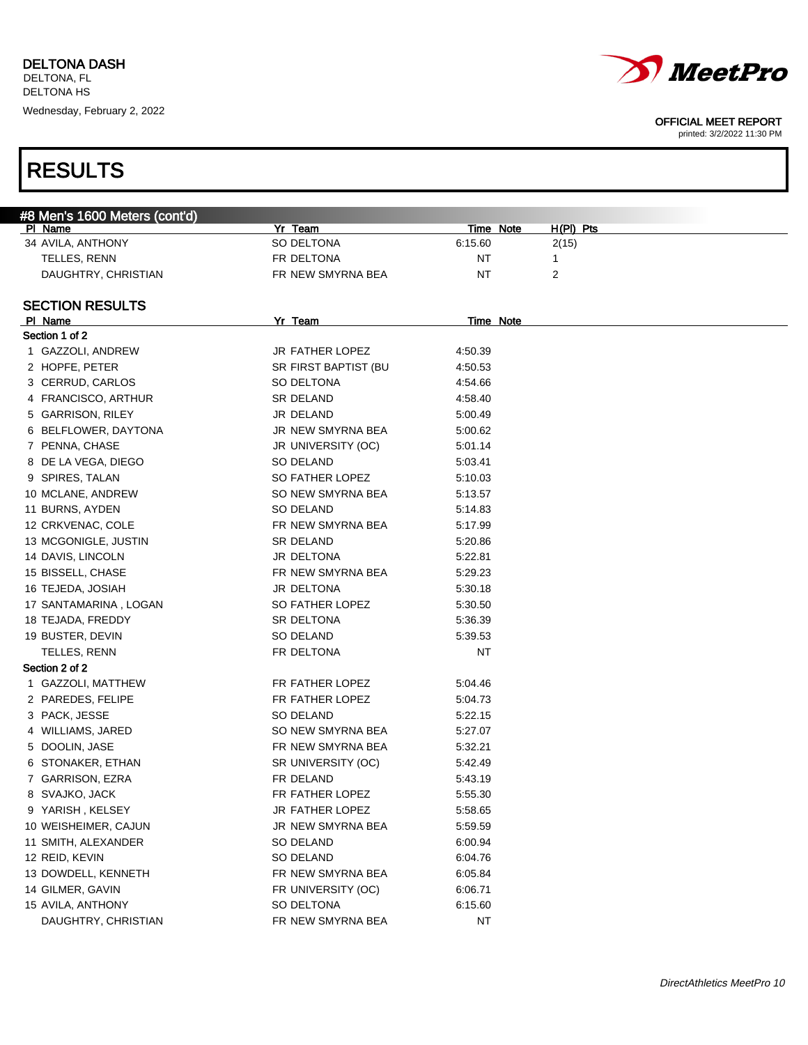# RESULTS

## #8 Men's 1600 Meters (cont'd)

| Pl | Name | Yr | Team | Time | Note | H(Pl) | Pts |
|---|---|---|---|---|---|---|---|
| 34 | AVILA, ANTHONY | SO | DELTONA | 6:15.60 | | 2(15) | |
| | TELLES, RENN | FR | DELTONA | NT | | 1 | |
| | DAUGHTRY, CHRISTIAN | FR | NEW SMYRNA BEA | NT | | 2 | |

### SECTION RESULTS

| Pl | Name | Yr | Team | Time | Note |
|---|---|---|---|---|---|
| **Section 1 of 2** | | | | | |
| 1 | GAZZOLI, ANDREW | JR | FATHER LOPEZ | 4:50.39 | |
| 2 | HOPFE, PETER | SR | FIRST BAPTIST (BU | 4:50.53 | |
| 3 | CERRUD, CARLOS | SO | DELTONA | 4:54.66 | |
| 4 | FRANCISCO, ARTHUR | SR | DELAND | 4:58.40 | |
| 5 | GARRISON, RILEY | JR | DELAND | 5:00.49 | |
| 6 | BELFLOWER, DAYTONA | JR | NEW SMYRNA BEA | 5:00.62 | |
| 7 | PENNA, CHASE | JR | UNIVERSITY (OC) | 5:01.14 | |
| 8 | DE LA VEGA, DIEGO | SO | DELAND | 5:03.41 | |
| 9 | SPIRES, TALAN | SO | FATHER LOPEZ | 5:10.03 | |
| 10 | MCLANE, ANDREW | SO | NEW SMYRNA BEA | 5:13.57 | |
| 11 | BURNS, AYDEN | SO | DELAND | 5:14.83 | |
| 12 | CRKVENAC, COLE | FR | NEW SMYRNA BEA | 5:17.99 | |
| 13 | MCGONIGLE, JUSTIN | SR | DELAND | 5:20.86 | |
| 14 | DAVIS, LINCOLN | JR | DELTONA | 5:22.81 | |
| 15 | BISSELL, CHASE | FR | NEW SMYRNA BEA | 5:29.23 | |
| 16 | TEJEDA, JOSIAH | JR | DELTONA | 5:30.18 | |
| 17 | SANTAMARINA , LOGAN | SO | FATHER LOPEZ | 5:30.50 | |
| 18 | TEJADA, FREDDY | SR | DELTONA | 5:36.39 | |
| 19 | BUSTER, DEVIN | SO | DELAND | 5:39.53 | |
| | TELLES, RENN | FR | DELTONA | NT | |
| **Section 2 of 2** | | | | | |
| 1 | GAZZOLI, MATTHEW | FR | FATHER LOPEZ | 5:04.46 | |
| 2 | PAREDES, FELIPE | FR | FATHER LOPEZ | 5:04.73 | |
| 3 | PACK, JESSE | SO | DELAND | 5:22.15 | |
| 4 | WILLIAMS, JARED | SO | NEW SMYRNA BEA | 5:27.07 | |
| 5 | DOOLIN, JASE | FR | NEW SMYRNA BEA | 5:32.21 | |
| 6 | STONAKER, ETHAN | SR | UNIVERSITY (OC) | 5:42.49 | |
| 7 | GARRISON, EZRA | FR | DELAND | 5:43.19 | |
| 8 | SVAJKO, JACK | FR | FATHER LOPEZ | 5:55.30 | |
| 9 | YARISH , KELSEY | JR | FATHER LOPEZ | 5:58.65 | |
| 10 | WEISHEIMER, CAJUN | JR | NEW SMYRNA BEA | 5:59.59 | |
| 11 | SMITH, ALEXANDER | SO | DELAND | 6:00.94 | |
| 12 | REID, KEVIN | SO | DELAND | 6:04.76 | |
| 13 | DOWDELL, KENNETH | FR | NEW SMYRNA BEA | 6:05.84 | |
| 14 | GILMER, GAVIN | FR | UNIVERSITY (OC) | 6:06.71 | |
| 15 | AVILA, ANTHONY | SO | DELTONA | 6:15.60 | |
| | DAUGHTRY, CHRISTIAN | FR | NEW SMYRNA BEA | NT | |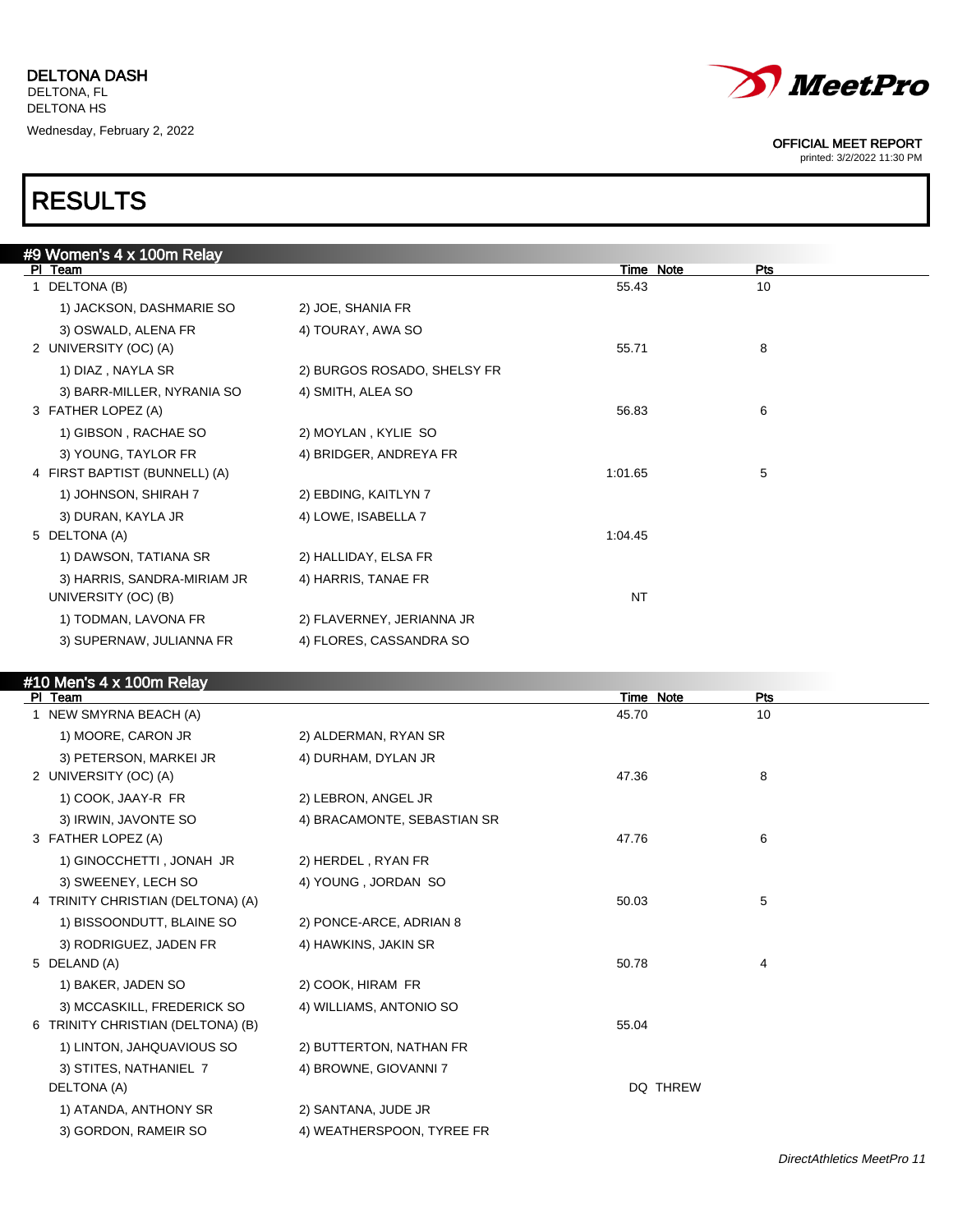DELTONA DASH
DELTONA, FL
DELTONA HS
Wednesday, February 2, 2022

OFFICIAL MEET REPORT
printed: 3/2/2022 11:30 PM

# RESULTS

## #9 Women's 4 x 100m Relay

| Pl | Team | | Time | Note | Pts |
|---|---|---|---|---|---|
| 1 | DELTONA (B) | | 55.43 | | 10 |
| | 1) JACKSON, DASHMARIE SO | 2) JOE, SHANIA FR | | | |
| | 3) OSWALD, ALENA FR | 4) TOURAY, AWA SO | | | |
| 2 | UNIVERSITY (OC) (A) | | 55.71 | | 8 |
| | 1) DIAZ , NAYLA SR | 2) BURGOS ROSADO, SHELSY FR | | | |
| | 3) BARR-MILLER, NYRANIA SO | 4) SMITH, ALEA SO | | | |
| 3 | FATHER LOPEZ (A) | | 56.83 | | 6 |
| | 1) GIBSON , RACHAE SO | 2) MOYLAN , KYLIE SO | | | |
| | 3) YOUNG, TAYLOR FR | 4) BRIDGER, ANDREYA FR | | | |
| 4 | FIRST BAPTIST (BUNNELL) (A) | | 1:01.65 | | 5 |
| | 1) JOHNSON, SHIRAH 7 | 2) EBDING, KAITLYN 7 | | | |
| | 3) DURAN, KAYLA JR | 4) LOWE, ISABELLA 7 | | | |
| 5 | DELTONA (A) | | 1:04.45 | | |
| | 1) DAWSON, TATIANA SR | 2) HALLIDAY, ELSA FR | | | |
| | 3) HARRIS, SANDRA-MIRIAM JR | 4) HARRIS, TANAE FR | | | |
| | UNIVERSITY (OC) (B) | | NT | | |
| | 1) TODMAN, LAVONA FR | 2) FLAVERNEY, JERIANNA JR | | | |
| | 3) SUPERNAW, JULIANNA FR | 4) FLORES, CASSANDRA SO | | | |

## #10 Men's 4 x 100m Relay

| Pl | Team | | Time | Note | Pts |
|---|---|---|---|---|---|
| 1 | NEW SMYRNA BEACH (A) | | 45.70 | | 10 |
| | 1) MOORE, CARON JR | 2) ALDERMAN, RYAN SR | | | |
| | 3) PETERSON, MARKEI JR | 4) DURHAM, DYLAN JR | | | |
| 2 | UNIVERSITY (OC) (A) | | 47.36 | | 8 |
| | 1) COOK, JAAY-R FR | 2) LEBRON, ANGEL JR | | | |
| | 3) IRWIN, JAVONTE SO | 4) BRACAMONTE, SEBASTIAN SR | | | |
| 3 | FATHER LOPEZ (A) | | 47.76 | | 6 |
| | 1) GINOCCHETTI , JONAH JR | 2) HERDEL , RYAN FR | | | |
| | 3) SWEENEY, LECH SO | 4) YOUNG , JORDAN SO | | | |
| 4 | TRINITY CHRISTIAN (DELTONA) (A) | | 50.03 | | 5 |
| | 1) BISSOONDUTT, BLAINE SO | 2) PONCE-ARCE, ADRIAN 8 | | | |
| | 3) RODRIGUEZ, JADEN FR | 4) HAWKINS, JAKIN SR | | | |
| 5 | DELAND (A) | | 50.78 | | 4 |
| | 1) BAKER, JADEN SO | 2) COOK, HIRAM FR | | | |
| | 3) MCCASKILL, FREDERICK SO | 4) WILLIAMS, ANTONIO SO | | | |
| 6 | TRINITY CHRISTIAN (DELTONA) (B) | | 55.04 | | |
| | 1) LINTON, JAHQUAVIOUS SO | 2) BUTTERTON, NATHAN FR | | | |
| | 3) STITES, NATHANIEL 7 | 4) BROWNE, GIOVANNI 7 | | | |
| | DELTONA (A) | | DQ | THREW | |
| | 1) ATANDA, ANTHONY SR | 2) SANTANA, JUDE JR | | | |
| | 3) GORDON, RAMEIR SO | 4) WEATHERSPOON, TYREE FR | | | |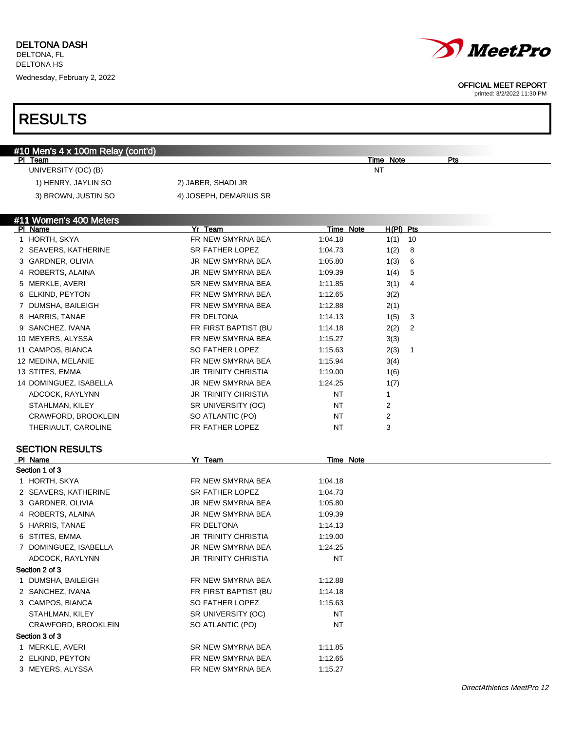## RESULTS

### #10 Men's 4 x 100m Relay (cont'd)

| Pl | Team | Time | Note | Pts |
|---|---|---|---|---|
| | UNIVERSITY (OC) (B) | NT | | |

1) HENRY, JAYLIN SO  2) JABER, SHADI JR
3) BROWN, JUSTIN SO  4) JOSEPH, DEMARIUS SR

### #11 Women's 400 Meters

| Pl | Name | Yr | Team | Time | Note | H(Pl) | Pts |
|---|---|---|---|---|---|---|---|
| 1 | HORTH, SKYA | FR | NEW SMYRNA BEA | 1:04.18 | | 1(1) | 10 |
| 2 | SEAVERS, KATHERINE | SR | FATHER LOPEZ | 1:04.73 | | 1(2) | 8 |
| 3 | GARDNER, OLIVIA | JR | NEW SMYRNA BEA | 1:05.80 | | 1(3) | 6 |
| 4 | ROBERTS, ALAINA | JR | NEW SMYRNA BEA | 1:09.39 | | 1(4) | 5 |
| 5 | MERKLE, AVERI | SR | NEW SMYRNA BEA | 1:11.85 | | 3(1) | 4 |
| 6 | ELKIND, PEYTON | FR | NEW SMYRNA BEA | 1:12.65 | | 3(2) | |
| 7 | DUMSHA, BAILEIGH | FR | NEW SMYRNA BEA | 1:12.88 | | 2(1) | |
| 8 | HARRIS, TANAE | FR | DELTONA | 1:14.13 | | 1(5) | 3 |
| 9 | SANCHEZ, IVANA | FR | FIRST BAPTIST (BU | 1:14.18 | | 2(2) | 2 |
| 10 | MEYERS, ALYSSA | FR | NEW SMYRNA BEA | 1:15.27 | | 3(3) | |
| 11 | CAMPOS, BIANCA | SO | FATHER LOPEZ | 1:15.63 | | 2(3) | 1 |
| 12 | MEDINA, MELANIE | FR | NEW SMYRNA BEA | 1:15.94 | | 3(4) | |
| 13 | STITES, EMMA | JR | TRINITY CHRISTIA | 1:19.00 | | 1(6) | |
| 14 | DOMINGUEZ, ISABELLA | JR | NEW SMYRNA BEA | 1:24.25 | | 1(7) | |
| | ADCOCK, RAYLYNN | JR | TRINITY CHRISTIA | NT | | 1 | |
| | STAHLMAN, KILEY | SR | UNIVERSITY (OC) | NT | | 2 | |
| | CRAWFORD, BROOKLEIN | SO | ATLANTIC (PO) | NT | | 2 | |
| | THERIAULT, CAROLINE | FR | FATHER LOPEZ | NT | | 3 | |

### SECTION RESULTS

| Pl | Name | Yr | Team | Time | Note |
|---|---|---|---|---|---|
| **Section 1 of 3** | | | | | |
| 1 | HORTH, SKYA | FR | NEW SMYRNA BEA | 1:04.18 | |
| 2 | SEAVERS, KATHERINE | SR | FATHER LOPEZ | 1:04.73 | |
| 3 | GARDNER, OLIVIA | JR | NEW SMYRNA BEA | 1:05.80 | |
| 4 | ROBERTS, ALAINA | JR | NEW SMYRNA BEA | 1:09.39 | |
| 5 | HARRIS, TANAE | FR | DELTONA | 1:14.13 | |
| 6 | STITES, EMMA | JR | TRINITY CHRISTIA | 1:19.00 | |
| 7 | DOMINGUEZ, ISABELLA | JR | NEW SMYRNA BEA | 1:24.25 | |
| | ADCOCK, RAYLYNN | JR | TRINITY CHRISTIA | NT | |
| **Section 2 of 3** | | | | | |
| 1 | DUMSHA, BAILEIGH | FR | NEW SMYRNA BEA | 1:12.88 | |
| 2 | SANCHEZ, IVANA | FR | FIRST BAPTIST (BU | 1:14.18 | |
| 3 | CAMPOS, BIANCA | SO | FATHER LOPEZ | 1:15.63 | |
| | STAHLMAN, KILEY | SR | UNIVERSITY (OC) | NT | |
| | CRAWFORD, BROOKLEIN | SO | ATLANTIC (PO) | NT | |
| **Section 3 of 3** | | | | | |
| 1 | MERKLE, AVERI | SR | NEW SMYRNA BEA | 1:11.85 | |
| 2 | ELKIND, PEYTON | FR | NEW SMYRNA BEA | 1:12.65 | |
| 3 | MEYERS, ALYSSA | FR | NEW SMYRNA BEA | 1:15.27 | |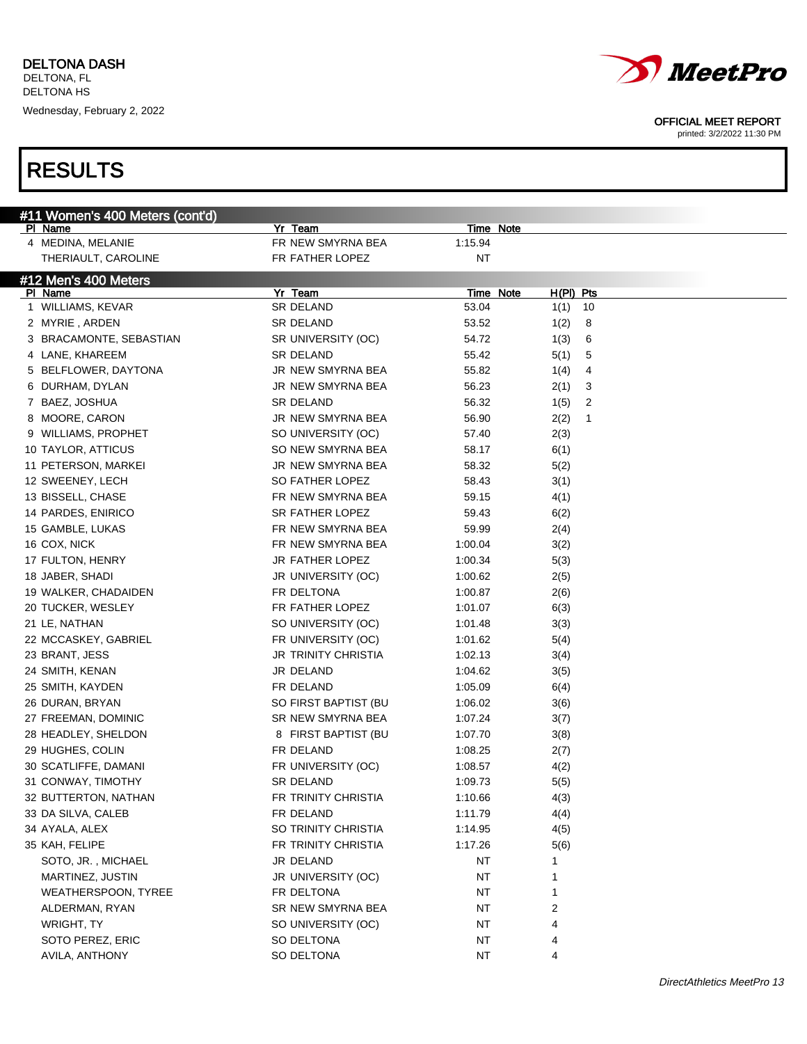DELTONA DASH
DELTONA, FL
DELTONA HS
Wednesday, February 2, 2022

OFFICIAL MEET REPORT
printed: 3/2/2022 11:30 PM

# RESULTS

## #11 Women's 400 Meters (cont'd)

| Pl | Name | Yr | Team | Time | Note |
|---|---|---|---|---|---|
| 4 | MEDINA, MELANIE | FR | NEW SMYRNA BEA | 1:15.94 | |
| | THERIAULT, CAROLINE | FR | FATHER LOPEZ | NT | |

## #12 Men's 400 Meters

| Pl | Name | Yr | Team | Time | Note | H(Pl) | Pts |
|---|---|---|---|---|---|---|---|
| 1 | WILLIAMS, KEVAR | SR | DELAND | 53.04 | | 1(1) | 10 |
| 2 | MYRIE , ARDEN | SR | DELAND | 53.52 | | 1(2) | 8 |
| 3 | BRACAMONTE, SEBASTIAN | SR | UNIVERSITY (OC) | 54.72 | | 1(3) | 6 |
| 4 | LANE, KHAREEM | SR | DELAND | 55.42 | | 5(1) | 5 |
| 5 | BELFLOWER, DAYTONA | JR | NEW SMYRNA BEA | 55.82 | | 1(4) | 4 |
| 6 | DURHAM, DYLAN | JR | NEW SMYRNA BEA | 56.23 | | 2(1) | 3 |
| 7 | BAEZ, JOSHUA | SR | DELAND | 56.32 | | 1(5) | 2 |
| 8 | MOORE, CARON | JR | NEW SMYRNA BEA | 56.90 | | 2(2) | 1 |
| 9 | WILLIAMS, PROPHET | SO | UNIVERSITY (OC) | 57.40 | | 2(3) | |
| 10 | TAYLOR, ATTICUS | SO | NEW SMYRNA BEA | 58.17 | | 6(1) | |
| 11 | PETERSON, MARKEI | JR | NEW SMYRNA BEA | 58.32 | | 5(2) | |
| 12 | SWEENEY, LECH | SO | FATHER LOPEZ | 58.43 | | 3(1) | |
| 13 | BISSELL, CHASE | FR | NEW SMYRNA BEA | 59.15 | | 4(1) | |
| 14 | PARDES, ENIRICO | SR | FATHER LOPEZ | 59.43 | | 6(2) | |
| 15 | GAMBLE, LUKAS | FR | NEW SMYRNA BEA | 59.99 | | 2(4) | |
| 16 | COX, NICK | FR | NEW SMYRNA BEA | 1:00.04 | | 3(2) | |
| 17 | FULTON, HENRY | JR | FATHER LOPEZ | 1:00.34 | | 5(3) | |
| 18 | JABER, SHADI | JR | UNIVERSITY (OC) | 1:00.62 | | 2(5) | |
| 19 | WALKER, CHADAIDEN | FR | DELTONA | 1:00.87 | | 2(6) | |
| 20 | TUCKER, WESLEY | FR | FATHER LOPEZ | 1:01.07 | | 6(3) | |
| 21 | LE, NATHAN | SO | UNIVERSITY (OC) | 1:01.48 | | 3(3) | |
| 22 | MCCASKEY, GABRIEL | FR | UNIVERSITY (OC) | 1:01.62 | | 5(4) | |
| 23 | BRANT, JESS | JR | TRINITY CHRISTIA | 1:02.13 | | 3(4) | |
| 24 | SMITH, KENAN | JR | DELAND | 1:04.62 | | 3(5) | |
| 25 | SMITH, KAYDEN | FR | DELAND | 1:05.09 | | 6(4) | |
| 26 | DURAN, BRYAN | SO | FIRST BAPTIST (BU | 1:06.02 | | 3(6) | |
| 27 | FREEMAN, DOMINIC | SR | NEW SMYRNA BEA | 1:07.24 | | 3(7) | |
| 28 | HEADLEY, SHELDON | 8 | FIRST BAPTIST (BU | 1:07.70 | | 3(8) | |
| 29 | HUGHES, COLIN | FR | DELAND | 1:08.25 | | 2(7) | |
| 30 | SCATLIFFE, DAMANI | FR | UNIVERSITY (OC) | 1:08.57 | | 4(2) | |
| 31 | CONWAY, TIMOTHY | SR | DELAND | 1:09.73 | | 5(5) | |
| 32 | BUTTERTON, NATHAN | FR | TRINITY CHRISTIA | 1:10.66 | | 4(3) | |
| 33 | DA SILVA, CALEB | FR | DELAND | 1:11.79 | | 4(4) | |
| 34 | AYALA, ALEX | SO | TRINITY CHRISTIA | 1:14.95 | | 4(5) | |
| 35 | KAH, FELIPE | FR | TRINITY CHRISTIA | 1:17.26 | | 5(6) | |
| | SOTO, JR. , MICHAEL | JR | DELAND | NT | | 1 | |
| | MARTINEZ, JUSTIN | JR | UNIVERSITY (OC) | NT | | 1 | |
| | WEATHERSPOON, TYREE | FR | DELTONA | NT | | 1 | |
| | ALDERMAN, RYAN | SR | NEW SMYRNA BEA | NT | | 2 | |
| | WRIGHT, TY | SO | UNIVERSITY (OC) | NT | | 4 | |
| | SOTO PEREZ, ERIC | SO | DELTONA | NT | | 4 | |
| | AVILA, ANTHONY | SO | DELTONA | NT | | 4 | |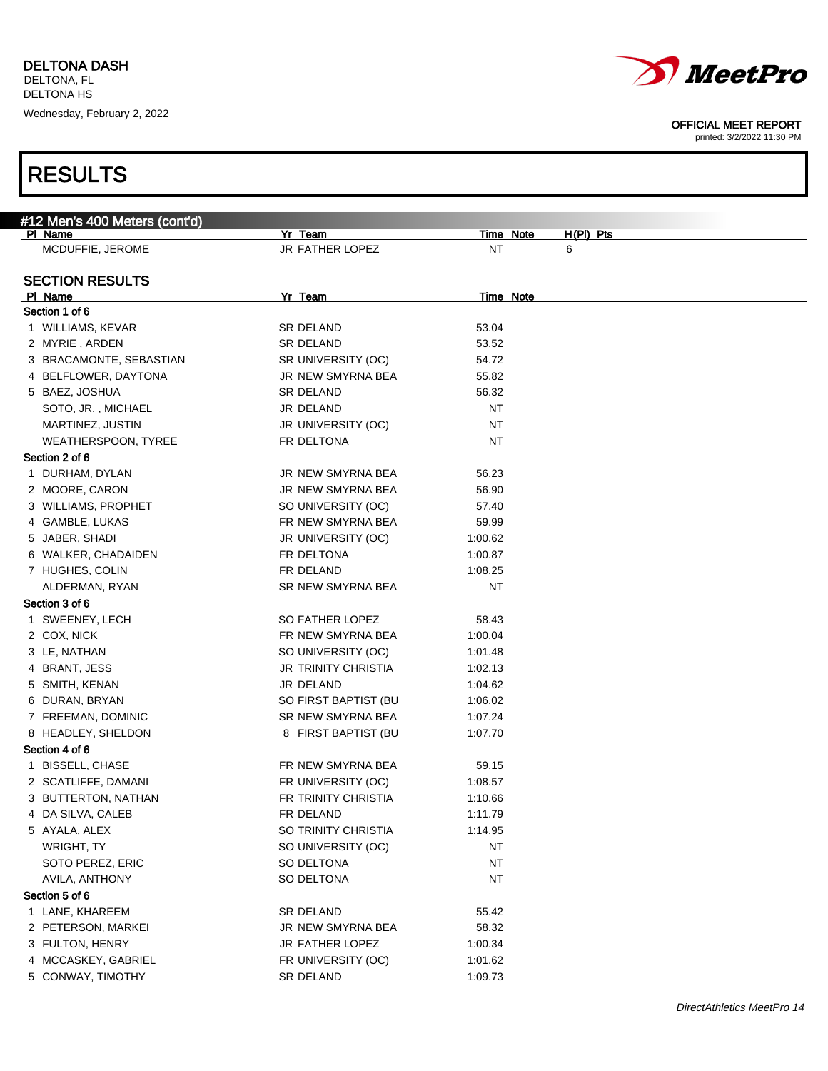DELTONA DASH
DELTONA, FL
DELTONA HS
Wednesday, February 2, 2022

OFFICIAL MEET REPORT
printed: 3/2/2022 11:30 PM

# RESULTS

## #12 Men's 400 Meters (cont'd)

| Pl | Name | Yr | Team | Time | Note | H(Pl) | Pts |
|---|---|---|---|---|---|---|---|
| | MCDUFFIE, JEROME | JR | FATHER LOPEZ | NT | | 6 | |

## SECTION RESULTS

| Pl | Name | Yr | Team | Time | Note |
|---|---|---|---|---|---|
| **Section 1 of 6** | | | | | |
| 1 | WILLIAMS, KEVAR | SR | DELAND | 53.04 | |
| 2 | MYRIE , ARDEN | SR | DELAND | 53.52 | |
| 3 | BRACAMONTE, SEBASTIAN | SR | UNIVERSITY (OC) | 54.72 | |
| 4 | BELFLOWER, DAYTONA | JR | NEW SMYRNA BEA | 55.82 | |
| 5 | BAEZ, JOSHUA | SR | DELAND | 56.32 | |
| | SOTO, JR. , MICHAEL | JR | DELAND | NT | |
| | MARTINEZ, JUSTIN | JR | UNIVERSITY (OC) | NT | |
| | WEATHERSPOON, TYREE | FR | DELTONA | NT | |
| **Section 2 of 6** | | | | | |
| 1 | DURHAM, DYLAN | JR | NEW SMYRNA BEA | 56.23 | |
| 2 | MOORE, CARON | JR | NEW SMYRNA BEA | 56.90 | |
| 3 | WILLIAMS, PROPHET | SO | UNIVERSITY (OC) | 57.40 | |
| 4 | GAMBLE, LUKAS | FR | NEW SMYRNA BEA | 59.99 | |
| 5 | JABER, SHADI | JR | UNIVERSITY (OC) | 1:00.62 | |
| 6 | WALKER, CHADAIDEN | FR | DELTONA | 1:00.87 | |
| 7 | HUGHES, COLIN | FR | DELAND | 1:08.25 | |
| | ALDERMAN, RYAN | SR | NEW SMYRNA BEA | NT | |
| **Section 3 of 6** | | | | | |
| 1 | SWEENEY, LECH | SO | FATHER LOPEZ | 58.43 | |
| 2 | COX, NICK | FR | NEW SMYRNA BEA | 1:00.04 | |
| 3 | LE, NATHAN | SO | UNIVERSITY (OC) | 1:01.48 | |
| 4 | BRANT, JESS | JR | TRINITY CHRISTIA | 1:02.13 | |
| 5 | SMITH, KENAN | JR | DELAND | 1:04.62 | |
| 6 | DURAN, BRYAN | SO | FIRST BAPTIST (BU | 1:06.02 | |
| 7 | FREEMAN, DOMINIC | SR | NEW SMYRNA BEA | 1:07.24 | |
| 8 | HEADLEY, SHELDON | 8 | FIRST BAPTIST (BU | 1:07.70 | |
| **Section 4 of 6** | | | | | |
| 1 | BISSELL, CHASE | FR | NEW SMYRNA BEA | 59.15 | |
| 2 | SCATLIFFE, DAMANI | FR | UNIVERSITY (OC) | 1:08.57 | |
| 3 | BUTTERTON, NATHAN | FR | TRINITY CHRISTIA | 1:10.66 | |
| 4 | DA SILVA, CALEB | FR | DELAND | 1:11.79 | |
| 5 | AYALA, ALEX | SO | TRINITY CHRISTIA | 1:14.95 | |
| | WRIGHT, TY | SO | UNIVERSITY (OC) | NT | |
| | SOTO PEREZ, ERIC | SO | DELTONA | NT | |
| | AVILA, ANTHONY | SO | DELTONA | NT | |
| **Section 5 of 6** | | | | | |
| 1 | LANE, KHAREEM | SR | DELAND | 55.42 | |
| 2 | PETERSON, MARKEI | JR | NEW SMYRNA BEA | 58.32 | |
| 3 | FULTON, HENRY | JR | FATHER LOPEZ | 1:00.34 | |
| 4 | MCCASKEY, GABRIEL | FR | UNIVERSITY (OC) | 1:01.62 | |
| 5 | CONWAY, TIMOTHY | SR | DELAND | 1:09.73 | |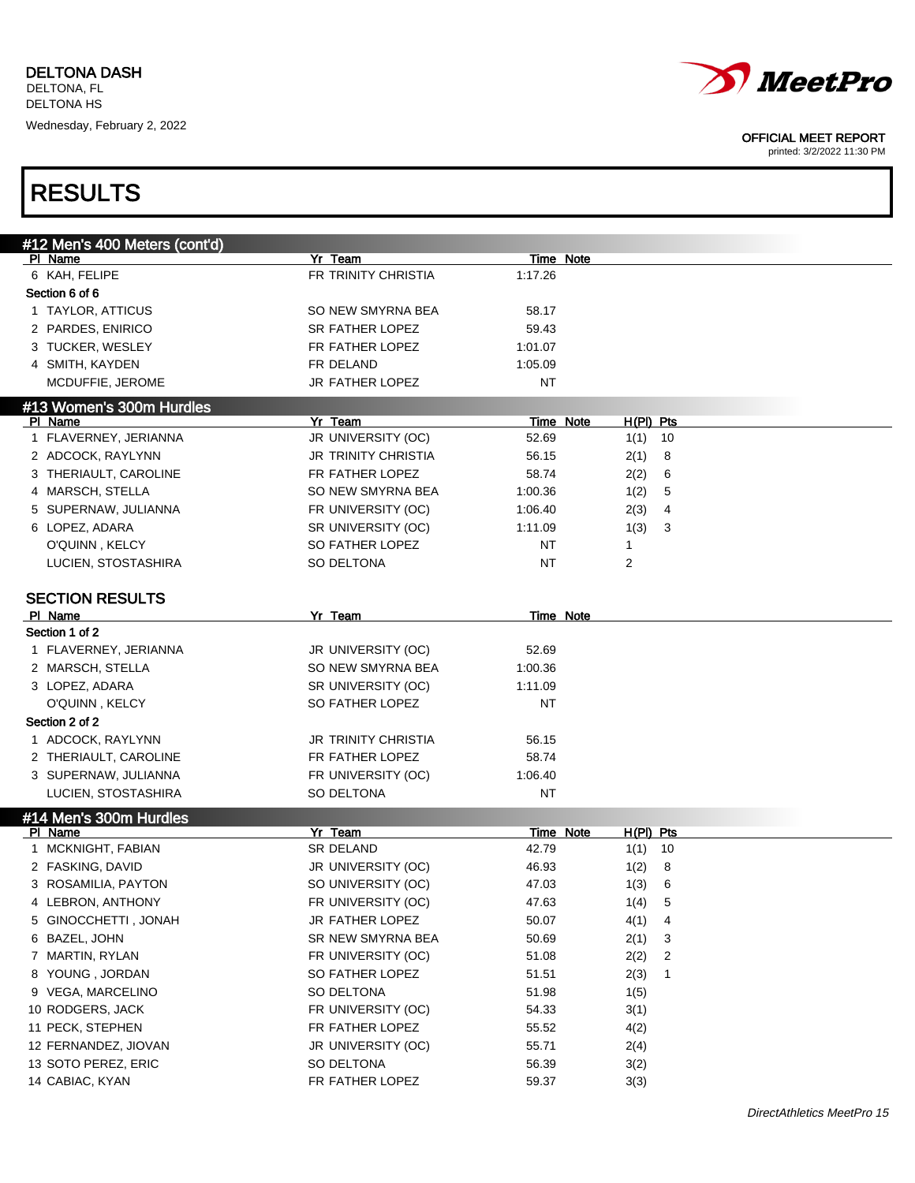## RESULTS

### #12 Men's 400 Meters (cont'd)

| Pl | Name | Yr | Team | Time | Note |
|---|---|---|---|---|---|
| 6 | KAH, FELIPE | FR | TRINITY CHRISTIA | 1:17.26 | |
| **Section 6 of 6** | | | | | |
| 1 | TAYLOR, ATTICUS | SO | NEW SMYRNA BEA | 58.17 | |
| 2 | PARDES, ENIRICO | SR | FATHER LOPEZ | 59.43 | |
| 3 | TUCKER, WESLEY | FR | FATHER LOPEZ | 1:01.07 | |
| 4 | SMITH, KAYDEN | FR | DELAND | 1:05.09 | |
| | MCDUFFIE, JEROME | JR | FATHER LOPEZ | NT | |

### #13 Women's 300m Hurdles

| Pl | Name | Yr | Team | Time | Note | H(Pl) | Pts |
|---|---|---|---|---|---|---|---|
| 1 | FLAVERNEY, JERIANNA | JR | UNIVERSITY (OC) | 52.69 | | 1(1) | 10 |
| 2 | ADCOCK, RAYLYNN | JR | TRINITY CHRISTIA | 56.15 | | 2(1) | 8 |
| 3 | THERIAULT, CAROLINE | FR | FATHER LOPEZ | 58.74 | | 2(2) | 6 |
| 4 | MARSCH, STELLA | SO | NEW SMYRNA BEA | 1:00.36 | | 1(2) | 5 |
| 5 | SUPERNAW, JULIANNA | FR | UNIVERSITY (OC) | 1:06.40 | | 2(3) | 4 |
| 6 | LOPEZ, ADARA | SR | UNIVERSITY (OC) | 1:11.09 | | 1(3) | 3 |
| | O'QUINN , KELCY | SO | FATHER LOPEZ | NT | | 1 | |
| | LUCIEN, STOSTASHIRA | SO | DELTONA | NT | | 2 | |

#### SECTION RESULTS

| Pl | Name | Yr | Team | Time | Note |
|---|---|---|---|---|---|
| **Section 1 of 2** | | | | | |
| 1 | FLAVERNEY, JERIANNA | JR | UNIVERSITY (OC) | 52.69 | |
| 2 | MARSCH, STELLA | SO | NEW SMYRNA BEA | 1:00.36 | |
| 3 | LOPEZ, ADARA | SR | UNIVERSITY (OC) | 1:11.09 | |
| | O'QUINN , KELCY | SO | FATHER LOPEZ | NT | |
| **Section 2 of 2** | | | | | |
| 1 | ADCOCK, RAYLYNN | JR | TRINITY CHRISTIA | 56.15 | |
| 2 | THERIAULT, CAROLINE | FR | FATHER LOPEZ | 58.74 | |
| 3 | SUPERNAW, JULIANNA | FR | UNIVERSITY (OC) | 1:06.40 | |
| | LUCIEN, STOSTASHIRA | SO | DELTONA | NT | |

### #14 Men's 300m Hurdles

| Pl | Name | Yr | Team | Time | Note | H(Pl) | Pts |
|---|---|---|---|---|---|---|---|
| 1 | MCKNIGHT, FABIAN | SR | DELAND | 42.79 | | 1(1) | 10 |
| 2 | FASKING, DAVID | JR | UNIVERSITY (OC) | 46.93 | | 1(2) | 8 |
| 3 | ROSAMILIA, PAYTON | SO | UNIVERSITY (OC) | 47.03 | | 1(3) | 6 |
| 4 | LEBRON, ANTHONY | FR | UNIVERSITY (OC) | 47.63 | | 1(4) | 5 |
| 5 | GINOCCHETTI , JONAH | JR | FATHER LOPEZ | 50.07 | | 4(1) | 4 |
| 6 | BAZEL, JOHN | SR | NEW SMYRNA BEA | 50.69 | | 2(1) | 3 |
| 7 | MARTIN, RYLAN | FR | UNIVERSITY (OC) | 51.08 | | 2(2) | 2 |
| 8 | YOUNG , JORDAN | SO | FATHER LOPEZ | 51.51 | | 2(3) | 1 |
| 9 | VEGA, MARCELINO | SO | DELTONA | 51.98 | | 1(5) | |
| 10 | RODGERS, JACK | FR | UNIVERSITY (OC) | 54.33 | | 3(1) | |
| 11 | PECK, STEPHEN | FR | FATHER LOPEZ | 55.52 | | 4(2) | |
| 12 | FERNANDEZ, JIOVAN | JR | UNIVERSITY (OC) | 55.71 | | 2(4) | |
| 13 | SOTO PEREZ, ERIC | SO | DELTONA | 56.39 | | 3(2) | |
| 14 | CABIAC, KYAN | FR | FATHER LOPEZ | 59.37 | | 3(3) | |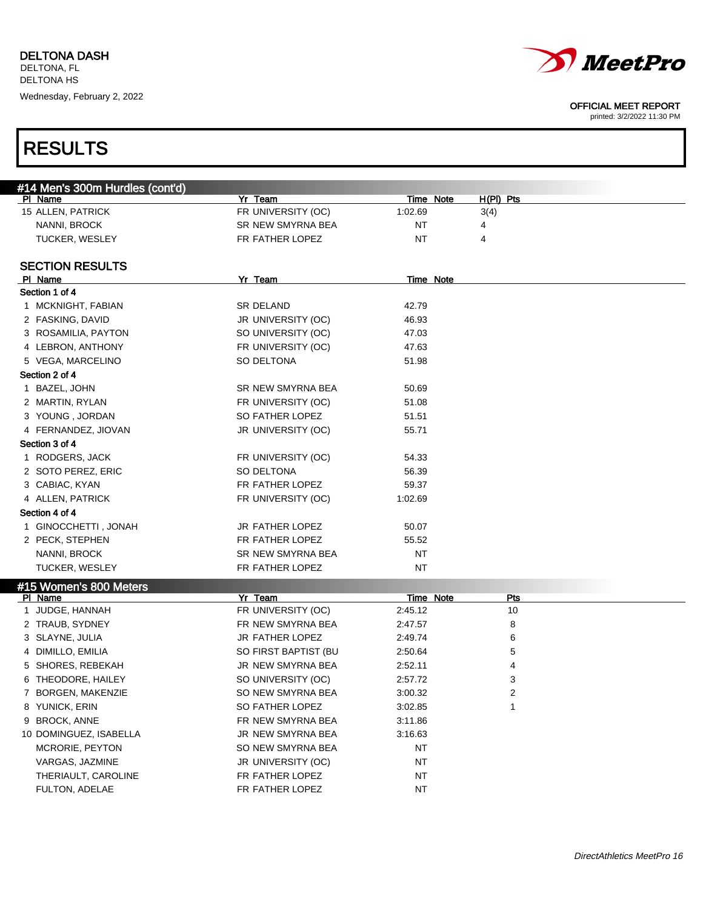# RESULTS

## #14 Men's 300m Hurdles (cont'd)

| Pl | Name | Yr | Team | Time | Note | H(Pl) | Pts |
|---|---|---|---|---|---|---|---|
| 15 | ALLEN, PATRICK | FR | UNIVERSITY (OC) | 1:02.69 | | 3(4) | |
| | NANNI, BROCK | SR | NEW SMYRNA BEA | NT | | 4 | |
| | TUCKER, WESLEY | FR | FATHER LOPEZ | NT | | 4 | |

### SECTION RESULTS

| Pl | Name | Yr | Team | Time | Note |
|---|---|---|---|---|---|
| **Section 1 of 4** | | | | | |
| 1 | MCKNIGHT, FABIAN | SR | DELAND | 42.79 | |
| 2 | FASKING, DAVID | JR | UNIVERSITY (OC) | 46.93 | |
| 3 | ROSAMILIA, PAYTON | SO | UNIVERSITY (OC) | 47.03 | |
| 4 | LEBRON, ANTHONY | FR | UNIVERSITY (OC) | 47.63 | |
| 5 | VEGA, MARCELINO | SO | DELTONA | 51.98 | |
| **Section 2 of 4** | | | | | |
| 1 | BAZEL, JOHN | SR | NEW SMYRNA BEA | 50.69 | |
| 2 | MARTIN, RYLAN | FR | UNIVERSITY (OC) | 51.08 | |
| 3 | YOUNG , JORDAN | SO | FATHER LOPEZ | 51.51 | |
| 4 | FERNANDEZ, JIOVAN | JR | UNIVERSITY (OC) | 55.71 | |
| **Section 3 of 4** | | | | | |
| 1 | RODGERS, JACK | FR | UNIVERSITY (OC) | 54.33 | |
| 2 | SOTO PEREZ, ERIC | SO | DELTONA | 56.39 | |
| 3 | CABIAC, KYAN | FR | FATHER LOPEZ | 59.37 | |
| 4 | ALLEN, PATRICK | FR | UNIVERSITY (OC) | 1:02.69 | |
| **Section 4 of 4** | | | | | |
| 1 | GINOCCHETTI , JONAH | JR | FATHER LOPEZ | 50.07 | |
| 2 | PECK, STEPHEN | FR | FATHER LOPEZ | 55.52 | |
| | NANNI, BROCK | SR | NEW SMYRNA BEA | NT | |
| | TUCKER, WESLEY | FR | FATHER LOPEZ | NT | |

## #15 Women's 800 Meters

| Pl | Name | Yr | Team | Time | Note | Pts |
|---|---|---|---|---|---|---|
| 1 | JUDGE, HANNAH | FR | UNIVERSITY (OC) | 2:45.12 | | 10 |
| 2 | TRAUB, SYDNEY | FR | NEW SMYRNA BEA | 2:47.57 | | 8 |
| 3 | SLAYNE, JULIA | JR | FATHER LOPEZ | 2:49.74 | | 6 |
| 4 | DIMILLO, EMILIA | SO | FIRST BAPTIST (BU | 2:50.64 | | 5 |
| 5 | SHORES, REBEKAH | JR | NEW SMYRNA BEA | 2:52.11 | | 4 |
| 6 | THEODORE, HAILEY | SO | UNIVERSITY (OC) | 2:57.72 | | 3 |
| 7 | BORGEN, MAKENZIE | SO | NEW SMYRNA BEA | 3:00.32 | | 2 |
| 8 | YUNICK, ERIN | SO | FATHER LOPEZ | 3:02.85 | | 1 |
| 9 | BROCK, ANNE | FR | NEW SMYRNA BEA | 3:11.86 | | |
| 10 | DOMINGUEZ, ISABELLA | JR | NEW SMYRNA BEA | 3:16.63 | | |
| | MCRORIE, PEYTON | SO | NEW SMYRNA BEA | NT | | |
| | VARGAS, JAZMINE | JR | UNIVERSITY (OC) | NT | | |
| | THERIAULT, CAROLINE | FR | FATHER LOPEZ | NT | | |
| | FULTON, ADELAE | FR | FATHER LOPEZ | NT | | |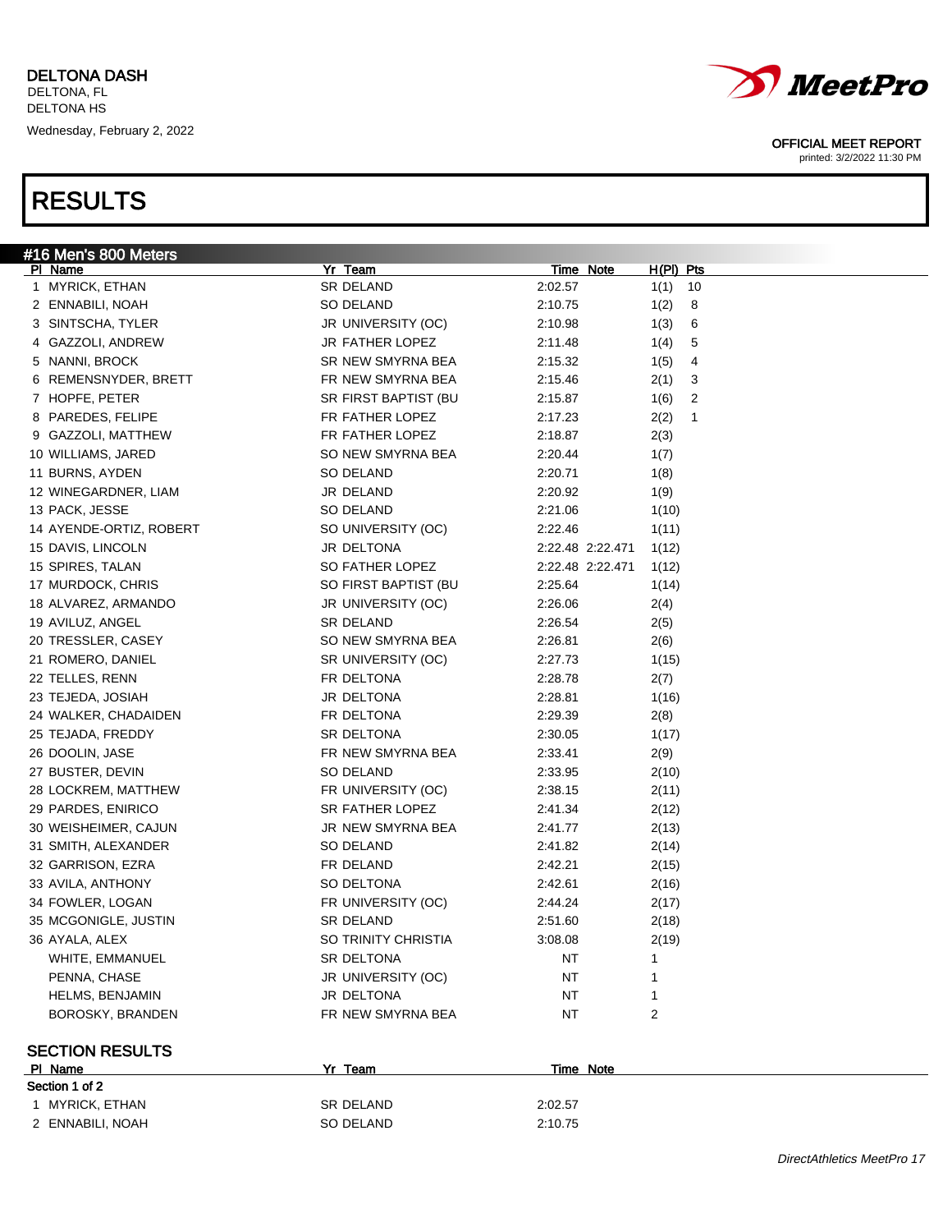DELTONA DASH
DELTONA, FL
DELTONA HS
Wednesday, February 2, 2022

OFFICIAL MEET REPORT
printed: 3/2/2022 11:30 PM

# RESULTS

## #16 Men's 800 Meters

| Pl | Name | Yr | Team | Time | Note | H(Pl) | Pts |
|---|---|---|---|---|---|---|---|
| 1 | MYRICK, ETHAN | SR | DELAND | 2:02.57 | | 1(1) | 10 |
| 2 | ENNABILI, NOAH | SO | DELAND | 2:10.75 | | 1(2) | 8 |
| 3 | SINTSCHA, TYLER | JR | UNIVERSITY (OC) | 2:10.98 | | 1(3) | 6 |
| 4 | GAZZOLI, ANDREW | JR | FATHER LOPEZ | 2:11.48 | | 1(4) | 5 |
| 5 | NANNI, BROCK | SR | NEW SMYRNA BEA | 2:15.32 | | 1(5) | 4 |
| 6 | REMENSNYDER, BRETT | FR | NEW SMYRNA BEA | 2:15.46 | | 2(1) | 3 |
| 7 | HOPFE, PETER | SR | FIRST BAPTIST (BU | 2:15.87 | | 1(6) | 2 |
| 8 | PAREDES, FELIPE | FR | FATHER LOPEZ | 2:17.23 | | 2(2) | 1 |
| 9 | GAZZOLI, MATTHEW | FR | FATHER LOPEZ | 2:18.87 | | 2(3) | |
| 10 | WILLIAMS, JARED | SO | NEW SMYRNA BEA | 2:20.44 | | 1(7) | |
| 11 | BURNS, AYDEN | SO | DELAND | 2:20.71 | | 1(8) | |
| 12 | WINEGARDNER, LIAM | JR | DELAND | 2:20.92 | | 1(9) | |
| 13 | PACK, JESSE | SO | DELAND | 2:21.06 | | 1(10) | |
| 14 | AYENDE-ORTIZ, ROBERT | SO | UNIVERSITY (OC) | 2:22.46 | | 1(11) | |
| 15 | DAVIS, LINCOLN | JR | DELTONA | 2:22.48 | 2:22.471 | 1(12) | |
| 15 | SPIRES, TALAN | SO | FATHER LOPEZ | 2:22.48 | 2:22.471 | 1(12) | |
| 17 | MURDOCK, CHRIS | SO | FIRST BAPTIST (BU | 2:25.64 | | 1(14) | |
| 18 | ALVAREZ, ARMANDO | JR | UNIVERSITY (OC) | 2:26.06 | | 2(4) | |
| 19 | AVILUZ, ANGEL | SR | DELAND | 2:26.54 | | 2(5) | |
| 20 | TRESSLER, CASEY | SO | NEW SMYRNA BEA | 2:26.81 | | 2(6) | |
| 21 | ROMERO, DANIEL | SR | UNIVERSITY (OC) | 2:27.73 | | 1(15) | |
| 22 | TELLES, RENN | FR | DELTONA | 2:28.78 | | 2(7) | |
| 23 | TEJEDA, JOSIAH | JR | DELTONA | 2:28.81 | | 1(16) | |
| 24 | WALKER, CHADAIDEN | FR | DELTONA | 2:29.39 | | 2(8) | |
| 25 | TEJADA, FREDDY | SR | DELTONA | 2:30.05 | | 1(17) | |
| 26 | DOOLIN, JASE | FR | NEW SMYRNA BEA | 2:33.41 | | 2(9) | |
| 27 | BUSTER, DEVIN | SO | DELAND | 2:33.95 | | 2(10) | |
| 28 | LOCKREM, MATTHEW | FR | UNIVERSITY (OC) | 2:38.15 | | 2(11) | |
| 29 | PARDES, ENIRICO | SR | FATHER LOPEZ | 2:41.34 | | 2(12) | |
| 30 | WEISHEIMER, CAJUN | JR | NEW SMYRNA BEA | 2:41.77 | | 2(13) | |
| 31 | SMITH, ALEXANDER | SO | DELAND | 2:41.82 | | 2(14) | |
| 32 | GARRISON, EZRA | FR | DELAND | 2:42.21 | | 2(15) | |
| 33 | AVILA, ANTHONY | SO | DELTONA | 2:42.61 | | 2(16) | |
| 34 | FOWLER, LOGAN | FR | UNIVERSITY (OC) | 2:44.24 | | 2(17) | |
| 35 | MCGONIGLE, JUSTIN | SR | DELAND | 2:51.60 | | 2(18) | |
| 36 | AYALA, ALEX | SO | TRINITY CHRISTIA | 3:08.08 | | 2(19) | |
| | WHITE, EMMANUEL | SR | DELTONA | NT | | 1 | |
| | PENNA, CHASE | JR | UNIVERSITY (OC) | NT | | 1 | |
| | HELMS, BENJAMIN | JR | DELTONA | NT | | 1 | |
| | BOROSKY, BRANDEN | FR | NEW SMYRNA BEA | NT | | 2 | |

## SECTION RESULTS

| Pl | Name | Yr | Team | Time | Note |
|---|---|---|---|---|---|
| **Section 1 of 2** | | | | | |
| 1 | MYRICK, ETHAN | SR | DELAND | 2:02.57 | |
| 2 | ENNABILI, NOAH | SO | DELAND | 2:10.75 | |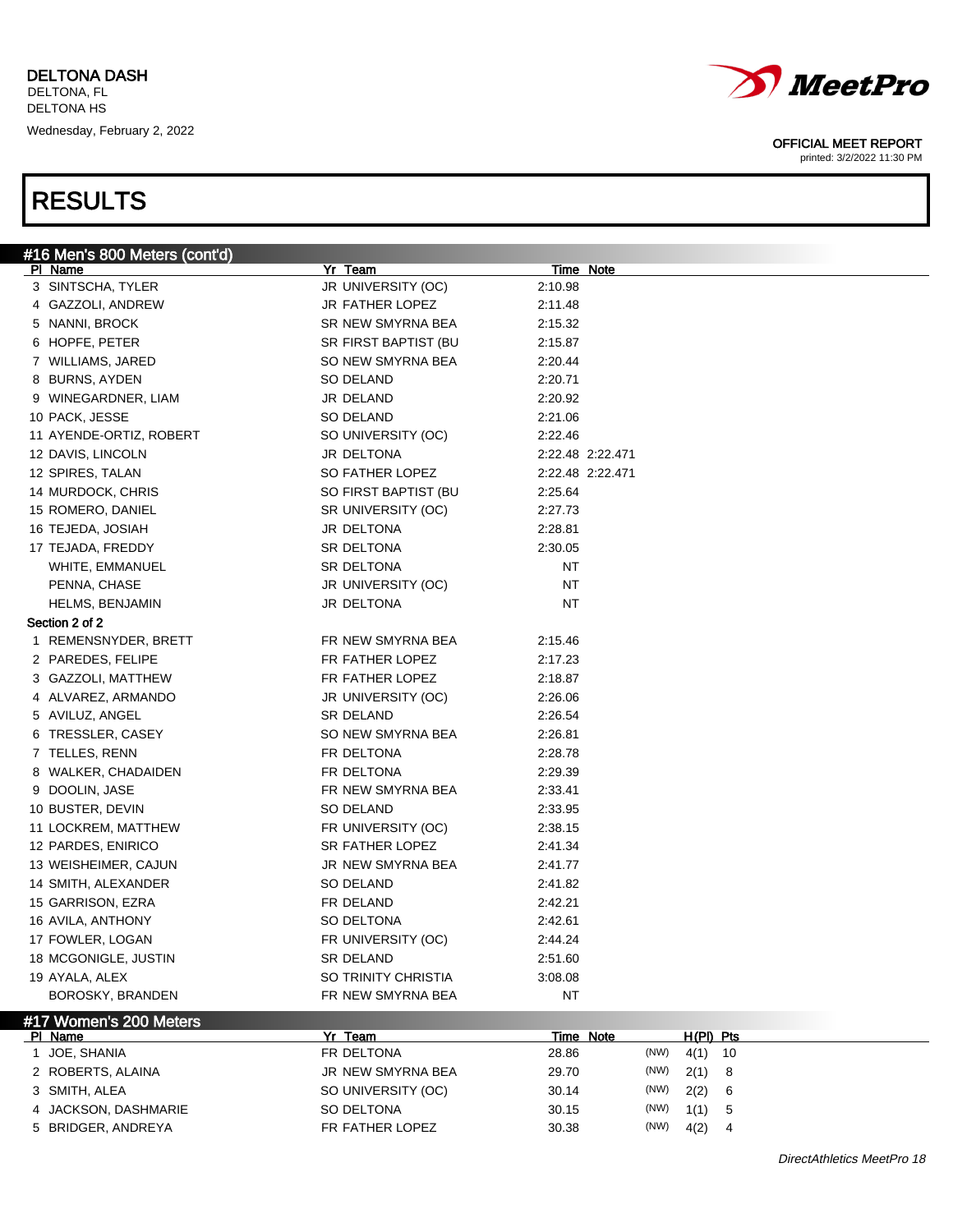DELTONA DASH
DELTONA, FL
DELTONA HS
Wednesday, February 2, 2022

OFFICIAL MEET REPORT
printed: 3/2/2022 11:30 PM

# RESULTS

## #16 Men's 800 Meters (cont'd)

| Pl | Name | Yr | Team | Time | Note |
|---|---|---|---|---|---|
| 3 | SINTSCHA, TYLER | JR | UNIVERSITY (OC) | 2:10.98 | |
| 4 | GAZZOLI, ANDREW | JR | FATHER LOPEZ | 2:11.48 | |
| 5 | NANNI, BROCK | SR | NEW SMYRNA BEA | 2:15.32 | |
| 6 | HOPFE, PETER | SR | FIRST BAPTIST (BU | 2:15.87 | |
| 7 | WILLIAMS, JARED | SO | NEW SMYRNA BEA | 2:20.44 | |
| 8 | BURNS, AYDEN | SO | DELAND | 2:20.71 | |
| 9 | WINEGARDNER, LIAM | JR | DELAND | 2:20.92 | |
| 10 | PACK, JESSE | SO | DELAND | 2:21.06 | |
| 11 | AYENDE-ORTIZ, ROBERT | SO | UNIVERSITY (OC) | 2:22.46 | |
| 12 | DAVIS, LINCOLN | JR | DELTONA | 2:22.48 | 2:22.471 |
| 12 | SPIRES, TALAN | SO | FATHER LOPEZ | 2:22.48 | 2:22.471 |
| 14 | MURDOCK, CHRIS | SO | FIRST BAPTIST (BU | 2:25.64 | |
| 15 | ROMERO, DANIEL | SR | UNIVERSITY (OC) | 2:27.73 | |
| 16 | TEJEDA, JOSIAH | JR | DELTONA | 2:28.81 | |
| 17 | TEJADA, FREDDY | SR | DELTONA | 2:30.05 | |
| | WHITE, EMMANUEL | SR | DELTONA | NT | |
| | PENNA, CHASE | JR | UNIVERSITY (OC) | NT | |
| | HELMS, BENJAMIN | JR | DELTONA | NT | |

**Section 2 of 2**

| Pl | Name | Yr | Team | Time | Note |
|---|---|---|---|---|---|
| 1 | REMENSNYDER, BRETT | FR | NEW SMYRNA BEA | 2:15.46 | |
| 2 | PAREDES, FELIPE | FR | FATHER LOPEZ | 2:17.23 | |
| 3 | GAZZOLI, MATTHEW | FR | FATHER LOPEZ | 2:18.87 | |
| 4 | ALVAREZ, ARMANDO | JR | UNIVERSITY (OC) | 2:26.06 | |
| 5 | AVILUZ, ANGEL | SR | DELAND | 2:26.54 | |
| 6 | TRESSLER, CASEY | SO | NEW SMYRNA BEA | 2:26.81 | |
| 7 | TELLES, RENN | FR | DELTONA | 2:28.78 | |
| 8 | WALKER, CHADAIDEN | FR | DELTONA | 2:29.39 | |
| 9 | DOOLIN, JASE | FR | NEW SMYRNA BEA | 2:33.41 | |
| 10 | BUSTER, DEVIN | SO | DELAND | 2:33.95 | |
| 11 | LOCKREM, MATTHEW | FR | UNIVERSITY (OC) | 2:38.15 | |
| 12 | PARDES, ENIRICO | SR | FATHER LOPEZ | 2:41.34 | |
| 13 | WEISHEIMER, CAJUN | JR | NEW SMYRNA BEA | 2:41.77 | |
| 14 | SMITH, ALEXANDER | SO | DELAND | 2:41.82 | |
| 15 | GARRISON, EZRA | FR | DELAND | 2:42.21 | |
| 16 | AVILA, ANTHONY | SO | DELTONA | 2:42.61 | |
| 17 | FOWLER, LOGAN | FR | UNIVERSITY (OC) | 2:44.24 | |
| 18 | MCGONIGLE, JUSTIN | SR | DELAND | 2:51.60 | |
| 19 | AYALA, ALEX | SO | TRINITY CHRISTIA | 3:08.08 | |
| | BOROSKY, BRANDEN | FR | NEW SMYRNA BEA | NT | |

## #17 Women's 200 Meters

| Pl | Name | Yr | Team | Time | Note | | H(Pl) | Pts |
|---|---|---|---|---|---|---|---|---|
| 1 | JOE, SHANIA | FR | DELTONA | 28.86 | | (NW) | 4(1) | 10 |
| 2 | ROBERTS, ALAINA | JR | NEW SMYRNA BEA | 29.70 | | (NW) | 2(1) | 8 |
| 3 | SMITH, ALEA | SO | UNIVERSITY (OC) | 30.14 | | (NW) | 2(2) | 6 |
| 4 | JACKSON, DASHMARIE | SO | DELTONA | 30.15 | | (NW) | 1(1) | 5 |
| 5 | BRIDGER, ANDREYA | FR | FATHER LOPEZ | 30.38 | | (NW) | 4(2) | 4 |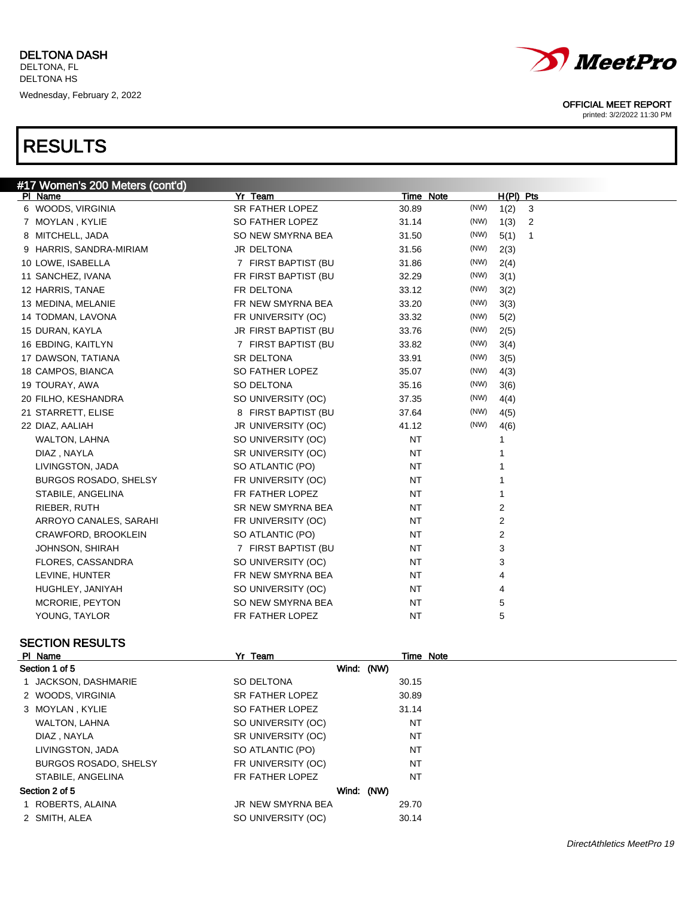DELTONA DASH
DELTONA, FL
DELTONA HS
Wednesday, February 2, 2022

OFFICIAL MEET REPORT
printed: 3/2/2022 11:30 PM

# RESULTS

## #17 Women's 200 Meters (cont'd)

| Pl | Name | Yr | Team | Time | Note | H(Pl) | Pts |
|---|---|---|---|---|---|---|---|
| 6 | WOODS, VIRGINIA | SR | FATHER LOPEZ | 30.89 | (NW) | 1(2) | 3 |
| 7 | MOYLAN , KYLIE | SO | FATHER LOPEZ | 31.14 | (NW) | 1(3) | 2 |
| 8 | MITCHELL, JADA | SO | NEW SMYRNA BEA | 31.50 | (NW) | 5(1) | 1 |
| 9 | HARRIS, SANDRA-MIRIAM | JR | DELTONA | 31.56 | (NW) | 2(3) | |
| 10 | LOWE, ISABELLA | 7 | FIRST BAPTIST (BU | 31.86 | (NW) | 2(4) | |
| 11 | SANCHEZ, IVANA | FR | FIRST BAPTIST (BU | 32.29 | (NW) | 3(1) | |
| 12 | HARRIS, TANAE | FR | DELTONA | 33.12 | (NW) | 3(2) | |
| 13 | MEDINA, MELANIE | FR | NEW SMYRNA BEA | 33.20 | (NW) | 3(3) | |
| 14 | TODMAN, LAVONA | FR | UNIVERSITY (OC) | 33.32 | (NW) | 5(2) | |
| 15 | DURAN, KAYLA | JR | FIRST BAPTIST (BU | 33.76 | (NW) | 2(5) | |
| 16 | EBDING, KAITLYN | 7 | FIRST BAPTIST (BU | 33.82 | (NW) | 3(4) | |
| 17 | DAWSON, TATIANA | SR | DELTONA | 33.91 | (NW) | 3(5) | |
| 18 | CAMPOS, BIANCA | SO | FATHER LOPEZ | 35.07 | (NW) | 4(3) | |
| 19 | TOURAY, AWA | SO | DELTONA | 35.16 | (NW) | 3(6) | |
| 20 | FILHO, KESHANDRA | SO | UNIVERSITY (OC) | 37.35 | (NW) | 4(4) | |
| 21 | STARRETT, ELISE | 8 | FIRST BAPTIST (BU | 37.64 | (NW) | 4(5) | |
| 22 | DIAZ, AALIAH | JR | UNIVERSITY (OC) | 41.12 | (NW) | 4(6) | |
| | WALTON, LAHNA | SO | UNIVERSITY (OC) | NT | | 1 | |
| | DIAZ , NAYLA | SR | UNIVERSITY (OC) | NT | | 1 | |
| | LIVINGSTON, JADA | SO | ATLANTIC (PO) | NT | | 1 | |
| | BURGOS ROSADO, SHELSY | FR | UNIVERSITY (OC) | NT | | 1 | |
| | STABILE, ANGELINA | FR | FATHER LOPEZ | NT | | 1 | |
| | RIEBER, RUTH | SR | NEW SMYRNA BEA | NT | | 2 | |
| | ARROYO CANALES, SARAHI | FR | UNIVERSITY (OC) | NT | | 2 | |
| | CRAWFORD, BROOKLEIN | SO | ATLANTIC (PO) | NT | | 2 | |
| | JOHNSON, SHIRAH | 7 | FIRST BAPTIST (BU | NT | | 3 | |
| | FLORES, CASSANDRA | SO | UNIVERSITY (OC) | NT | | 3 | |
| | LEVINE, HUNTER | FR | NEW SMYRNA BEA | NT | | 4 | |
| | HUGHLEY, JANIYAH | SO | UNIVERSITY (OC) | NT | | 4 | |
| | MCRORIE, PEYTON | SO | NEW SMYRNA BEA | NT | | 5 | |
| | YOUNG, TAYLOR | FR | FATHER LOPEZ | NT | | 5 | |

### SECTION RESULTS

| Pl | Name | Yr | Team | Time | Note |
|---|---|---|---|---|---|
| **Section 1 of 5** | | | Wind: (NW) | | |
| 1 | JACKSON, DASHMARIE | SO | DELTONA | 30.15 | |
| 2 | WOODS, VIRGINIA | SR | FATHER LOPEZ | 30.89 | |
| 3 | MOYLAN , KYLIE | SO | FATHER LOPEZ | 31.14 | |
| | WALTON, LAHNA | SO | UNIVERSITY (OC) | NT | |
| | DIAZ , NAYLA | SR | UNIVERSITY (OC) | NT | |
| | LIVINGSTON, JADA | SO | ATLANTIC (PO) | NT | |
| | BURGOS ROSADO, SHELSY | FR | UNIVERSITY (OC) | NT | |
| | STABILE, ANGELINA | FR | FATHER LOPEZ | NT | |
| **Section 2 of 5** | | | Wind: (NW) | | |
| 1 | ROBERTS, ALAINA | JR | NEW SMYRNA BEA | 29.70 | |
| 2 | SMITH, ALEA | SO | UNIVERSITY (OC) | 30.14 | |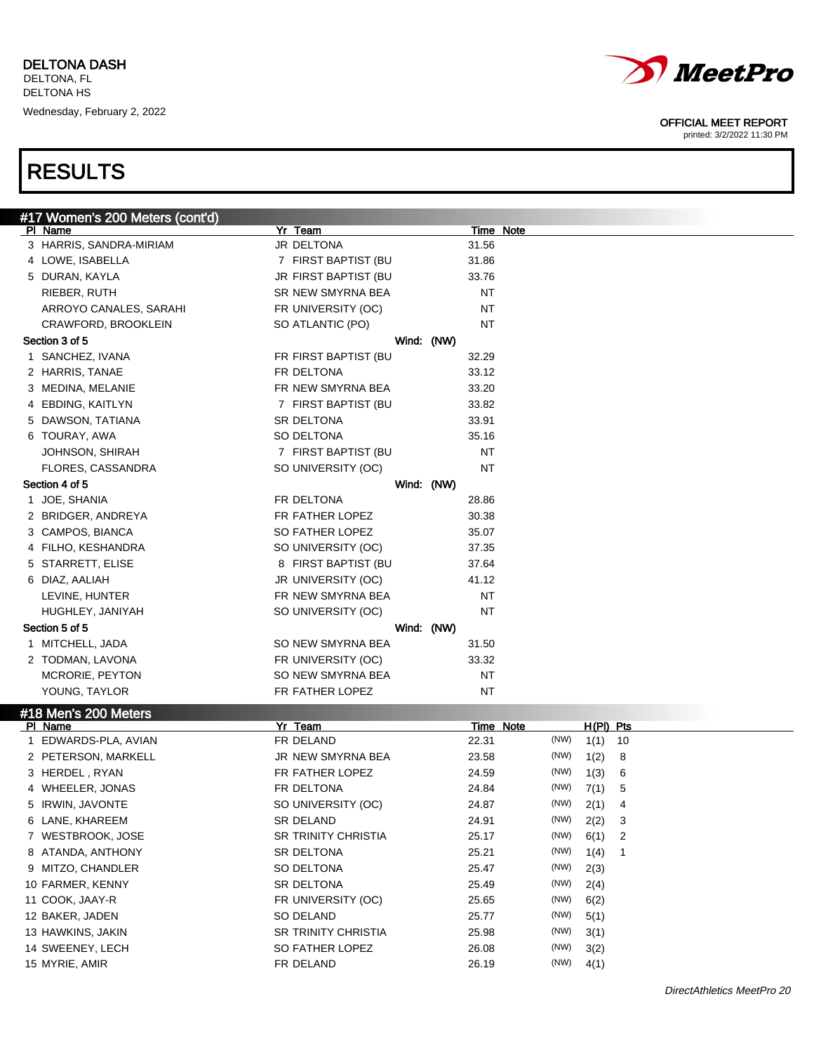DELTONA DASH
DELTONA, FL
DELTONA HS
Wednesday, February 2, 2022

OFFICIAL MEET REPORT
printed: 3/2/2022 11:30 PM

# RESULTS

## #17 Women's 200 Meters (cont'd)

| Pl | Name | Yr | Team | Time | Note |
|---|---|---|---|---|---|
| 3 | HARRIS, SANDRA-MIRIAM | JR | DELTONA | 31.56 | |
| 4 | LOWE, ISABELLA | 7 | FIRST BAPTIST (BU | 31.86 | |
| 5 | DURAN, KAYLA | JR | FIRST BAPTIST (BU | 33.76 | |
| | RIEBER, RUTH | SR | NEW SMYRNA BEA | NT | |
| | ARROYO CANALES, SARAHI | FR | UNIVERSITY (OC) | NT | |
| | CRAWFORD, BROOKLEIN | SO | ATLANTIC (PO) | NT | |

**Section 3 of 5** — Wind: (NW)

| Pl | Name | Yr | Team | Time | Note |
|---|---|---|---|---|---|
| 1 | SANCHEZ, IVANA | FR | FIRST BAPTIST (BU | 32.29 | |
| 2 | HARRIS, TANAE | FR | DELTONA | 33.12 | |
| 3 | MEDINA, MELANIE | FR | NEW SMYRNA BEA | 33.20 | |
| 4 | EBDING, KAITLYN | 7 | FIRST BAPTIST (BU | 33.82 | |
| 5 | DAWSON, TATIANA | SR | DELTONA | 33.91 | |
| 6 | TOURAY, AWA | SO | DELTONA | 35.16 | |
| | JOHNSON, SHIRAH | 7 | FIRST BAPTIST (BU | NT | |
| | FLORES, CASSANDRA | SO | UNIVERSITY (OC) | NT | |

**Section 4 of 5** — Wind: (NW)

| Pl | Name | Yr | Team | Time | Note |
|---|---|---|---|---|---|
| 1 | JOE, SHANIA | FR | DELTONA | 28.86 | |
| 2 | BRIDGER, ANDREYA | FR | FATHER LOPEZ | 30.38 | |
| 3 | CAMPOS, BIANCA | SO | FATHER LOPEZ | 35.07 | |
| 4 | FILHO, KESHANDRA | SO | UNIVERSITY (OC) | 37.35 | |
| 5 | STARRETT, ELISE | 8 | FIRST BAPTIST (BU | 37.64 | |
| 6 | DIAZ, AALIAH | JR | UNIVERSITY (OC) | 41.12 | |
| | LEVINE, HUNTER | FR | NEW SMYRNA BEA | NT | |
| | HUGHLEY, JANIYAH | SO | UNIVERSITY (OC) | NT | |

**Section 5 of 5** — Wind: (NW)

| Pl | Name | Yr | Team | Time | Note |
|---|---|---|---|---|---|
| 1 | MITCHELL, JADA | SO | NEW SMYRNA BEA | 31.50 | |
| 2 | TODMAN, LAVONA | FR | UNIVERSITY (OC) | 33.32 | |
| | MCRORIE, PEYTON | SO | NEW SMYRNA BEA | NT | |
| | YOUNG, TAYLOR | FR | FATHER LOPEZ | NT | |

## #18 Men's 200 Meters

| Pl | Name | Yr | Team | Time | Note | | H(Pl) | Pts |
|---|---|---|---|---|---|---|---|---|
| 1 | EDWARDS-PLA, AVIAN | FR | DELAND | 22.31 | | (NW) | 1(1) | 10 |
| 2 | PETERSON, MARKELL | JR | NEW SMYRNA BEA | 23.58 | | (NW) | 1(2) | 8 |
| 3 | HERDEL , RYAN | FR | FATHER LOPEZ | 24.59 | | (NW) | 1(3) | 6 |
| 4 | WHEELER, JONAS | FR | DELTONA | 24.84 | | (NW) | 7(1) | 5 |
| 5 | IRWIN, JAVONTE | SO | UNIVERSITY (OC) | 24.87 | | (NW) | 2(1) | 4 |
| 6 | LANE, KHAREEM | SR | DELAND | 24.91 | | (NW) | 2(2) | 3 |
| 7 | WESTBROOK, JOSE | SR | TRINITY CHRISTIA | 25.17 | | (NW) | 6(1) | 2 |
| 8 | ATANDA, ANTHONY | SR | DELTONA | 25.21 | | (NW) | 1(4) | 1 |
| 9 | MITZO, CHANDLER | SO | DELTONA | 25.47 | | (NW) | 2(3) | |
| 10 | FARMER, KENNY | SR | DELTONA | 25.49 | | (NW) | 2(4) | |
| 11 | COOK, JAAY-R | FR | UNIVERSITY (OC) | 25.65 | | (NW) | 6(2) | |
| 12 | BAKER, JADEN | SO | DELAND | 25.77 | | (NW) | 5(1) | |
| 13 | HAWKINS, JAKIN | SR | TRINITY CHRISTIA | 25.98 | | (NW) | 3(1) | |
| 14 | SWEENEY, LECH | SO | FATHER LOPEZ | 26.08 | | (NW) | 3(2) | |
| 15 | MYRIE, AMIR | FR | DELAND | 26.19 | | (NW) | 4(1) | |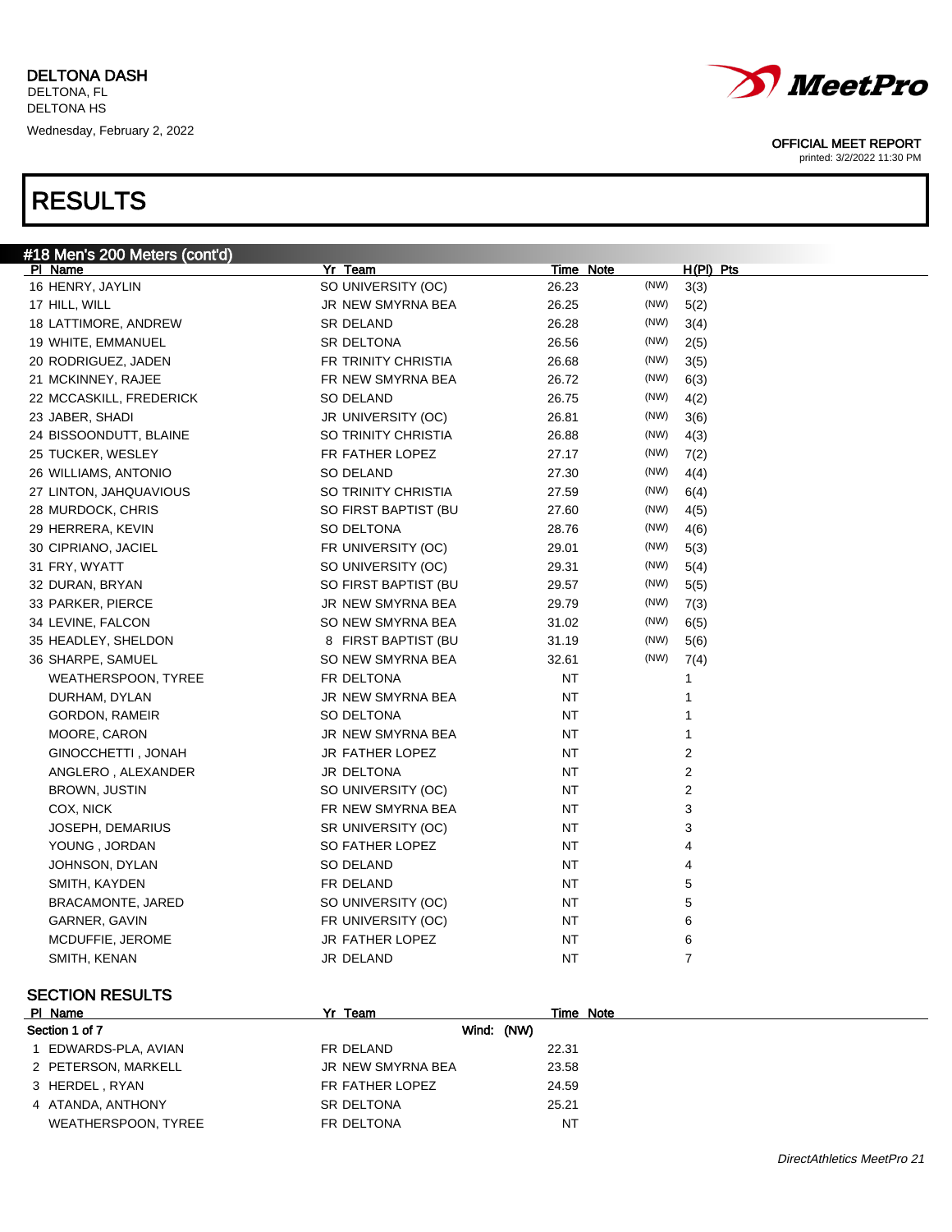# RESULTS

## #18 Men's 200 Meters (cont'd)

| Pl | Name | Yr | Team | Time | Note | | H(Pl) | Pts |
|---|---|---|---|---|---|---|---|---|
| 16 | HENRY, JAYLIN | SO | UNIVERSITY (OC) | 26.23 | | (NW) | 3(3) | |
| 17 | HILL, WILL | JR | NEW SMYRNA BEA | 26.25 | | (NW) | 5(2) | |
| 18 | LATTIMORE, ANDREW | SR | DELAND | 26.28 | | (NW) | 3(4) | |
| 19 | WHITE, EMMANUEL | SR | DELTONA | 26.56 | | (NW) | 2(5) | |
| 20 | RODRIGUEZ, JADEN | FR | TRINITY CHRISTIA | 26.68 | | (NW) | 3(5) | |
| 21 | MCKINNEY, RAJEE | FR | NEW SMYRNA BEA | 26.72 | | (NW) | 6(3) | |
| 22 | MCCASKILL, FREDERICK | SO | DELAND | 26.75 | | (NW) | 4(2) | |
| 23 | JABER, SHADI | JR | UNIVERSITY (OC) | 26.81 | | (NW) | 3(6) | |
| 24 | BISSOONDUTT, BLAINE | SO | TRINITY CHRISTIA | 26.88 | | (NW) | 4(3) | |
| 25 | TUCKER, WESLEY | FR | FATHER LOPEZ | 27.17 | | (NW) | 7(2) | |
| 26 | WILLIAMS, ANTONIO | SO | DELAND | 27.30 | | (NW) | 4(4) | |
| 27 | LINTON, JAHQUAVIOUS | SO | TRINITY CHRISTIA | 27.59 | | (NW) | 6(4) | |
| 28 | MURDOCK, CHRIS | SO | FIRST BAPTIST (BU | 27.60 | | (NW) | 4(5) | |
| 29 | HERRERA, KEVIN | SO | DELTONA | 28.76 | | (NW) | 4(6) | |
| 30 | CIPRIANO, JACIEL | FR | UNIVERSITY (OC) | 29.01 | | (NW) | 5(3) | |
| 31 | FRY, WYATT | SO | UNIVERSITY (OC) | 29.31 | | (NW) | 5(4) | |
| 32 | DURAN, BRYAN | SO | FIRST BAPTIST (BU | 29.57 | | (NW) | 5(5) | |
| 33 | PARKER, PIERCE | JR | NEW SMYRNA BEA | 29.79 | | (NW) | 7(3) | |
| 34 | LEVINE, FALCON | SO | NEW SMYRNA BEA | 31.02 | | (NW) | 6(5) | |
| 35 | HEADLEY, SHELDON | 8 | FIRST BAPTIST (BU | 31.19 | | (NW) | 5(6) | |
| 36 | SHARPE, SAMUEL | SO | NEW SMYRNA BEA | 32.61 | | (NW) | 7(4) | |
| | WEATHERSPOON, TYREE | FR | DELTONA | NT | | | 1 | |
| | DURHAM, DYLAN | JR | NEW SMYRNA BEA | NT | | | 1 | |
| | GORDON, RAMEIR | SO | DELTONA | NT | | | 1 | |
| | MOORE, CARON | JR | NEW SMYRNA BEA | NT | | | 1 | |
| | GINOCCHETTI , JONAH | JR | FATHER LOPEZ | NT | | | 2 | |
| | ANGLERO , ALEXANDER | JR | DELTONA | NT | | | 2 | |
| | BROWN, JUSTIN | SO | UNIVERSITY (OC) | NT | | | 2 | |
| | COX, NICK | FR | NEW SMYRNA BEA | NT | | | 3 | |
| | JOSEPH, DEMARIUS | SR | UNIVERSITY (OC) | NT | | | 3 | |
| | YOUNG , JORDAN | SO | FATHER LOPEZ | NT | | | 4 | |
| | JOHNSON, DYLAN | SO | DELAND | NT | | | 4 | |
| | SMITH, KAYDEN | FR | DELAND | NT | | | 5 | |
| | BRACAMONTE, JARED | SO | UNIVERSITY (OC) | NT | | | 5 | |
| | GARNER, GAVIN | FR | UNIVERSITY (OC) | NT | | | 6 | |
| | MCDUFFIE, JEROME | JR | FATHER LOPEZ | NT | | | 6 | |
| | SMITH, KENAN | JR | DELAND | NT | | | 7 | |

## SECTION RESULTS

**Section 1 of 7** — Wind: (NW)

| Pl | Name | Yr | Team | Time | Note |
|---|---|---|---|---|---|
| 1 | EDWARDS-PLA, AVIAN | FR | DELAND | 22.31 | |
| 2 | PETERSON, MARKELL | JR | NEW SMYRNA BEA | 23.58 | |
| 3 | HERDEL , RYAN | FR | FATHER LOPEZ | 24.59 | |
| 4 | ATANDA, ANTHONY | SR | DELTONA | 25.21 | |
| | WEATHERSPOON, TYREE | FR | DELTONA | NT | |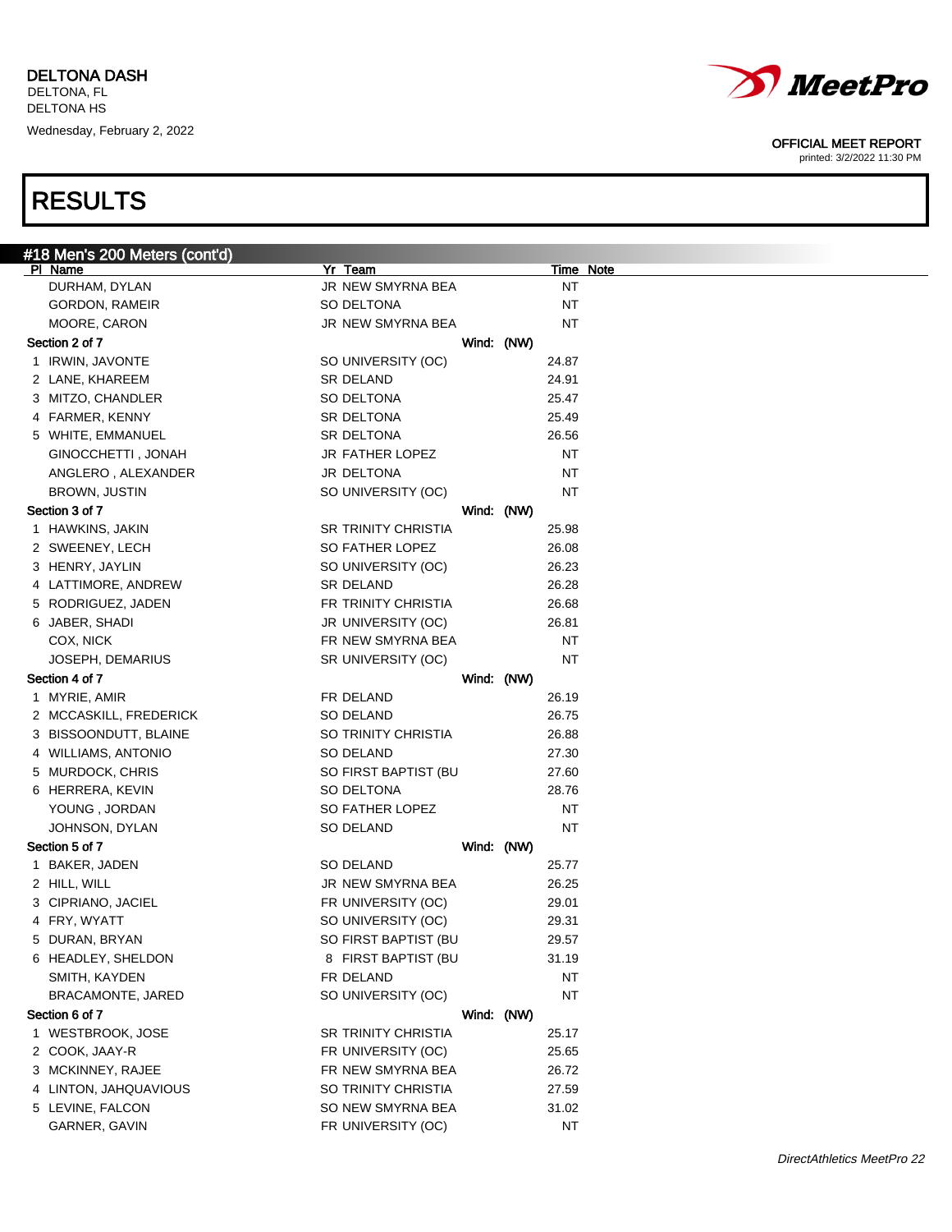DELTONA DASH
DELTONA, FL
DELTONA HS
Wednesday, February 2, 2022

OFFICIAL MEET REPORT
printed: 3/2/2022 11:30 PM

# RESULTS

## #18 Men's 200 Meters (cont'd)

| Pl | Name | Yr | Team | Time | Note |
|---|---|---|---|---|---|
| | DURHAM, DYLAN | JR | NEW SMYRNA BEA | NT | |
| | GORDON, RAMEIR | SO | DELTONA | NT | |
| | MOORE, CARON | JR | NEW SMYRNA BEA | NT | |
| **Section 2 of 7** | | | Wind: (NW) | | |
| 1 | IRWIN, JAVONTE | SO | UNIVERSITY (OC) | 24.87 | |
| 2 | LANE, KHAREEM | SR | DELAND | 24.91 | |
| 3 | MITZO, CHANDLER | SO | DELTONA | 25.47 | |
| 4 | FARMER, KENNY | SR | DELTONA | 25.49 | |
| 5 | WHITE, EMMANUEL | SR | DELTONA | 26.56 | |
| | GINOCCHETTI , JONAH | JR | FATHER LOPEZ | NT | |
| | ANGLERO , ALEXANDER | JR | DELTONA | NT | |
| | BROWN, JUSTIN | SO | UNIVERSITY (OC) | NT | |
| **Section 3 of 7** | | | Wind: (NW) | | |
| 1 | HAWKINS, JAKIN | SR | TRINITY CHRISTIA | 25.98 | |
| 2 | SWEENEY, LECH | SO | FATHER LOPEZ | 26.08 | |
| 3 | HENRY, JAYLIN | SO | UNIVERSITY (OC) | 26.23 | |
| 4 | LATTIMORE, ANDREW | SR | DELAND | 26.28 | |
| 5 | RODRIGUEZ, JADEN | FR | TRINITY CHRISTIA | 26.68 | |
| 6 | JABER, SHADI | JR | UNIVERSITY (OC) | 26.81 | |
| | COX, NICK | FR | NEW SMYRNA BEA | NT | |
| | JOSEPH, DEMARIUS | SR | UNIVERSITY (OC) | NT | |
| **Section 4 of 7** | | | Wind: (NW) | | |
| 1 | MYRIE, AMIR | FR | DELAND | 26.19 | |
| 2 | MCCASKILL, FREDERICK | SO | DELAND | 26.75 | |
| 3 | BISSOONDUTT, BLAINE | SO | TRINITY CHRISTIA | 26.88 | |
| 4 | WILLIAMS, ANTONIO | SO | DELAND | 27.30 | |
| 5 | MURDOCK, CHRIS | SO | FIRST BAPTIST (BU | 27.60 | |
| 6 | HERRERA, KEVIN | SO | DELTONA | 28.76 | |
| | YOUNG , JORDAN | SO | FATHER LOPEZ | NT | |
| | JOHNSON, DYLAN | SO | DELAND | NT | |
| **Section 5 of 7** | | | Wind: (NW) | | |
| 1 | BAKER, JADEN | SO | DELAND | 25.77 | |
| 2 | HILL, WILL | JR | NEW SMYRNA BEA | 26.25 | |
| 3 | CIPRIANO, JACIEL | FR | UNIVERSITY (OC) | 29.01 | |
| 4 | FRY, WYATT | SO | UNIVERSITY (OC) | 29.31 | |
| 5 | DURAN, BRYAN | SO | FIRST BAPTIST (BU | 29.57 | |
| 6 | HEADLEY, SHELDON | 8 | FIRST BAPTIST (BU | 31.19 | |
| | SMITH, KAYDEN | FR | DELAND | NT | |
| | BRACAMONTE, JARED | SO | UNIVERSITY (OC) | NT | |
| **Section 6 of 7** | | | Wind: (NW) | | |
| 1 | WESTBROOK, JOSE | SR | TRINITY CHRISTIA | 25.17 | |
| 2 | COOK, JAAY-R | FR | UNIVERSITY (OC) | 25.65 | |
| 3 | MCKINNEY, RAJEE | FR | NEW SMYRNA BEA | 26.72 | |
| 4 | LINTON, JAHQUAVIOUS | SO | TRINITY CHRISTIA | 27.59 | |
| 5 | LEVINE, FALCON | SO | NEW SMYRNA BEA | 31.02 | |
| | GARNER, GAVIN | FR | UNIVERSITY (OC) | NT | |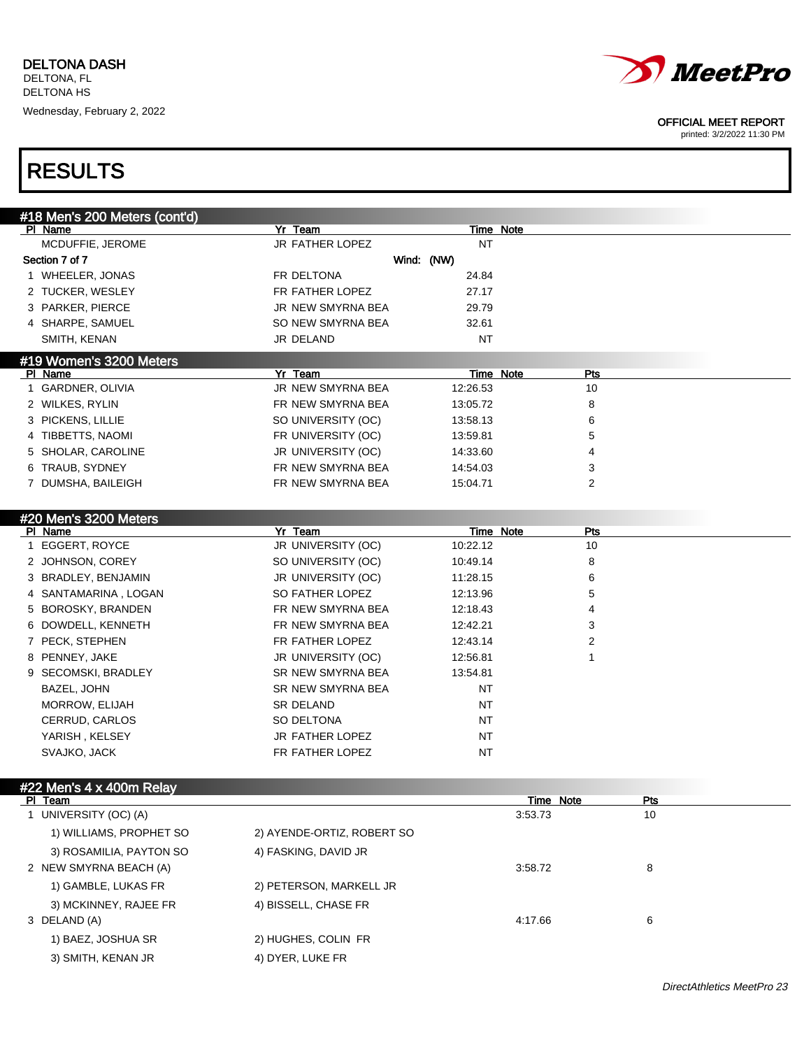# RESULTS

## #18 Men's 200 Meters (cont'd)

| Pl | Name | Yr | Team | Time | Note |
|---|---|---|---|---|---|
| | MCDUFFIE, JEROME | JR | FATHER LOPEZ | NT | |

**Section 7 of 7** Wind: (NW)

| Pl | Name | Yr | Team | Time | Note |
|---|---|---|---|---|---|
| 1 | WHEELER, JONAS | FR | DELTONA | 24.84 | |
| 2 | TUCKER, WESLEY | FR | FATHER LOPEZ | 27.17 | |
| 3 | PARKER, PIERCE | JR | NEW SMYRNA BEA | 29.79 | |
| 4 | SHARPE, SAMUEL | SO | NEW SMYRNA BEA | 32.61 | |
| | SMITH, KENAN | JR | DELAND | NT | |

## #19 Women's 3200 Meters

| Pl | Name | Yr | Team | Time | Note | Pts |
|---|---|---|---|---|---|---|
| 1 | GARDNER, OLIVIA | JR | NEW SMYRNA BEA | 12:26.53 | | 10 |
| 2 | WILKES, RYLIN | FR | NEW SMYRNA BEA | 13:05.72 | | 8 |
| 3 | PICKENS, LILLIE | SO | UNIVERSITY (OC) | 13:58.13 | | 6 |
| 4 | TIBBETTS, NAOMI | FR | UNIVERSITY (OC) | 13:59.81 | | 5 |
| 5 | SHOLAR, CAROLINE | JR | UNIVERSITY (OC) | 14:33.60 | | 4 |
| 6 | TRAUB, SYDNEY | FR | NEW SMYRNA BEA | 14:54.03 | | 3 |
| 7 | DUMSHA, BAILEIGH | FR | NEW SMYRNA BEA | 15:04.71 | | 2 |

## #20 Men's 3200 Meters

| Pl | Name | Yr | Team | Time | Note | Pts |
|---|---|---|---|---|---|---|
| 1 | EGGERT, ROYCE | JR | UNIVERSITY (OC) | 10:22.12 | | 10 |
| 2 | JOHNSON, COREY | SO | UNIVERSITY (OC) | 10:49.14 | | 8 |
| 3 | BRADLEY, BENJAMIN | JR | UNIVERSITY (OC) | 11:28.15 | | 6 |
| 4 | SANTAMARINA , LOGAN | SO | FATHER LOPEZ | 12:13.96 | | 5 |
| 5 | BOROSKY, BRANDEN | FR | NEW SMYRNA BEA | 12:18.43 | | 4 |
| 6 | DOWDELL, KENNETH | FR | NEW SMYRNA BEA | 12:42.21 | | 3 |
| 7 | PECK, STEPHEN | FR | FATHER LOPEZ | 12:43.14 | | 2 |
| 8 | PENNEY, JAKE | JR | UNIVERSITY (OC) | 12:56.81 | | 1 |
| 9 | SECOMSKI, BRADLEY | SR | NEW SMYRNA BEA | 13:54.81 | | |
| | BAZEL, JOHN | SR | NEW SMYRNA BEA | NT | | |
| | MORROW, ELIJAH | SR | DELAND | NT | | |
| | CERRUD, CARLOS | SO | DELTONA | NT | | |
| | YARISH , KELSEY | JR | FATHER LOPEZ | NT | | |
| | SVAJKO, JACK | FR | FATHER LOPEZ | NT | | |

## #22 Men's 4 x 400m Relay

| Pl | Team | | Time | Note | Pts |
|---|---|---|---|---|---|
| 1 | UNIVERSITY (OC) (A) | | 3:53.73 | | 10 |
| | 1) WILLIAMS, PROPHET SO | 2) AYENDE-ORTIZ, ROBERT SO | | | |
| | 3) ROSAMILIA, PAYTON SO | 4) FASKING, DAVID JR | | | |
| 2 | NEW SMYRNA BEACH (A) | | 3:58.72 | | 8 |
| | 1) GAMBLE, LUKAS FR | 2) PETERSON, MARKELL JR | | | |
| | 3) MCKINNEY, RAJEE FR | 4) BISSELL, CHASE FR | | | |
| 3 | DELAND (A) | | 4:17.66 | | 6 |
| | 1) BAEZ, JOSHUA SR | 2) HUGHES, COLIN FR | | | |
| | 3) SMITH, KENAN JR | 4) DYER, LUKE FR | | | |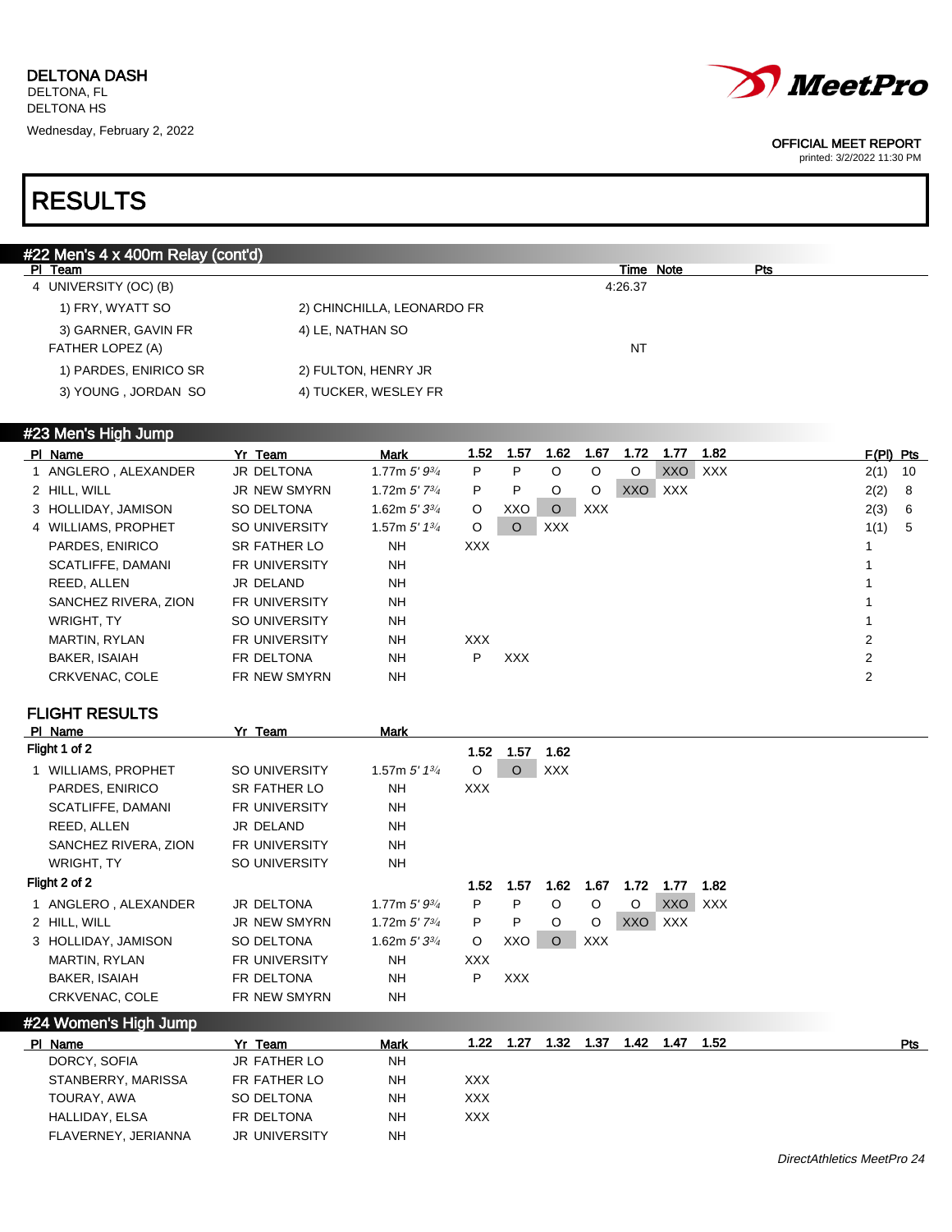DELTONA DASH
DELTONA, FL
DELTONA HS
Wednesday, February 2, 2022

OFFICIAL MEET REPORT
printed: 3/2/2022 11:30 PM

# RESULTS

## #22 Men's 4 x 400m Relay (cont'd)

| Pl | Team | | Time | Note | Pts |
|---|---|---|---|---|---|
| 4 | UNIVERSITY (OC) (B) | | 4:26.37 | | |
| | 1) FRY, WYATT SO | 2) CHINCHILLA, LEONARDO FR | | | |
| | 3) GARNER, GAVIN FR | 4) LE, NATHAN SO | | | |
| | FATHER LOPEZ (A) | | NT | | |
| | 1) PARDES, ENIRICO SR | 2) FULTON, HENRY JR | | | |
| | 3) YOUNG , JORDAN SO | 4) TUCKER, WESLEY FR | | | |

## #23 Men's High Jump

| Pl | Name | Yr | Team | Mark | 1.52 | 1.57 | 1.62 | 1.67 | 1.72 | 1.77 | 1.82 | F(Pl) | Pts |
|---|---|---|---|---|---|---|---|---|---|---|---|---|---|
| 1 | ANGLERO , ALEXANDER | JR | DELTONA | 1.77m 5' 9¾ | P | P | O | O | O | XXO | XXX | 2(1) | 10 |
| 2 | HILL, WILL | JR | NEW SMYRN | 1.72m 5' 7¾ | P | P | O | O | XXO | XXX | | 2(2) | 8 |
| 3 | HOLLIDAY, JAMISON | SO | DELTONA | 1.62m 5' 3¾ | O | XXO | O | XXX | | | | 2(3) | 6 |
| 4 | WILLIAMS, PROPHET | SO | UNIVERSITY | 1.57m 5' 1¾ | O | O | XXX | | | | | 1(1) | 5 |
| | PARDES, ENIRICO | SR | FATHER LO | NH | XXX | | | | | | | 1 | |
| | SCATLIFFE, DAMANI | FR | UNIVERSITY | NH | | | | | | | | 1 | |
| | REED, ALLEN | JR | DELAND | NH | | | | | | | | 1 | |
| | SANCHEZ RIVERA, ZION | FR | UNIVERSITY | NH | | | | | | | | 1 | |
| | WRIGHT, TY | SO | UNIVERSITY | NH | | | | | | | | 1 | |
| | MARTIN, RYLAN | FR | UNIVERSITY | NH | XXX | | | | | | | 2 | |
| | BAKER, ISAIAH | FR | DELTONA | NH | P | XXX | | | | | | 2 | |
| | CRKVENAC, COLE | FR | NEW SMYRN | NH | | | | | | | | 2 | |

### FLIGHT RESULTS

**Flight 1 of 2**

| Pl | Name | Yr | Team | Mark | 1.52 | 1.57 | 1.62 |
|---|---|---|---|---|---|---|---|
| 1 | WILLIAMS, PROPHET | SO | UNIVERSITY | 1.57m 5' 1¾ | O | O | XXX |
| | PARDES, ENIRICO | SR | FATHER LO | NH | XXX | | |
| | SCATLIFFE, DAMANI | FR | UNIVERSITY | NH | | | |
| | REED, ALLEN | JR | DELAND | NH | | | |
| | SANCHEZ RIVERA, ZION | FR | UNIVERSITY | NH | | | |
| | WRIGHT, TY | SO | UNIVERSITY | NH | | | |

**Flight 2 of 2**

| Pl | Name | Yr | Team | Mark | 1.52 | 1.57 | 1.62 | 1.67 | 1.72 | 1.77 | 1.82 |
|---|---|---|---|---|---|---|---|---|---|---|---|
| 1 | ANGLERO , ALEXANDER | JR | DELTONA | 1.77m 5' 9¾ | P | P | O | O | O | XXO | XXX |
| 2 | HILL, WILL | JR | NEW SMYRN | 1.72m 5' 7¾ | P | P | O | O | XXO | XXX | |
| 3 | HOLLIDAY, JAMISON | SO | DELTONA | 1.62m 5' 3¾ | O | XXO | O | XXX | | | |
| | MARTIN, RYLAN | FR | UNIVERSITY | NH | XXX | | | | | | |
| | BAKER, ISAIAH | FR | DELTONA | NH | P | XXX | | | | | |
| | CRKVENAC, COLE | FR | NEW SMYRN | NH | | | | | | | |

## #24 Women's High Jump

| Pl | Name | Yr | Team | Mark | 1.22 | 1.27 | 1.32 | 1.37 | 1.42 | 1.47 | 1.52 | Pts |
|---|---|---|---|---|---|---|---|---|---|---|---|---|
| | DORCY, SOFIA | JR | FATHER LO | NH | | | | | | | | |
| | STANBERRY, MARISSA | FR | FATHER LO | NH | XXX | | | | | | | |
| | TOURAY, AWA | SO | DELTONA | NH | XXX | | | | | | | |
| | HALLIDAY, ELSA | FR | DELTONA | NH | XXX | | | | | | | |
| | FLAVERNEY, JERIANNA | JR | UNIVERSITY | NH | | | | | | | | |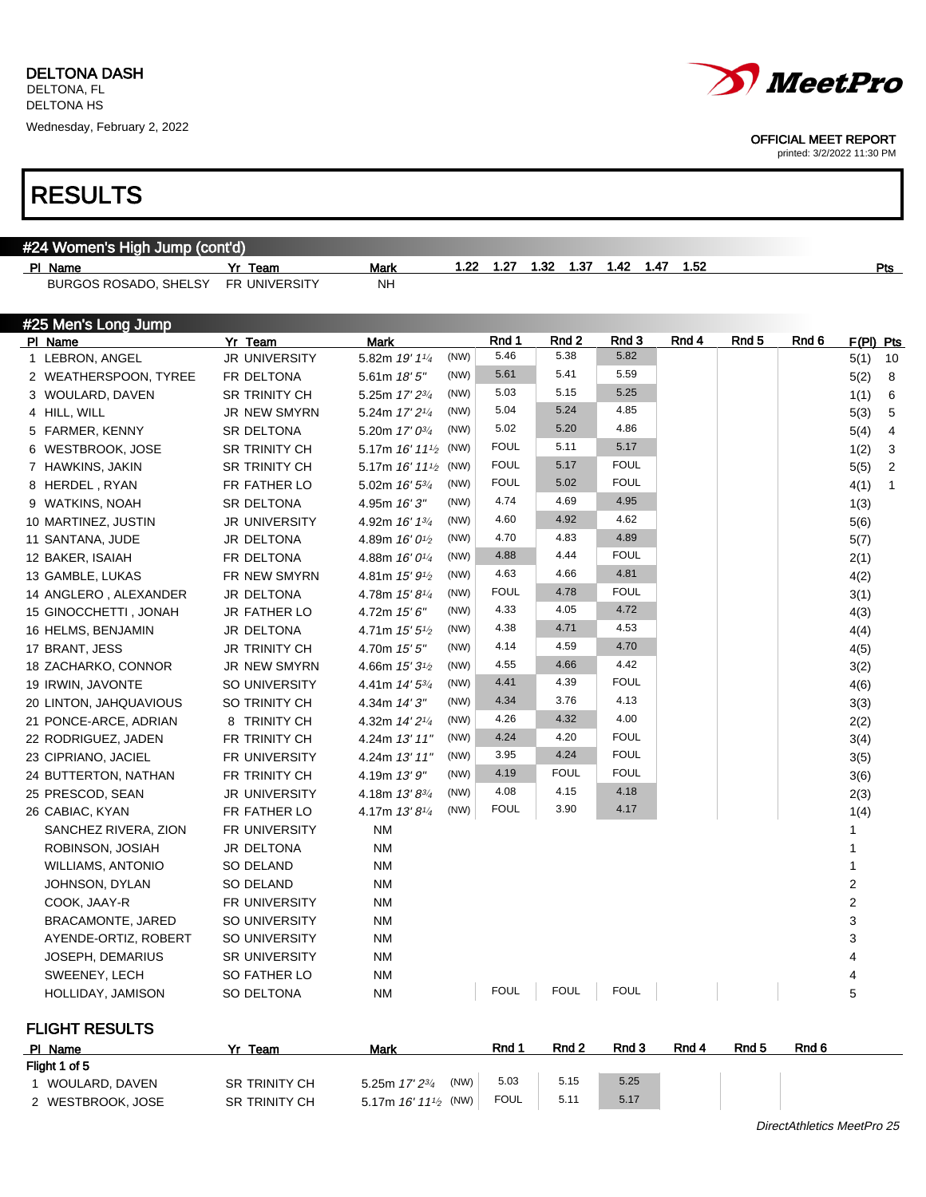DELTONA DASH
DELTONA, FL
DELTONA HS
Wednesday, February 2, 2022

OFFICIAL MEET REPORT
printed: 3/2/2022 11:30 PM

# RESULTS

## #24 Women's High Jump (cont'd)

| Pl | Name | Yr | Team | Mark | 1.22 | 1.27 | 1.32 | 1.37 | 1.42 | 1.47 | 1.52 | Pts |
|---|---|---|---|---|---|---|---|---|---|---|---|---|
| | BURGOS ROSADO, SHELSY | FR | UNIVERSITY | NH | | | | | | | | |

## #25 Men's Long Jump

| Pl | Name | Yr | Team | Mark | | Rnd 1 | Rnd 2 | Rnd 3 | Rnd 4 | Rnd 5 | Rnd 6 | F(Pl) | Pts |
|---|---|---|---|---|---|---|---|---|---|---|---|---|---|
| 1 | LEBRON, ANGEL | JR | UNIVERSITY | 5.82m *19' 1¼* | (NW) | 5.46 | 5.38 | 5.82 | | | | 5(1) | 10 |
| 2 | WEATHERSPOON, TYREE | FR | DELTONA | 5.61m *18' 5"* | (NW) | 5.61 | 5.41 | 5.59 | | | | 5(2) | 8 |
| 3 | WOULARD, DAVEN | SR | TRINITY CH | 5.25m *17' 2¾* | (NW) | 5.03 | 5.15 | 5.25 | | | | 1(1) | 6 |
| 4 | HILL, WILL | JR | NEW SMYRN | 5.24m *17' 2¼* | (NW) | 5.04 | 5.24 | 4.85 | | | | 5(3) | 5 |
| 5 | FARMER, KENNY | SR | DELTONA | 5.20m *17' 0¾* | (NW) | 5.02 | 5.20 | 4.86 | | | | 5(4) | 4 |
| 6 | WESTBROOK, JOSE | SR | TRINITY CH | 5.17m *16' 11½* | (NW) | FOUL | 5.11 | 5.17 | | | | 1(2) | 3 |
| 7 | HAWKINS, JAKIN | SR | TRINITY CH | 5.17m *16' 11½* | (NW) | FOUL | 5.17 | FOUL | | | | 5(5) | 2 |
| 8 | HERDEL , RYAN | FR | FATHER LO | 5.02m *16' 5¾* | (NW) | FOUL | 5.02 | FOUL | | | | 4(1) | 1 |
| 9 | WATKINS, NOAH | SR | DELTONA | 4.95m *16' 3"* | (NW) | 4.74 | 4.69 | 4.95 | | | | 1(3) | |
| 10 | MARTINEZ, JUSTIN | JR | UNIVERSITY | 4.92m *16' 1¾* | (NW) | 4.60 | 4.92 | 4.62 | | | | 5(6) | |
| 11 | SANTANA, JUDE | JR | DELTONA | 4.89m *16' 0½* | (NW) | 4.70 | 4.83 | 4.89 | | | | 5(7) | |
| 12 | BAKER, ISAIAH | FR | DELTONA | 4.88m *16' 0¼* | (NW) | 4.88 | 4.44 | FOUL | | | | 2(1) | |
| 13 | GAMBLE, LUKAS | FR | NEW SMYRN | 4.81m *15' 9½* | (NW) | 4.63 | 4.66 | 4.81 | | | | 4(2) | |
| 14 | ANGLERO , ALEXANDER | JR | DELTONA | 4.78m *15' 8¼* | (NW) | FOUL | 4.78 | FOUL | | | | 3(1) | |
| 15 | GINOCCHETTI , JONAH | JR | FATHER LO | 4.72m *15' 6"* | (NW) | 4.33 | 4.05 | 4.72 | | | | 4(3) | |
| 16 | HELMS, BENJAMIN | JR | DELTONA | 4.71m *15' 5½* | (NW) | 4.38 | 4.71 | 4.53 | | | | 4(4) | |
| 17 | BRANT, JESS | JR | TRINITY CH | 4.70m *15' 5"* | (NW) | 4.14 | 4.59 | 4.70 | | | | 4(5) | |
| 18 | ZACHARKO, CONNOR | JR | NEW SMYRN | 4.66m *15' 3½* | (NW) | 4.55 | 4.66 | 4.42 | | | | 3(2) | |
| 19 | IRWIN, JAVONTE | SO | UNIVERSITY | 4.41m *14' 5¾* | (NW) | 4.41 | 4.39 | FOUL | | | | 4(6) | |
| 20 | LINTON, JAHQUAVIOUS | SO | TRINITY CH | 4.34m *14' 3"* | (NW) | 4.34 | 3.76 | 4.13 | | | | 3(3) | |
| 21 | PONCE-ARCE, ADRIAN | 8 | TRINITY CH | 4.32m *14' 2¼* | (NW) | 4.26 | 4.32 | 4.00 | | | | 2(2) | |
| 22 | RODRIGUEZ, JADEN | FR | TRINITY CH | 4.24m *13' 11"* | (NW) | 4.24 | 4.20 | FOUL | | | | 3(4) | |
| 23 | CIPRIANO, JACIEL | FR | UNIVERSITY | 4.24m *13' 11"* | (NW) | 3.95 | 4.24 | FOUL | | | | 3(5) | |
| 24 | BUTTERTON, NATHAN | FR | TRINITY CH | 4.19m *13' 9"* | (NW) | 4.19 | FOUL | FOUL | | | | 3(6) | |
| 25 | PRESCOD, SEAN | JR | UNIVERSITY | 4.18m *13' 8¾* | (NW) | 4.08 | 4.15 | 4.18 | | | | 2(3) | |
| 26 | CABIAC, KYAN | FR | FATHER LO | 4.17m *13' 8¼* | (NW) | FOUL | 3.90 | 4.17 | | | | 1(4) | |
| | SANCHEZ RIVERA, ZION | FR | UNIVERSITY | NM | | | | | | | | 1 | |
| | ROBINSON, JOSIAH | JR | DELTONA | NM | | | | | | | | 1 | |
| | WILLIAMS, ANTONIO | SO | DELAND | NM | | | | | | | | 1 | |
| | JOHNSON, DYLAN | SO | DELAND | NM | | | | | | | | 2 | |
| | COOK, JAAY-R | FR | UNIVERSITY | NM | | | | | | | | 2 | |
| | BRACAMONTE, JARED | SO | UNIVERSITY | NM | | | | | | | | 3 | |
| | AYENDE-ORTIZ, ROBERT | SO | UNIVERSITY | NM | | | | | | | | 3 | |
| | JOSEPH, DEMARIUS | SR | UNIVERSITY | NM | | | | | | | | 4 | |
| | SWEENEY, LECH | SO | FATHER LO | NM | | | | | | | | 4 | |
| | HOLLIDAY, JAMISON | SO | DELTONA | NM | | FOUL | FOUL | FOUL | | | | 5 | |

### FLIGHT RESULTS

| Pl | Name | Yr | Team | Mark | | Rnd 1 | Rnd 2 | Rnd 3 | Rnd 4 | Rnd 5 | Rnd 6 |
|---|---|---|---|---|---|---|---|---|---|---|---|
| **Flight 1 of 5** | | | | | | | | | | | |
| 1 | WOULARD, DAVEN | SR | TRINITY CH | 5.25m *17' 2¾* | (NW) | 5.03 | 5.15 | 5.25 | | | |
| 2 | WESTBROOK, JOSE | SR | TRINITY CH | 5.17m *16' 11½* | (NW) | FOUL | 5.11 | 5.17 | | | |

DirectAthletics MeetPro 25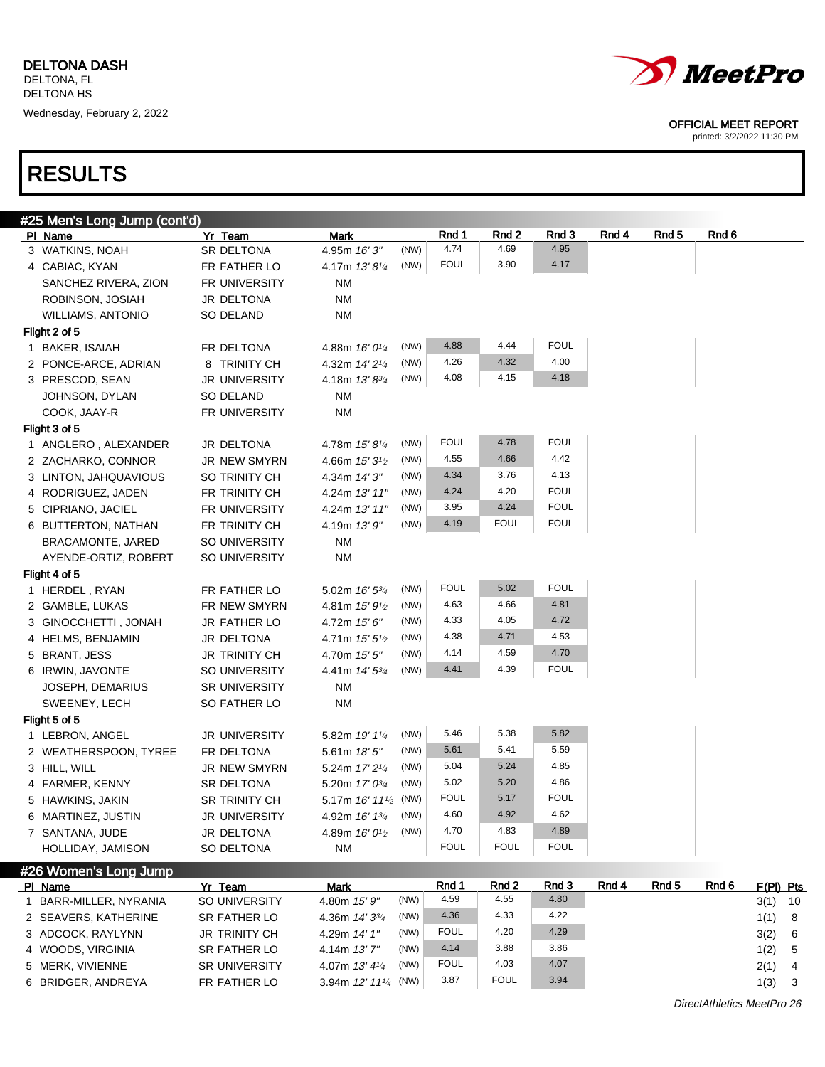DELTONA DASH
DELTONA, FL
DELTONA HS
Wednesday, February 2, 2022

OFFICIAL MEET REPORT
printed: 3/2/2022 11:30 PM

# RESULTS

## #25 Men's Long Jump (cont'd)

| Pl | Name | Yr | Team | Mark | | Rnd 1 | Rnd 2 | Rnd 3 | Rnd 4 | Rnd 5 | Rnd 6 |
|---|---|---|---|---|---|---|---|---|---|---|---|
| 3 | WATKINS, NOAH | SR | DELTONA | 4.95m *16' 3"* | (NW) | 4.74 | 4.69 | 4.95 | | | |
| 4 | CABIAC, KYAN | FR | FATHER LO | 4.17m *13' 8¼* | (NW) | FOUL | 3.90 | 4.17 | | | |
| | SANCHEZ RIVERA, ZION | FR | UNIVERSITY | NM | | | | | | | |
| | ROBINSON, JOSIAH | JR | DELTONA | NM | | | | | | | |
| | WILLIAMS, ANTONIO | SO | DELAND | NM | | | | | | | |
| **Flight 2 of 5** | | | | | | | | | | | |
| 1 | BAKER, ISAIAH | FR | DELTONA | 4.88m *16' 0¼* | (NW) | 4.88 | 4.44 | FOUL | | | |
| 2 | PONCE-ARCE, ADRIAN | 8 | TRINITY CH | 4.32m *14' 2¼* | (NW) | 4.26 | 4.32 | 4.00 | | | |
| 3 | PRESCOD, SEAN | JR | UNIVERSITY | 4.18m *13' 8¾* | (NW) | 4.08 | 4.15 | 4.18 | | | |
| | JOHNSON, DYLAN | SO | DELAND | NM | | | | | | | |
| | COOK, JAAY-R | FR | UNIVERSITY | NM | | | | | | | |
| **Flight 3 of 5** | | | | | | | | | | | |
| 1 | ANGLERO , ALEXANDER | JR | DELTONA | 4.78m *15' 8¼* | (NW) | FOUL | 4.78 | FOUL | | | |
| 2 | ZACHARKO, CONNOR | JR | NEW SMYRN | 4.66m *15' 3½* | (NW) | 4.55 | 4.66 | 4.42 | | | |
| 3 | LINTON, JAHQUAVIOUS | SO | TRINITY CH | 4.34m *14' 3"* | (NW) | 4.34 | 3.76 | 4.13 | | | |
| 4 | RODRIGUEZ, JADEN | FR | TRINITY CH | 4.24m *13' 11"* | (NW) | 4.24 | 4.20 | FOUL | | | |
| 5 | CIPRIANO, JACIEL | FR | UNIVERSITY | 4.24m *13' 11"* | (NW) | 3.95 | 4.24 | FOUL | | | |
| 6 | BUTTERTON, NATHAN | FR | TRINITY CH | 4.19m *13' 9"* | (NW) | 4.19 | FOUL | FOUL | | | |
| | BRACAMONTE, JARED | SO | UNIVERSITY | NM | | | | | | | |
| | AYENDE-ORTIZ, ROBERT | SO | UNIVERSITY | NM | | | | | | | |
| **Flight 4 of 5** | | | | | | | | | | | |
| 1 | HERDEL , RYAN | FR | FATHER LO | 5.02m *16' 5¾* | (NW) | FOUL | 5.02 | FOUL | | | |
| 2 | GAMBLE, LUKAS | FR | NEW SMYRN | 4.81m *15' 9½* | (NW) | 4.63 | 4.66 | 4.81 | | | |
| 3 | GINOCCHETTI , JONAH | JR | FATHER LO | 4.72m *15' 6"* | (NW) | 4.33 | 4.05 | 4.72 | | | |
| 4 | HELMS, BENJAMIN | JR | DELTONA | 4.71m *15' 5½* | (NW) | 4.38 | 4.71 | 4.53 | | | |
| 5 | BRANT, JESS | JR | TRINITY CH | 4.70m *15' 5"* | (NW) | 4.14 | 4.59 | 4.70 | | | |
| 6 | IRWIN, JAVONTE | SO | UNIVERSITY | 4.41m *14' 5¾* | (NW) | 4.41 | 4.39 | FOUL | | | |
| | JOSEPH, DEMARIUS | SR | UNIVERSITY | NM | | | | | | | |
| | SWEENEY, LECH | SO | FATHER LO | NM | | | | | | | |
| **Flight 5 of 5** | | | | | | | | | | | |
| 1 | LEBRON, ANGEL | JR | UNIVERSITY | 5.82m *19' 1¼* | (NW) | 5.46 | 5.38 | 5.82 | | | |
| 2 | WEATHERSPOON, TYREE | FR | DELTONA | 5.61m *18' 5"* | (NW) | 5.61 | 5.41 | 5.59 | | | |
| 3 | HILL, WILL | JR | NEW SMYRN | 5.24m *17' 2¼* | (NW) | 5.04 | 5.24 | 4.85 | | | |
| 4 | FARMER, KENNY | SR | DELTONA | 5.20m *17' 0¾* | (NW) | 5.02 | 5.20 | 4.86 | | | |
| 5 | HAWKINS, JAKIN | SR | TRINITY CH | 5.17m *16' 11½* | (NW) | FOUL | 5.17 | FOUL | | | |
| 6 | MARTINEZ, JUSTIN | JR | UNIVERSITY | 4.92m *16' 1¾* | (NW) | 4.60 | 4.92 | 4.62 | | | |
| 7 | SANTANA, JUDE | JR | DELTONA | 4.89m *16' 0½* | (NW) | 4.70 | 4.83 | 4.89 | | | |
| | HOLLIDAY, JAMISON | SO | DELTONA | NM | | FOUL | FOUL | FOUL | | | |

## #26 Women's Long Jump

| Pl | Name | Yr | Team | Mark | | Rnd 1 | Rnd 2 | Rnd 3 | Rnd 4 | Rnd 5 | Rnd 6 | F(Pl) | Pts |
|---|---|---|---|---|---|---|---|---|---|---|---|---|---|
| 1 | BARR-MILLER, NYRANIA | SO | UNIVERSITY | 4.80m *15' 9"* | (NW) | 4.59 | 4.55 | 4.80 | | | | 3(1) | 10 |
| 2 | SEAVERS, KATHERINE | SR | FATHER LO | 4.36m *14' 3¾* | (NW) | 4.36 | 4.33 | 4.22 | | | | 1(1) | 8 |
| 3 | ADCOCK, RAYLYNN | JR | TRINITY CH | 4.29m *14' 1"* | (NW) | FOUL | 4.20 | 4.29 | | | | 3(2) | 6 |
| 4 | WOODS, VIRGINIA | SR | FATHER LO | 4.14m *13' 7"* | (NW) | 4.14 | 3.88 | 3.86 | | | | 1(2) | 5 |
| 5 | MERK, VIVIENNE | SR | UNIVERSITY | 4.07m *13' 4¼* | (NW) | FOUL | 4.03 | 4.07 | | | | 2(1) | 4 |
| 6 | BRIDGER, ANDREYA | FR | FATHER LO | 3.94m *12' 11¼* | (NW) | 3.87 | FOUL | 3.94 | | | | 1(3) | 3 |

DirectAthletics MeetPro 26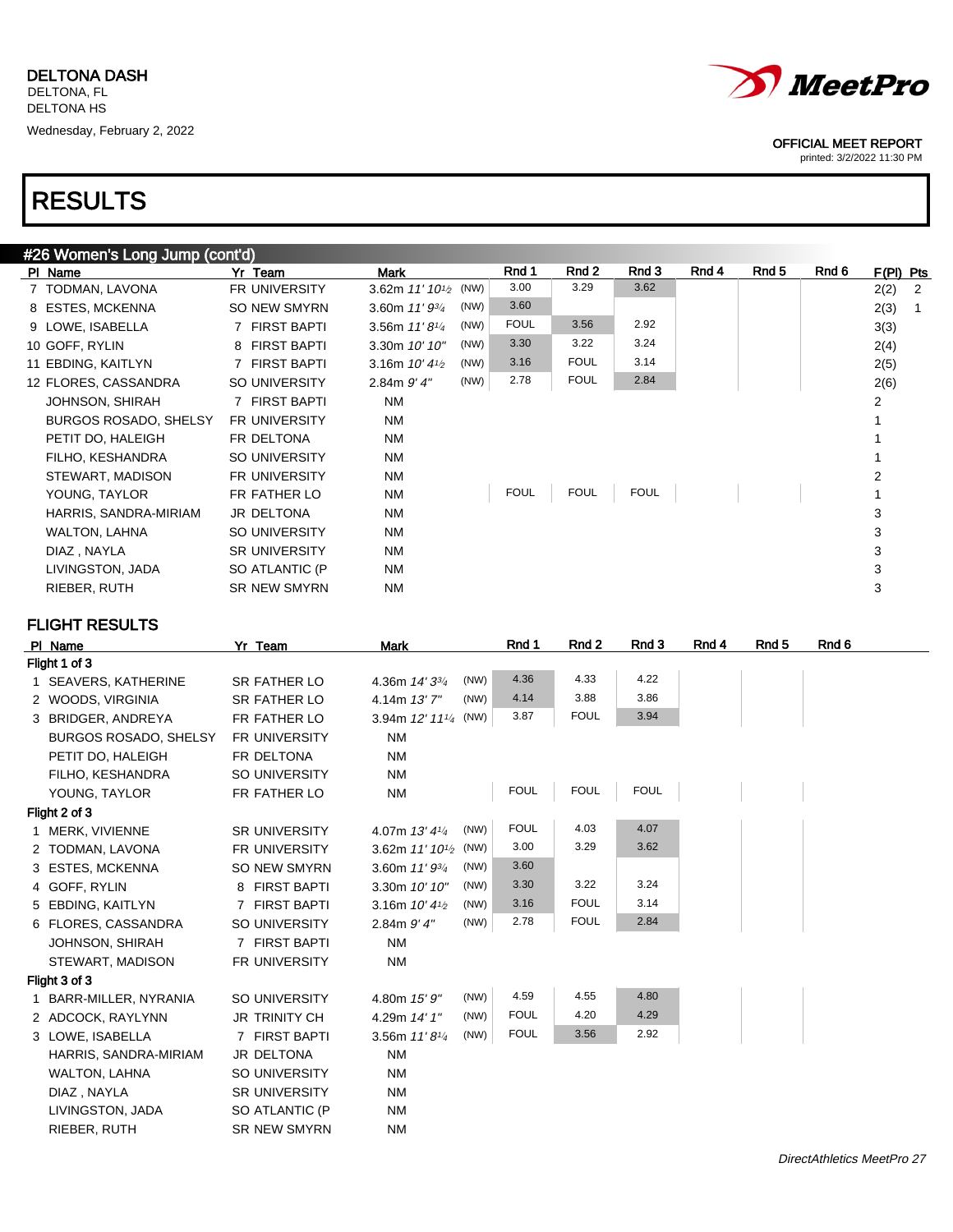DELTONA DASH
DELTONA, FL
DELTONA HS
Wednesday, February 2, 2022

OFFICIAL MEET REPORT
printed: 3/2/2022 11:30 PM

# RESULTS

## #26 Women's Long Jump (cont'd)

| Pl | Name | Yr | Team | Mark | | Rnd 1 | Rnd 2 | Rnd 3 | Rnd 4 | Rnd 5 | Rnd 6 | F(Pl) | Pts |
|---|---|---|---|---|---|---|---|---|---|---|---|---|---|
| 7 | TODMAN, LAVONA | FR | UNIVERSITY | 3.62m *11' 10½* | (NW) | 3.00 | 3.29 | 3.62 | | | | 2(2) | 2 |
| 8 | ESTES, MCKENNA | SO | NEW SMYRN | 3.60m *11' 9¾* | (NW) | 3.60 | | | | | | 2(3) | 1 |
| 9 | LOWE, ISABELLA | 7 | FIRST BAPTI | 3.56m *11' 8¼* | (NW) | FOUL | 3.56 | 2.92 | | | | 3(3) | |
| 10 | GOFF, RYLIN | 8 | FIRST BAPTI | 3.30m *10' 10"* | (NW) | 3.30 | 3.22 | 3.24 | | | | 2(4) | |
| 11 | EBDING, KAITLYN | 7 | FIRST BAPTI | 3.16m *10' 4½* | (NW) | 3.16 | FOUL | 3.14 | | | | 2(5) | |
| 12 | FLORES, CASSANDRA | SO | UNIVERSITY | 2.84m *9' 4"* | (NW) | 2.78 | FOUL | 2.84 | | | | 2(6) | |
| | JOHNSON, SHIRAH | 7 | FIRST BAPTI | NM | | | | | | | | 2 | |
| | BURGOS ROSADO, SHELSY | FR | UNIVERSITY | NM | | | | | | | | 1 | |
| | PETIT DO, HALEIGH | FR | DELTONA | NM | | | | | | | | 1 | |
| | FILHO, KESHANDRA | SO | UNIVERSITY | NM | | | | | | | | 1 | |
| | STEWART, MADISON | FR | UNIVERSITY | NM | | | | | | | | 2 | |
| | YOUNG, TAYLOR | FR | FATHER LO | NM | | FOUL | FOUL | FOUL | | | | 1 | |
| | HARRIS, SANDRA-MIRIAM | JR | DELTONA | NM | | | | | | | | 3 | |
| | WALTON, LAHNA | SO | UNIVERSITY | NM | | | | | | | | 3 | |
| | DIAZ , NAYLA | SR | UNIVERSITY | NM | | | | | | | | 3 | |
| | LIVINGSTON, JADA | SO | ATLANTIC (P | NM | | | | | | | | 3 | |
| | RIEBER, RUTH | SR | NEW SMYRN | NM | | | | | | | | 3 | |

### FLIGHT RESULTS

| Pl | Name | Yr | Team | Mark | | Rnd 1 | Rnd 2 | Rnd 3 | Rnd 4 | Rnd 5 | Rnd 6 |
|---|---|---|---|---|---|---|---|---|---|---|---|
| **Flight 1 of 3** | | | | | | | | | | | |
| 1 | SEAVERS, KATHERINE | SR | FATHER LO | 4.36m *14' 3¾* | (NW) | 4.36 | 4.33 | 4.22 | | | |
| 2 | WOODS, VIRGINIA | SR | FATHER LO | 4.14m *13' 7"* | (NW) | 4.14 | 3.88 | 3.86 | | | |
| 3 | BRIDGER, ANDREYA | FR | FATHER LO | 3.94m *12' 11¼* | (NW) | 3.87 | FOUL | 3.94 | | | |
| | BURGOS ROSADO, SHELSY | FR | UNIVERSITY | NM | | | | | | | |
| | PETIT DO, HALEIGH | FR | DELTONA | NM | | | | | | | |
| | FILHO, KESHANDRA | SO | UNIVERSITY | NM | | | | | | | |
| | YOUNG, TAYLOR | FR | FATHER LO | NM | | FOUL | FOUL | FOUL | | | |
| **Flight 2 of 3** | | | | | | | | | | | |
| 1 | MERK, VIVIENNE | SR | UNIVERSITY | 4.07m *13' 4¼* | (NW) | FOUL | 4.03 | 4.07 | | | |
| 2 | TODMAN, LAVONA | FR | UNIVERSITY | 3.62m *11' 10½* | (NW) | 3.00 | 3.29 | 3.62 | | | |
| 3 | ESTES, MCKENNA | SO | NEW SMYRN | 3.60m *11' 9¾* | (NW) | 3.60 | | | | | |
| 4 | GOFF, RYLIN | 8 | FIRST BAPTI | 3.30m *10' 10"* | (NW) | 3.30 | 3.22 | 3.24 | | | |
| 5 | EBDING, KAITLYN | 7 | FIRST BAPTI | 3.16m *10' 4½* | (NW) | 3.16 | FOUL | 3.14 | | | |
| 6 | FLORES, CASSANDRA | SO | UNIVERSITY | 2.84m *9' 4"* | (NW) | 2.78 | FOUL | 2.84 | | | |
| | JOHNSON, SHIRAH | 7 | FIRST BAPTI | NM | | | | | | | |
| | STEWART, MADISON | FR | UNIVERSITY | NM | | | | | | | |
| **Flight 3 of 3** | | | | | | | | | | | |
| 1 | BARR-MILLER, NYRANIA | SO | UNIVERSITY | 4.80m *15' 9"* | (NW) | 4.59 | 4.55 | 4.80 | | | |
| 2 | ADCOCK, RAYLYNN | JR | TRINITY CH | 4.29m *14' 1"* | (NW) | FOUL | 4.20 | 4.29 | | | |
| 3 | LOWE, ISABELLA | 7 | FIRST BAPTI | 3.56m *11' 8¼* | (NW) | FOUL | 3.56 | 2.92 | | | |
| | HARRIS, SANDRA-MIRIAM | JR | DELTONA | NM | | | | | | | |
| | WALTON, LAHNA | SO | UNIVERSITY | NM | | | | | | | |
| | DIAZ , NAYLA | SR | UNIVERSITY | NM | | | | | | | |
| | LIVINGSTON, JADA | SO | ATLANTIC (P | NM | | | | | | | |
| | RIEBER, RUTH | SR | NEW SMYRN | NM | | | | | | | |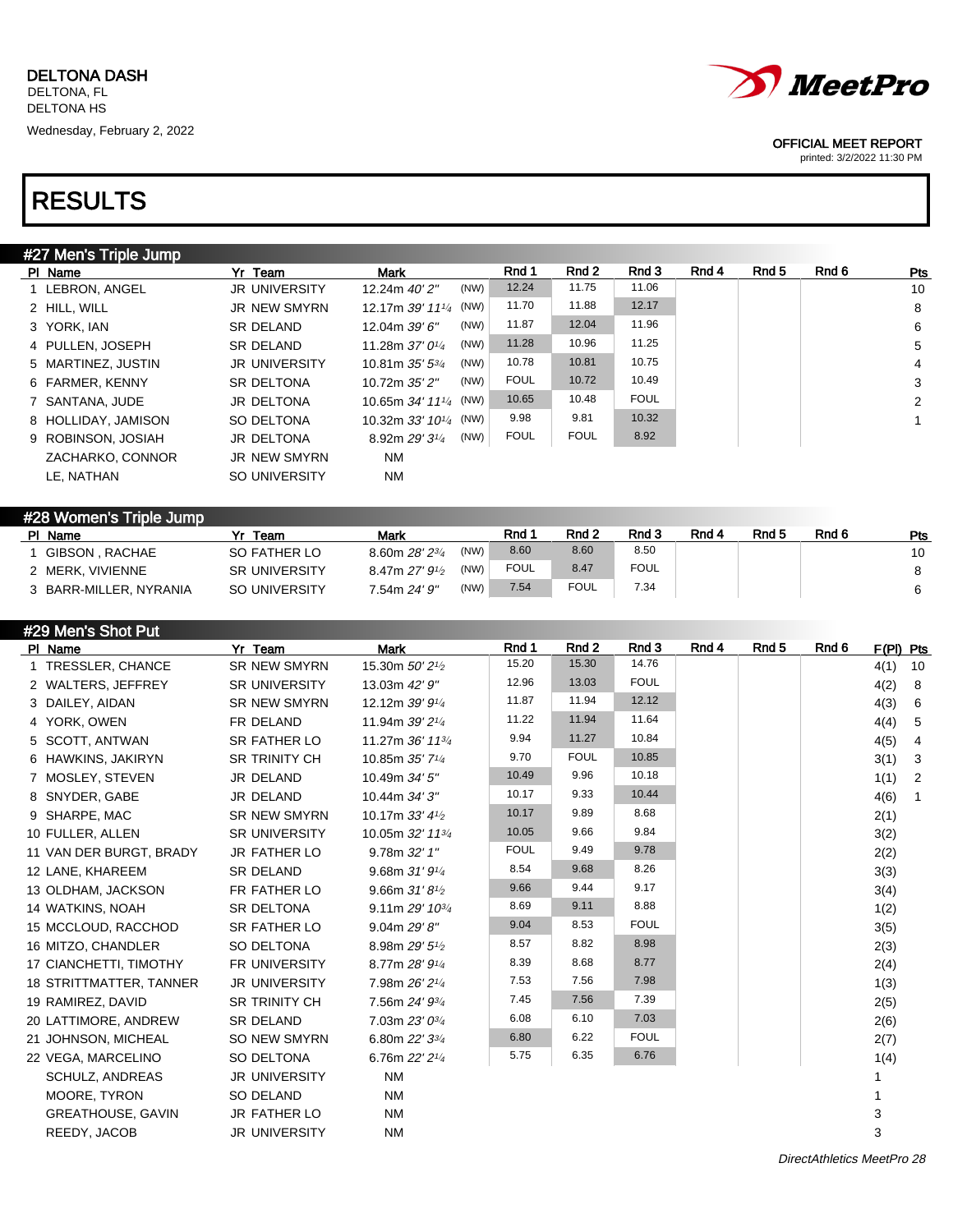DELTONA DASH
DELTONA, FL
DELTONA HS
Wednesday, February 2, 2022

OFFICIAL MEET REPORT
printed: 3/2/2022 11:30 PM

# RESULTS

## #27 Men's Triple Jump

| Pl | Name | Yr | Team | Mark | | Rnd 1 | Rnd 2 | Rnd 3 | Rnd 4 | Rnd 5 | Rnd 6 | Pts |
|---|---|---|---|---|---|---|---|---|---|---|---|---|
| 1 | LEBRON, ANGEL | JR | UNIVERSITY | 12.24m 40' 2" | (NW) | 12.24 | 11.75 | 11.06 | | | | 10 |
| 2 | HILL, WILL | JR | NEW SMYRN | 12.17m 39' 11¼ | (NW) | 11.70 | 11.88 | 12.17 | | | | 8 |
| 3 | YORK, IAN | SR | DELAND | 12.04m 39' 6" | (NW) | 11.87 | 12.04 | 11.96 | | | | 6 |
| 4 | PULLEN, JOSEPH | SR | DELAND | 11.28m 37' 0¼ | (NW) | 11.28 | 10.96 | 11.25 | | | | 5 |
| 5 | MARTINEZ, JUSTIN | JR | UNIVERSITY | 10.81m 35' 5¾ | (NW) | 10.78 | 10.81 | 10.75 | | | | 4 |
| 6 | FARMER, KENNY | SR | DELTONA | 10.72m 35' 2" | (NW) | FOUL | 10.72 | 10.49 | | | | 3 |
| 7 | SANTANA, JUDE | JR | DELTONA | 10.65m 34' 11¼ | (NW) | 10.65 | 10.48 | FOUL | | | | 2 |
| 8 | HOLLIDAY, JAMISON | SO | DELTONA | 10.32m 33' 10¼ | (NW) | 9.98 | 9.81 | 10.32 | | | | 1 |
| 9 | ROBINSON, JOSIAH | JR | DELTONA | 8.92m 29' 3¼ | (NW) | FOUL | FOUL | 8.92 | | | | |
| | ZACHARKO, CONNOR | JR | NEW SMYRN | NM | | | | | | | | |
| | LE, NATHAN | SO | UNIVERSITY | NM | | | | | | | | |

## #28 Women's Triple Jump

| Pl | Name | Yr | Team | Mark | | Rnd 1 | Rnd 2 | Rnd 3 | Rnd 4 | Rnd 5 | Rnd 6 | Pts |
|---|---|---|---|---|---|---|---|---|---|---|---|---|
| 1 | GIBSON , RACHAE | SO | FATHER LO | 8.60m 28' 2¾ | (NW) | 8.60 | 8.60 | 8.50 | | | | 10 |
| 2 | MERK, VIVIENNE | SR | UNIVERSITY | 8.47m 27' 9½ | (NW) | FOUL | 8.47 | FOUL | | | | 8 |
| 3 | BARR-MILLER, NYRANIA | SO | UNIVERSITY | 7.54m 24' 9" | (NW) | 7.54 | FOUL | 7.34 | | | | 6 |

## #29 Men's Shot Put

| Pl | Name | Yr | Team | Mark | Rnd 1 | Rnd 2 | Rnd 3 | Rnd 4 | Rnd 5 | Rnd 6 | F(Pl) | Pts |
|---|---|---|---|---|---|---|---|---|---|---|---|---|
| 1 | TRESSLER, CHANCE | SR | NEW SMYRN | 15.30m 50' 2½ | 15.20 | 15.30 | 14.76 | | | | 4(1) | 10 |
| 2 | WALTERS, JEFFREY | SR | UNIVERSITY | 13.03m 42' 9" | 12.96 | 13.03 | FOUL | | | | 4(2) | 8 |
| 3 | DAILEY, AIDAN | SR | NEW SMYRN | 12.12m 39' 9¼ | 11.87 | 11.94 | 12.12 | | | | 4(3) | 6 |
| 4 | YORK, OWEN | FR | DELAND | 11.94m 39' 2¼ | 11.22 | 11.94 | 11.64 | | | | 4(4) | 5 |
| 5 | SCOTT, ANTWAN | SR | FATHER LO | 11.27m 36' 11¾ | 9.94 | 11.27 | 10.84 | | | | 4(5) | 4 |
| 6 | HAWKINS, JAKIRYN | SR | TRINITY CH | 10.85m 35' 7¼ | 9.70 | FOUL | 10.85 | | | | 3(1) | 3 |
| 7 | MOSLEY, STEVEN | JR | DELAND | 10.49m 34' 5" | 10.49 | 9.96 | 10.18 | | | | 1(1) | 2 |
| 8 | SNYDER, GABE | JR | DELAND | 10.44m 34' 3" | 10.17 | 9.33 | 10.44 | | | | 4(6) | 1 |
| 9 | SHARPE, MAC | SR | NEW SMYRN | 10.17m 33' 4½ | 10.17 | 9.89 | 8.68 | | | | 2(1) | |
| 10 | FULLER, ALLEN | SR | UNIVERSITY | 10.05m 32' 11¾ | 10.05 | 9.66 | 9.84 | | | | 3(2) | |
| 11 | VAN DER BURGT, BRADY | JR | FATHER LO | 9.78m 32' 1" | FOUL | 9.49 | 9.78 | | | | 2(2) | |
| 12 | LANE, KHAREEM | SR | DELAND | 9.68m 31' 9¼ | 8.54 | 9.68 | 8.26 | | | | 3(3) | |
| 13 | OLDHAM, JACKSON | FR | FATHER LO | 9.66m 31' 8½ | 9.66 | 9.44 | 9.17 | | | | 3(4) | |
| 14 | WATKINS, NOAH | SR | DELTONA | 9.11m 29' 10¾ | 8.69 | 9.11 | 8.88 | | | | 1(2) | |
| 15 | MCCLOUD, RACCHOD | SR | FATHER LO | 9.04m 29' 8" | 9.04 | 8.53 | FOUL | | | | 3(5) | |
| 16 | MITZO, CHANDLER | SO | DELTONA | 8.98m 29' 5½ | 8.57 | 8.82 | 8.98 | | | | 2(3) | |
| 17 | CIANCHETTI, TIMOTHY | FR | UNIVERSITY | 8.77m 28' 9¼ | 8.39 | 8.68 | 8.77 | | | | 2(4) | |
| 18 | STRITTMATTER, TANNER | JR | UNIVERSITY | 7.98m 26' 2¼ | 7.53 | 7.56 | 7.98 | | | | 1(3) | |
| 19 | RAMIREZ, DAVID | SR | TRINITY CH | 7.56m 24' 9¾ | 7.45 | 7.56 | 7.39 | | | | 2(5) | |
| 20 | LATTIMORE, ANDREW | SR | DELAND | 7.03m 23' 0¾ | 6.08 | 6.10 | 7.03 | | | | 2(6) | |
| 21 | JOHNSON, MICHEAL | SO | NEW SMYRN | 6.80m 22' 3¾ | 6.80 | 6.22 | FOUL | | | | 2(7) | |
| 22 | VEGA, MARCELINO | SO | DELTONA | 6.76m 22' 2¼ | 5.75 | 6.35 | 6.76 | | | | 1(4) | |
| | SCHULZ, ANDREAS | JR | UNIVERSITY | NM | | | | | | | 1 | |
| | MOORE, TYRON | SO | DELAND | NM | | | | | | | 1 | |
| | GREATHOUSE, GAVIN | JR | FATHER LO | NM | | | | | | | 3 | |
| | REEDY, JACOB | JR | UNIVERSITY | NM | | | | | | | 3 | |

*DirectAthletics MeetPro 28*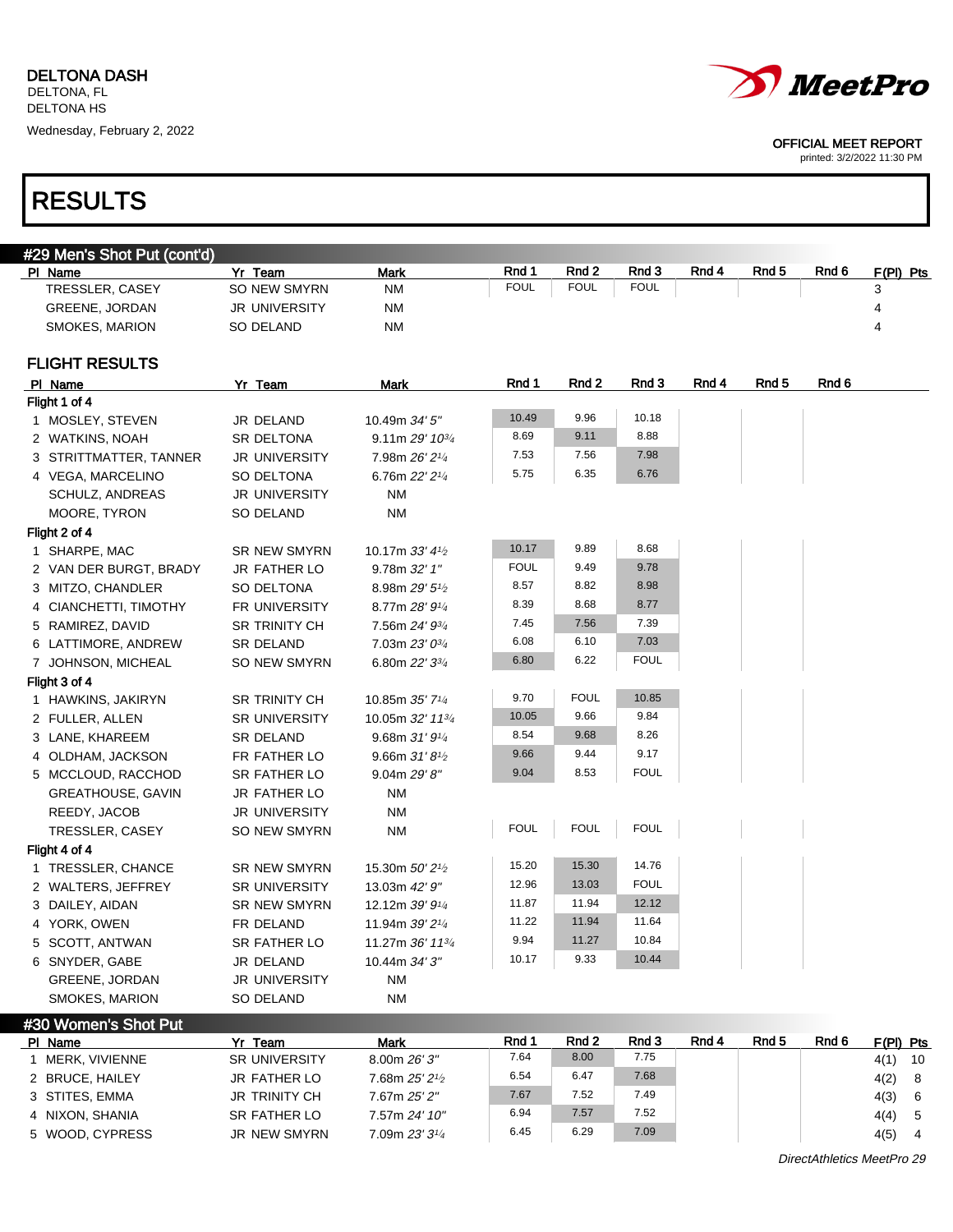DELTONA DASH
DELTONA, FL
DELTONA HS
Wednesday, February 2, 2022

OFFICIAL MEET REPORT
printed: 3/2/2022 11:30 PM

# RESULTS

## #29 Men's Shot Put (cont'd)

| Pl | Name | Yr | Team | Mark | Rnd 1 | Rnd 2 | Rnd 3 | Rnd 4 | Rnd 5 | Rnd 6 | F(Pl) | Pts |
|---|---|---|---|---|---|---|---|---|---|---|---|---|
| | TRESSLER, CASEY | SO | NEW SMYRN | NM | FOUL | FOUL | FOUL | | | | 3 | |
| | GREENE, JORDAN | JR | UNIVERSITY | NM | | | | | | | 4 | |
| | SMOKES, MARION | SO | DELAND | NM | | | | | | | 4 | |

### FLIGHT RESULTS

| Pl | Name | Yr | Team | Mark | Rnd 1 | Rnd 2 | Rnd 3 | Rnd 4 | Rnd 5 | Rnd 6 |
|---|---|---|---|---|---|---|---|---|---|---|
| **Flight 1 of 4** | | | | | | | | | | |
| 1 | MOSLEY, STEVEN | JR | DELAND | 10.49m *34' 5"* | 10.49 | 9.96 | 10.18 | | | |
| 2 | WATKINS, NOAH | SR | DELTONA | 9.11m *29' 10¾* | 8.69 | 9.11 | 8.88 | | | |
| 3 | STRITTMATTER, TANNER | JR | UNIVERSITY | 7.98m *26' 2¼* | 7.53 | 7.56 | 7.98 | | | |
| 4 | VEGA, MARCELINO | SO | DELTONA | 6.76m *22' 2¼* | 5.75 | 6.35 | 6.76 | | | |
| | SCHULZ, ANDREAS | JR | UNIVERSITY | NM | | | | | | |
| | MOORE, TYRON | SO | DELAND | NM | | | | | | |
| **Flight 2 of 4** | | | | | | | | | | |
| 1 | SHARPE, MAC | SR | NEW SMYRN | 10.17m *33' 4½* | 10.17 | 9.89 | 8.68 | | | |
| 2 | VAN DER BURGT, BRADY | JR | FATHER LO | 9.78m *32' 1"* | FOUL | 9.49 | 9.78 | | | |
| 3 | MITZO, CHANDLER | SO | DELTONA | 8.98m *29' 5½* | 8.57 | 8.82 | 8.98 | | | |
| 4 | CIANCHETTI, TIMOTHY | FR | UNIVERSITY | 8.77m *28' 9¼* | 8.39 | 8.68 | 8.77 | | | |
| 5 | RAMIREZ, DAVID | SR | TRINITY CH | 7.56m *24' 9¾* | 7.45 | 7.56 | 7.39 | | | |
| 6 | LATTIMORE, ANDREW | SR | DELAND | 7.03m *23' 0¾* | 6.08 | 6.10 | 7.03 | | | |
| 7 | JOHNSON, MICHEAL | SO | NEW SMYRN | 6.80m *22' 3¾* | 6.80 | 6.22 | FOUL | | | |
| **Flight 3 of 4** | | | | | | | | | | |
| 1 | HAWKINS, JAKIRYN | SR | TRINITY CH | 10.85m *35' 7¼* | 9.70 | FOUL | 10.85 | | | |
| 2 | FULLER, ALLEN | SR | UNIVERSITY | 10.05m *32' 11¾* | 10.05 | 9.66 | 9.84 | | | |
| 3 | LANE, KHAREEM | SR | DELAND | 9.68m *31' 9¼* | 8.54 | 9.68 | 8.26 | | | |
| 4 | OLDHAM, JACKSON | FR | FATHER LO | 9.66m *31' 8½* | 9.66 | 9.44 | 9.17 | | | |
| 5 | MCCLOUD, RACCHOD | SR | FATHER LO | 9.04m *29' 8"* | 9.04 | 8.53 | FOUL | | | |
| | GREATHOUSE, GAVIN | JR | FATHER LO | NM | | | | | | |
| | REEDY, JACOB | JR | UNIVERSITY | NM | | | | | | |
| | TRESSLER, CASEY | SO | NEW SMYRN | NM | FOUL | FOUL | FOUL | | | |
| **Flight 4 of 4** | | | | | | | | | | |
| 1 | TRESSLER, CHANCE | SR | NEW SMYRN | 15.30m *50' 2½* | 15.20 | 15.30 | 14.76 | | | |
| 2 | WALTERS, JEFFREY | SR | UNIVERSITY | 13.03m *42' 9"* | 12.96 | 13.03 | FOUL | | | |
| 3 | DAILEY, AIDAN | SR | NEW SMYRN | 12.12m *39' 9¼* | 11.87 | 11.94 | 12.12 | | | |
| 4 | YORK, OWEN | FR | DELAND | 11.94m *39' 2¼* | 11.22 | 11.94 | 11.64 | | | |
| 5 | SCOTT, ANTWAN | SR | FATHER LO | 11.27m *36' 11¾* | 9.94 | 11.27 | 10.84 | | | |
| 6 | SNYDER, GABE | JR | DELAND | 10.44m *34' 3"* | 10.17 | 9.33 | 10.44 | | | |
| | GREENE, JORDAN | JR | UNIVERSITY | NM | | | | | | |
| | SMOKES, MARION | SO | DELAND | NM | | | | | | |

## #30 Women's Shot Put

| Pl | Name | Yr | Team | Mark | Rnd 1 | Rnd 2 | Rnd 3 | Rnd 4 | Rnd 5 | Rnd 6 | F(Pl) | Pts |
|---|---|---|---|---|---|---|---|---|---|---|---|---|
| 1 | MERK, VIVIENNE | SR | UNIVERSITY | 8.00m *26' 3"* | 7.64 | 8.00 | 7.75 | | | | 4(1) | 10 |
| 2 | BRUCE, HAILEY | JR | FATHER LO | 7.68m *25' 2½* | 6.54 | 6.47 | 7.68 | | | | 4(2) | 8 |
| 3 | STITES, EMMA | JR | TRINITY CH | 7.67m *25' 2"* | 7.67 | 7.52 | 7.49 | | | | 4(3) | 6 |
| 4 | NIXON, SHANIA | SR | FATHER LO | 7.57m *24' 10"* | 6.94 | 7.57 | 7.52 | | | | 4(4) | 5 |
| 5 | WOOD, CYPRESS | JR | NEW SMYRN | 7.09m *23' 3¼* | 6.45 | 6.29 | 7.09 | | | | 4(5) | 4 |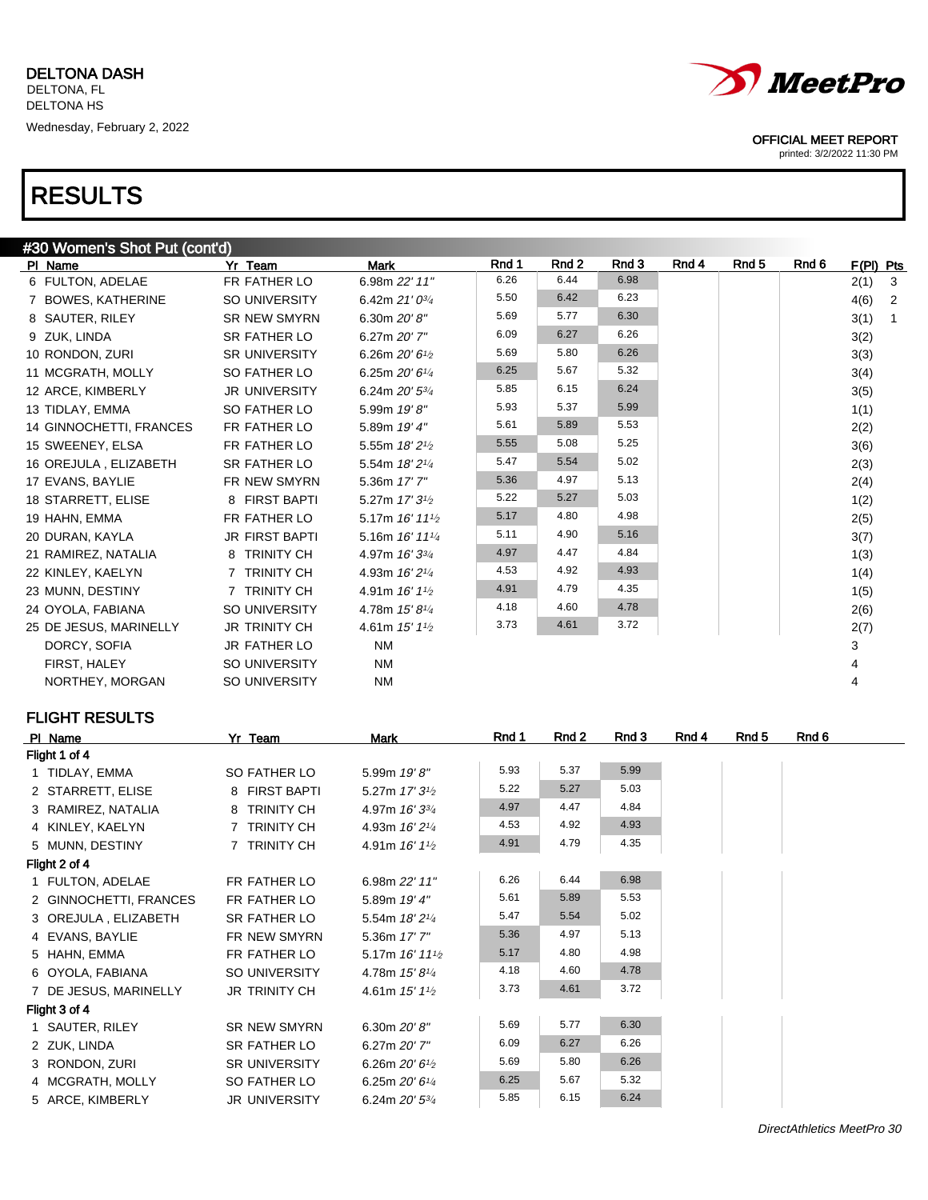DELTONA DASH
DELTONA, FL
DELTONA HS
Wednesday, February 2, 2022

OFFICIAL MEET REPORT
printed: 3/2/2022 11:30 PM

# RESULTS

## #30 Women's Shot Put (cont'd)

| Pl | Name | Yr | Team | Mark | Rnd 1 | Rnd 2 | Rnd 3 | Rnd 4 | Rnd 5 | Rnd 6 | F(Pl) | Pts |
|---|---|---|---|---|---|---|---|---|---|---|---|---|
| 6 | FULTON, ADELAE | FR | FATHER LO | 6.98m *22' 11"* | 6.26 | 6.44 | 6.98 | | | | 2(1) | 3 |
| 7 | BOWES, KATHERINE | SO | UNIVERSITY | 6.42m *21' 0¾* | 5.50 | 6.42 | 6.23 | | | | 4(6) | 2 |
| 8 | SAUTER, RILEY | SR | NEW SMYRN | 6.30m *20' 8"* | 5.69 | 5.77 | 6.30 | | | | 3(1) | 1 |
| 9 | ZUK, LINDA | SR | FATHER LO | 6.27m *20' 7"* | 6.09 | 6.27 | 6.26 | | | | 3(2) | |
| 10 | RONDON, ZURI | SR | UNIVERSITY | 6.26m *20' 6½* | 5.69 | 5.80 | 6.26 | | | | 3(3) | |
| 11 | MCGRATH, MOLLY | SO | FATHER LO | 6.25m *20' 6¼* | 6.25 | 5.67 | 5.32 | | | | 3(4) | |
| 12 | ARCE, KIMBERLY | JR | UNIVERSITY | 6.24m *20' 5¾* | 5.85 | 6.15 | 6.24 | | | | 3(5) | |
| 13 | TIDLAY, EMMA | SO | FATHER LO | 5.99m *19' 8"* | 5.93 | 5.37 | 5.99 | | | | 1(1) | |
| 14 | GINNOCHETTI, FRANCES | FR | FATHER LO | 5.89m *19' 4"* | 5.61 | 5.89 | 5.53 | | | | 2(2) | |
| 15 | SWEENEY, ELSA | FR | FATHER LO | 5.55m *18' 2½* | 5.55 | 5.08 | 5.25 | | | | 3(6) | |
| 16 | OREJULA , ELIZABETH | SR | FATHER LO | 5.54m *18' 2¼* | 5.47 | 5.54 | 5.02 | | | | 2(3) | |
| 17 | EVANS, BAYLIE | FR | NEW SMYRN | 5.36m *17' 7"* | 5.36 | 4.97 | 5.13 | | | | 2(4) | |
| 18 | STARRETT, ELISE | 8 | FIRST BAPTI | 5.27m *17' 3½* | 5.22 | 5.27 | 5.03 | | | | 1(2) | |
| 19 | HAHN, EMMA | FR | FATHER LO | 5.17m *16' 11½* | 5.17 | 4.80 | 4.98 | | | | 2(5) | |
| 20 | DURAN, KAYLA | JR | FIRST BAPTI | 5.16m *16' 11¼* | 5.11 | 4.90 | 5.16 | | | | 3(7) | |
| 21 | RAMIREZ, NATALIA | 8 | TRINITY CH | 4.97m *16' 3¾* | 4.97 | 4.47 | 4.84 | | | | 1(3) | |
| 22 | KINLEY, KAELYN | 7 | TRINITY CH | 4.93m *16' 2¼* | 4.53 | 4.92 | 4.93 | | | | 1(4) | |
| 23 | MUNN, DESTINY | 7 | TRINITY CH | 4.91m *16' 1½* | 4.91 | 4.79 | 4.35 | | | | 1(5) | |
| 24 | OYOLA, FABIANA | SO | UNIVERSITY | 4.78m *15' 8¼* | 4.18 | 4.60 | 4.78 | | | | 2(6) | |
| 25 | DE JESUS, MARINELLY | JR | TRINITY CH | 4.61m *15' 1½* | 3.73 | 4.61 | 3.72 | | | | 2(7) | |
| | DORCY, SOFIA | JR | FATHER LO | NM | | | | | | | 3 | |
| | FIRST, HALEY | SO | UNIVERSITY | NM | | | | | | | 4 | |
| | NORTHEY, MORGAN | SO | UNIVERSITY | NM | | | | | | | 4 | |

## FLIGHT RESULTS

| Pl | Name | Yr | Team | Mark | Rnd 1 | Rnd 2 | Rnd 3 | Rnd 4 | Rnd 5 | Rnd 6 |
|---|---|---|---|---|---|---|---|---|---|---|
| **Flight 1 of 4** | | | | | | | | | | |
| 1 | TIDLAY, EMMA | SO | FATHER LO | 5.99m *19' 8"* | 5.93 | 5.37 | 5.99 | | | |
| 2 | STARRETT, ELISE | 8 | FIRST BAPTI | 5.27m *17' 3½* | 5.22 | 5.27 | 5.03 | | | |
| 3 | RAMIREZ, NATALIA | 8 | TRINITY CH | 4.97m *16' 3¾* | 4.97 | 4.47 | 4.84 | | | |
| 4 | KINLEY, KAELYN | 7 | TRINITY CH | 4.93m *16' 2¼* | 4.53 | 4.92 | 4.93 | | | |
| 5 | MUNN, DESTINY | 7 | TRINITY CH | 4.91m *16' 1½* | 4.91 | 4.79 | 4.35 | | | |
| **Flight 2 of 4** | | | | | | | | | | |
| 1 | FULTON, ADELAE | FR | FATHER LO | 6.98m *22' 11"* | 6.26 | 6.44 | 6.98 | | | |
| 2 | GINNOCHETTI, FRANCES | FR | FATHER LO | 5.89m *19' 4"* | 5.61 | 5.89 | 5.53 | | | |
| 3 | OREJULA , ELIZABETH | SR | FATHER LO | 5.54m *18' 2¼* | 5.47 | 5.54 | 5.02 | | | |
| 4 | EVANS, BAYLIE | FR | NEW SMYRN | 5.36m *17' 7"* | 5.36 | 4.97 | 5.13 | | | |
| 5 | HAHN, EMMA | FR | FATHER LO | 5.17m *16' 11½* | 5.17 | 4.80 | 4.98 | | | |
| 6 | OYOLA, FABIANA | SO | UNIVERSITY | 4.78m *15' 8¼* | 4.18 | 4.60 | 4.78 | | | |
| 7 | DE JESUS, MARINELLY | JR | TRINITY CH | 4.61m *15' 1½* | 3.73 | 4.61 | 3.72 | | | |
| **Flight 3 of 4** | | | | | | | | | | |
| 1 | SAUTER, RILEY | SR | NEW SMYRN | 6.30m *20' 8"* | 5.69 | 5.77 | 6.30 | | | |
| 2 | ZUK, LINDA | SR | FATHER LO | 6.27m *20' 7"* | 6.09 | 6.27 | 6.26 | | | |
| 3 | RONDON, ZURI | SR | UNIVERSITY | 6.26m *20' 6½* | 5.69 | 5.80 | 6.26 | | | |
| 4 | MCGRATH, MOLLY | SO | FATHER LO | 6.25m *20' 6¼* | 6.25 | 5.67 | 5.32 | | | |
| 5 | ARCE, KIMBERLY | JR | UNIVERSITY | 6.24m *20' 5¾* | 5.85 | 6.15 | 6.24 | | | |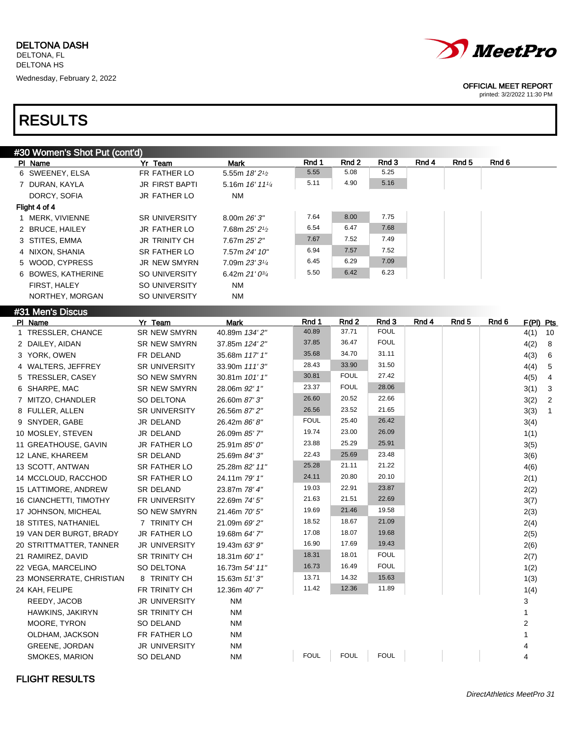DELTONA DASH
DELTONA, FL
DELTONA HS
Wednesday, February 2, 2022

OFFICIAL MEET REPORT
printed: 3/2/2022 11:30 PM

# RESULTS

## #30 Women's Shot Put (cont'd)

| Pl | Name | Yr | Team | Mark | Rnd 1 | Rnd 2 | Rnd 3 | Rnd 4 | Rnd 5 | Rnd 6 |
|---|---|---|---|---|---|---|---|---|---|---|
| 6 | SWEENEY, ELSA | FR | FATHER LO | 5.55m *18' 2½* | 5.55 | 5.08 | 5.25 | | | |
| 7 | DURAN, KAYLA | JR | FIRST BAPTI | 5.16m *16' 11¼* | 5.11 | 4.90 | 5.16 | | | |
| | DORCY, SOFIA | JR | FATHER LO | NM | | | | | | |
| **Flight 4 of 4** | | | | | | | | | | |
| 1 | MERK, VIVIENNE | SR | UNIVERSITY | 8.00m *26' 3"* | 7.64 | 8.00 | 7.75 | | | |
| 2 | BRUCE, HAILEY | JR | FATHER LO | 7.68m *25' 2½* | 6.54 | 6.47 | 7.68 | | | |
| 3 | STITES, EMMA | JR | TRINITY CH | 7.67m *25' 2"* | 7.67 | 7.52 | 7.49 | | | |
| 4 | NIXON, SHANIA | SR | FATHER LO | 7.57m *24' 10"* | 6.94 | 7.57 | 7.52 | | | |
| 5 | WOOD, CYPRESS | JR | NEW SMYRN | 7.09m *23' 3¼* | 6.45 | 6.29 | 7.09 | | | |
| 6 | BOWES, KATHERINE | SO | UNIVERSITY | 6.42m *21' 0¾* | 5.50 | 6.42 | 6.23 | | | |
| | FIRST, HALEY | SO | UNIVERSITY | NM | | | | | | |
| | NORTHEY, MORGAN | SO | UNIVERSITY | NM | | | | | | |

## #31 Men's Discus

| Pl | Name | Yr | Team | Mark | Rnd 1 | Rnd 2 | Rnd 3 | Rnd 4 | Rnd 5 | Rnd 6 | F(Pl) | Pts |
|---|---|---|---|---|---|---|---|---|---|---|---|---|
| 1 | TRESSLER, CHANCE | SR | NEW SMYRN | 40.89m *134' 2"* | 40.89 | 37.71 | FOUL | | | | 4(1) | 10 |
| 2 | DAILEY, AIDAN | SR | NEW SMYRN | 37.85m *124' 2"* | 37.85 | 36.47 | FOUL | | | | 4(2) | 8 |
| 3 | YORK, OWEN | FR | DELAND | 35.68m *117' 1"* | 35.68 | 34.70 | 31.11 | | | | 4(3) | 6 |
| 4 | WALTERS, JEFFREY | SR | UNIVERSITY | 33.90m *111' 3"* | 28.43 | 33.90 | 31.50 | | | | 4(4) | 5 |
| 5 | TRESSLER, CASEY | SO | NEW SMYRN | 30.81m *101' 1"* | 30.81 | FOUL | 27.42 | | | | 4(5) | 4 |
| 6 | SHARPE, MAC | SR | NEW SMYRN | 28.06m *92' 1"* | 23.37 | FOUL | 28.06 | | | | 3(1) | 3 |
| 7 | MITZO, CHANDLER | SO | DELTONA | 26.60m *87' 3"* | 26.60 | 20.52 | 22.66 | | | | 3(2) | 2 |
| 8 | FULLER, ALLEN | SR | UNIVERSITY | 26.56m *87' 2"* | 26.56 | 23.52 | 21.65 | | | | 3(3) | 1 |
| 9 | SNYDER, GABE | JR | DELAND | 26.42m *86' 8"* | FOUL | 25.40 | 26.42 | | | | 3(4) | |
| 10 | MOSLEY, STEVEN | JR | DELAND | 26.09m *85' 7"* | 19.74 | 23.00 | 26.09 | | | | 1(1) | |
| 11 | GREATHOUSE, GAVIN | JR | FATHER LO | 25.91m *85' 0"* | 23.88 | 25.29 | 25.91 | | | | 3(5) | |
| 12 | LANE, KHAREEM | SR | DELAND | 25.69m *84' 3"* | 22.43 | 25.69 | 23.48 | | | | 3(6) | |
| 13 | SCOTT, ANTWAN | SR | FATHER LO | 25.28m *82' 11"* | 25.28 | 21.11 | 21.22 | | | | 4(6) | |
| 14 | MCCLOUD, RACCHOD | SR | FATHER LO | 24.11m *79' 1"* | 24.11 | 20.80 | 20.10 | | | | 2(1) | |
| 15 | LATTIMORE, ANDREW | SR | DELAND | 23.87m *78' 4"* | 19.03 | 22.91 | 23.87 | | | | 2(2) | |
| 16 | CIANCHETTI, TIMOTHY | FR | UNIVERSITY | 22.69m *74' 5"* | 21.63 | 21.51 | 22.69 | | | | 3(7) | |
| 17 | JOHNSON, MICHEAL | SO | NEW SMYRN | 21.46m *70' 5"* | 19.69 | 21.46 | 19.58 | | | | 2(3) | |
| 18 | STITES, NATHANIEL | 7 | TRINITY CH | 21.09m *69' 2"* | 18.52 | 18.67 | 21.09 | | | | 2(4) | |
| 19 | VAN DER BURGT, BRADY | JR | FATHER LO | 19.68m *64' 7"* | 17.08 | 18.07 | 19.68 | | | | 2(5) | |
| 20 | STRITTMATTER, TANNER | JR | UNIVERSITY | 19.43m *63' 9"* | 16.90 | 17.69 | 19.43 | | | | 2(6) | |
| 21 | RAMIREZ, DAVID | SR | TRINITY CH | 18.31m *60' 1"* | 18.31 | 18.01 | FOUL | | | | 2(7) | |
| 22 | VEGA, MARCELINO | SO | DELTONA | 16.73m *54' 11"* | 16.73 | 16.49 | FOUL | | | | 1(2) | |
| 23 | MONSERRATE, CHRISTIAN | 8 | TRINITY CH | 15.63m *51' 3"* | 13.71 | 14.32 | 15.63 | | | | 1(3) | |
| 24 | KAH, FELIPE | FR | TRINITY CH | 12.36m *40' 7"* | 11.42 | 12.36 | 11.89 | | | | 1(4) | |
| | REEDY, JACOB | JR | UNIVERSITY | NM | | | | | | | 3 | |
| | HAWKINS, JAKIRYN | SR | TRINITY CH | NM | | | | | | | 1 | |
| | MOORE, TYRON | SO | DELAND | NM | | | | | | | 2 | |
| | OLDHAM, JACKSON | FR | FATHER LO | NM | | | | | | | 1 | |
| | GREENE, JORDAN | JR | UNIVERSITY | NM | | | | | | | 4 | |
| | SMOKES, MARION | SO | DELAND | NM | FOUL | FOUL | FOUL | | | | 4 | |

FLIGHT RESULTS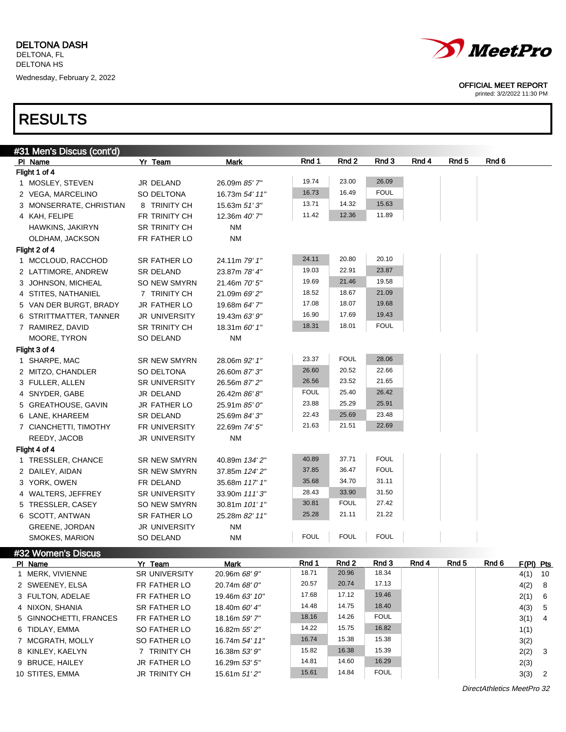DELTONA DASH
DELTONA, FL
DELTONA HS
Wednesday, February 2, 2022

OFFICIAL MEET REPORT
printed: 3/2/2022 11:30 PM

# RESULTS

## #31 Men's Discus (cont'd)

| Pl | Name | Yr | Team | Mark | Rnd 1 | Rnd 2 | Rnd 3 | Rnd 4 | Rnd 5 | Rnd 6 |
|---|---|---|---|---|---|---|---|---|---|---|
| **Flight 1 of 4** | | | | | | | | | | |
| 1 | MOSLEY, STEVEN | JR | DELAND | 26.09m *85' 7"* | 19.74 | 23.00 | 26.09 | | | |
| 2 | VEGA, MARCELINO | SO | DELTONA | 16.73m *54' 11"* | 16.73 | 16.49 | FOUL | | | |
| 3 | MONSERRATE, CHRISTIAN | 8 | TRINITY CH | 15.63m *51' 3"* | 13.71 | 14.32 | 15.63 | | | |
| 4 | KAH, FELIPE | FR | TRINITY CH | 12.36m *40' 7"* | 11.42 | 12.36 | 11.89 | | | |
| | HAWKINS, JAKIRYN | SR | TRINITY CH | NM | | | | | | |
| | OLDHAM, JACKSON | FR | FATHER LO | NM | | | | | | |
| **Flight 2 of 4** | | | | | | | | | | |
| 1 | MCCLOUD, RACCHOD | SR | FATHER LO | 24.11m *79' 1"* | 24.11 | 20.80 | 20.10 | | | |
| 2 | LATTIMORE, ANDREW | SR | DELAND | 23.87m *78' 4"* | 19.03 | 22.91 | 23.87 | | | |
| 3 | JOHNSON, MICHEAL | SO | NEW SMYRN | 21.46m *70' 5"* | 19.69 | 21.46 | 19.58 | | | |
| 4 | STITES, NATHANIEL | 7 | TRINITY CH | 21.09m *69' 2"* | 18.52 | 18.67 | 21.09 | | | |
| 5 | VAN DER BURGT, BRADY | JR | FATHER LO | 19.68m *64' 7"* | 17.08 | 18.07 | 19.68 | | | |
| 6 | STRITTMATTER, TANNER | JR | UNIVERSITY | 19.43m *63' 9"* | 16.90 | 17.69 | 19.43 | | | |
| 7 | RAMIREZ, DAVID | SR | TRINITY CH | 18.31m *60' 1"* | 18.31 | 18.01 | FOUL | | | |
| | MOORE, TYRON | SO | DELAND | NM | | | | | | |
| **Flight 3 of 4** | | | | | | | | | | |
| 1 | SHARPE, MAC | SR | NEW SMYRN | 28.06m *92' 1"* | 23.37 | FOUL | 28.06 | | | |
| 2 | MITZO, CHANDLER | SO | DELTONA | 26.60m *87' 3"* | 26.60 | 20.52 | 22.66 | | | |
| 3 | FULLER, ALLEN | SR | UNIVERSITY | 26.56m *87' 2"* | 26.56 | 23.52 | 21.65 | | | |
| 4 | SNYDER, GABE | JR | DELAND | 26.42m *86' 8"* | FOUL | 25.40 | 26.42 | | | |
| 5 | GREATHOUSE, GAVIN | JR | FATHER LO | 25.91m *85' 0"* | 23.88 | 25.29 | 25.91 | | | |
| 6 | LANE, KHAREEM | SR | DELAND | 25.69m *84' 3"* | 22.43 | 25.69 | 23.48 | | | |
| 7 | CIANCHETTI, TIMOTHY | FR | UNIVERSITY | 22.69m *74' 5"* | 21.63 | 21.51 | 22.69 | | | |
| | REEDY, JACOB | JR | UNIVERSITY | NM | | | | | | |
| **Flight 4 of 4** | | | | | | | | | | |
| 1 | TRESSLER, CHANCE | SR | NEW SMYRN | 40.89m *134' 2"* | 40.89 | 37.71 | FOUL | | | |
| 2 | DAILEY, AIDAN | SR | NEW SMYRN | 37.85m *124' 2"* | 37.85 | 36.47 | FOUL | | | |
| 3 | YORK, OWEN | FR | DELAND | 35.68m *117' 1"* | 35.68 | 34.70 | 31.11 | | | |
| 4 | WALTERS, JEFFREY | SR | UNIVERSITY | 33.90m *111' 3"* | 28.43 | 33.90 | 31.50 | | | |
| 5 | TRESSLER, CASEY | SO | NEW SMYRN | 30.81m *101' 1"* | 30.81 | FOUL | 27.42 | | | |
| 6 | SCOTT, ANTWAN | SR | FATHER LO | 25.28m *82' 11"* | 25.28 | 21.11 | 21.22 | | | |
| | GREENE, JORDAN | JR | UNIVERSITY | NM | | | | | | |
| | SMOKES, MARION | SO | DELAND | NM | FOUL | FOUL | FOUL | | | |

## #32 Women's Discus

| Pl | Name | Yr | Team | Mark | Rnd 1 | Rnd 2 | Rnd 3 | Rnd 4 | Rnd 5 | Rnd 6 | F(Pl) | Pts |
|---|---|---|---|---|---|---|---|---|---|---|---|---|
| 1 | MERK, VIVIENNE | SR | UNIVERSITY | 20.96m *68' 9"* | 18.71 | 20.96 | 18.34 | | | | 4(1) | 10 |
| 2 | SWEENEY, ELSA | FR | FATHER LO | 20.74m *68' 0"* | 20.57 | 20.74 | 17.13 | | | | 4(2) | 8 |
| 3 | FULTON, ADELAE | FR | FATHER LO | 19.46m *63' 10"* | 17.68 | 17.12 | 19.46 | | | | 2(1) | 6 |
| 4 | NIXON, SHANIA | SR | FATHER LO | 18.40m *60' 4"* | 14.48 | 14.75 | 18.40 | | | | 4(3) | 5 |
| 5 | GINNOCHETTI, FRANCES | FR | FATHER LO | 18.16m *59' 7"* | 18.16 | 14.26 | FOUL | | | | 3(1) | 4 |
| 6 | TIDLAY, EMMA | SO | FATHER LO | 16.82m *55' 2"* | 14.22 | 15.75 | 16.82 | | | | 1(1) | |
| 7 | MCGRATH, MOLLY | SO | FATHER LO | 16.74m *54' 11"* | 16.74 | 15.38 | 15.38 | | | | 3(2) | |
| 8 | KINLEY, KAELYN | 7 | TRINITY CH | 16.38m *53' 9"* | 15.82 | 16.38 | 15.39 | | | | 2(2) | 3 |
| 9 | BRUCE, HAILEY | JR | FATHER LO | 16.29m *53' 5"* | 14.81 | 14.60 | 16.29 | | | | 2(3) | |
| 10 | STITES, EMMA | JR | TRINITY CH | 15.61m *51' 2"* | 15.61 | 14.84 | FOUL | | | | 3(3) | 2 |

*DirectAthletics MeetPro 32*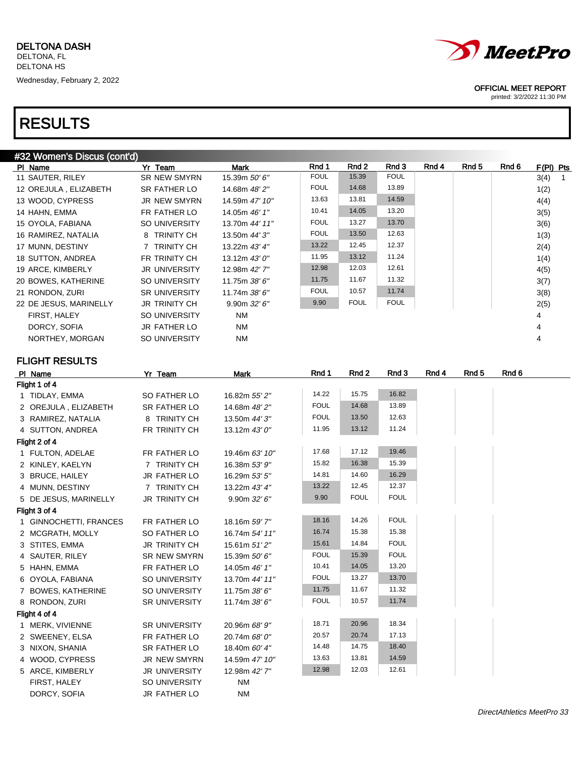DELTONA DASH
DELTONA, FL
DELTONA HS
Wednesday, February 2, 2022

OFFICIAL MEET REPORT
printed: 3/2/2022 11:30 PM

# RESULTS

## #32 Women's Discus (cont'd)

| Pl | Name | Yr | Team | Mark | Rnd 1 | Rnd 2 | Rnd 3 | Rnd 4 | Rnd 5 | Rnd 6 | F(Pl) | Pts |
|---|---|---|---|---|---|---|---|---|---|---|---|---|
| 11 | SAUTER, RILEY | SR | NEW SMYRN | 15.39m *50' 6"* | FOUL | 15.39 | FOUL | | | | 3(4) | 1 |
| 12 | OREJULA , ELIZABETH | SR | FATHER LO | 14.68m *48' 2"* | FOUL | 14.68 | 13.89 | | | | 1(2) | |
| 13 | WOOD, CYPRESS | JR | NEW SMYRN | 14.59m *47' 10"* | 13.63 | 13.81 | 14.59 | | | | 4(4) | |
| 14 | HAHN, EMMA | FR | FATHER LO | 14.05m *46' 1"* | 10.41 | 14.05 | 13.20 | | | | 3(5) | |
| 15 | OYOLA, FABIANA | SO | UNIVERSITY | 13.70m *44' 11"* | FOUL | 13.27 | 13.70 | | | | 3(6) | |
| 16 | RAMIREZ, NATALIA | 8 | TRINITY CH | 13.50m *44' 3"* | FOUL | 13.50 | 12.63 | | | | 1(3) | |
| 17 | MUNN, DESTINY | 7 | TRINITY CH | 13.22m *43' 4"* | 13.22 | 12.45 | 12.37 | | | | 2(4) | |
| 18 | SUTTON, ANDREA | FR | TRINITY CH | 13.12m *43' 0"* | 11.95 | 13.12 | 11.24 | | | | 1(4) | |
| 19 | ARCE, KIMBERLY | JR | UNIVERSITY | 12.98m *42' 7"* | 12.98 | 12.03 | 12.61 | | | | 4(5) | |
| 20 | BOWES, KATHERINE | SO | UNIVERSITY | 11.75m *38' 6"* | 11.75 | 11.67 | 11.32 | | | | 3(7) | |
| 21 | RONDON, ZURI | SR | UNIVERSITY | 11.74m *38' 6"* | FOUL | 10.57 | 11.74 | | | | 3(8) | |
| 22 | DE JESUS, MARINELLY | JR | TRINITY CH | 9.90m *32' 6"* | 9.90 | FOUL | FOUL | | | | 2(5) | |
| | FIRST, HALEY | SO | UNIVERSITY | NM | | | | | | | 4 | |
| | DORCY, SOFIA | JR | FATHER LO | NM | | | | | | | 4 | |
| | NORTHEY, MORGAN | SO | UNIVERSITY | NM | | | | | | | 4 | |

### FLIGHT RESULTS

| Pl | Name | Yr | Team | Mark | Rnd 1 | Rnd 2 | Rnd 3 | Rnd 4 | Rnd 5 | Rnd 6 |
|---|---|---|---|---|---|---|---|---|---|---|
| **Flight 1 of 4** | | | | | | | | | | |
| 1 | TIDLAY, EMMA | SO | FATHER LO | 16.82m *55' 2"* | 14.22 | 15.75 | 16.82 | | | |
| 2 | OREJULA , ELIZABETH | SR | FATHER LO | 14.68m *48' 2"* | FOUL | 14.68 | 13.89 | | | |
| 3 | RAMIREZ, NATALIA | 8 | TRINITY CH | 13.50m *44' 3"* | FOUL | 13.50 | 12.63 | | | |
| 4 | SUTTON, ANDREA | FR | TRINITY CH | 13.12m *43' 0"* | 11.95 | 13.12 | 11.24 | | | |
| **Flight 2 of 4** | | | | | | | | | | |
| 1 | FULTON, ADELAE | FR | FATHER LO | 19.46m *63' 10"* | 17.68 | 17.12 | 19.46 | | | |
| 2 | KINLEY, KAELYN | 7 | TRINITY CH | 16.38m *53' 9"* | 15.82 | 16.38 | 15.39 | | | |
| 3 | BRUCE, HAILEY | JR | FATHER LO | 16.29m *53' 5"* | 14.81 | 14.60 | 16.29 | | | |
| 4 | MUNN, DESTINY | 7 | TRINITY CH | 13.22m *43' 4"* | 13.22 | 12.45 | 12.37 | | | |
| 5 | DE JESUS, MARINELLY | JR | TRINITY CH | 9.90m *32' 6"* | 9.90 | FOUL | FOUL | | | |
| **Flight 3 of 4** | | | | | | | | | | |
| 1 | GINNOCHETTI, FRANCES | FR | FATHER LO | 18.16m *59' 7"* | 18.16 | 14.26 | FOUL | | | |
| 2 | MCGRATH, MOLLY | SO | FATHER LO | 16.74m *54' 11"* | 16.74 | 15.38 | 15.38 | | | |
| 3 | STITES, EMMA | JR | TRINITY CH | 15.61m *51' 2"* | 15.61 | 14.84 | FOUL | | | |
| 4 | SAUTER, RILEY | SR | NEW SMYRN | 15.39m *50' 6"* | FOUL | 15.39 | FOUL | | | |
| 5 | HAHN, EMMA | FR | FATHER LO | 14.05m *46' 1"* | 10.41 | 14.05 | 13.20 | | | |
| 6 | OYOLA, FABIANA | SO | UNIVERSITY | 13.70m *44' 11"* | FOUL | 13.27 | 13.70 | | | |
| 7 | BOWES, KATHERINE | SO | UNIVERSITY | 11.75m *38' 6"* | 11.75 | 11.67 | 11.32 | | | |
| 8 | RONDON, ZURI | SR | UNIVERSITY | 11.74m *38' 6"* | FOUL | 10.57 | 11.74 | | | |
| **Flight 4 of 4** | | | | | | | | | | |
| 1 | MERK, VIVIENNE | SR | UNIVERSITY | 20.96m *68' 9"* | 18.71 | 20.96 | 18.34 | | | |
| 2 | SWEENEY, ELSA | FR | FATHER LO | 20.74m *68' 0"* | 20.57 | 20.74 | 17.13 | | | |
| 3 | NIXON, SHANIA | SR | FATHER LO | 18.40m *60' 4"* | 14.48 | 14.75 | 18.40 | | | |
| 4 | WOOD, CYPRESS | JR | NEW SMYRN | 14.59m *47' 10"* | 13.63 | 13.81 | 14.59 | | | |
| 5 | ARCE, KIMBERLY | JR | UNIVERSITY | 12.98m *42' 7"* | 12.98 | 12.03 | 12.61 | | | |
| | FIRST, HALEY | SO | UNIVERSITY | NM | | | | | | |
| | DORCY, SOFIA | JR | FATHER LO | NM | | | | | | |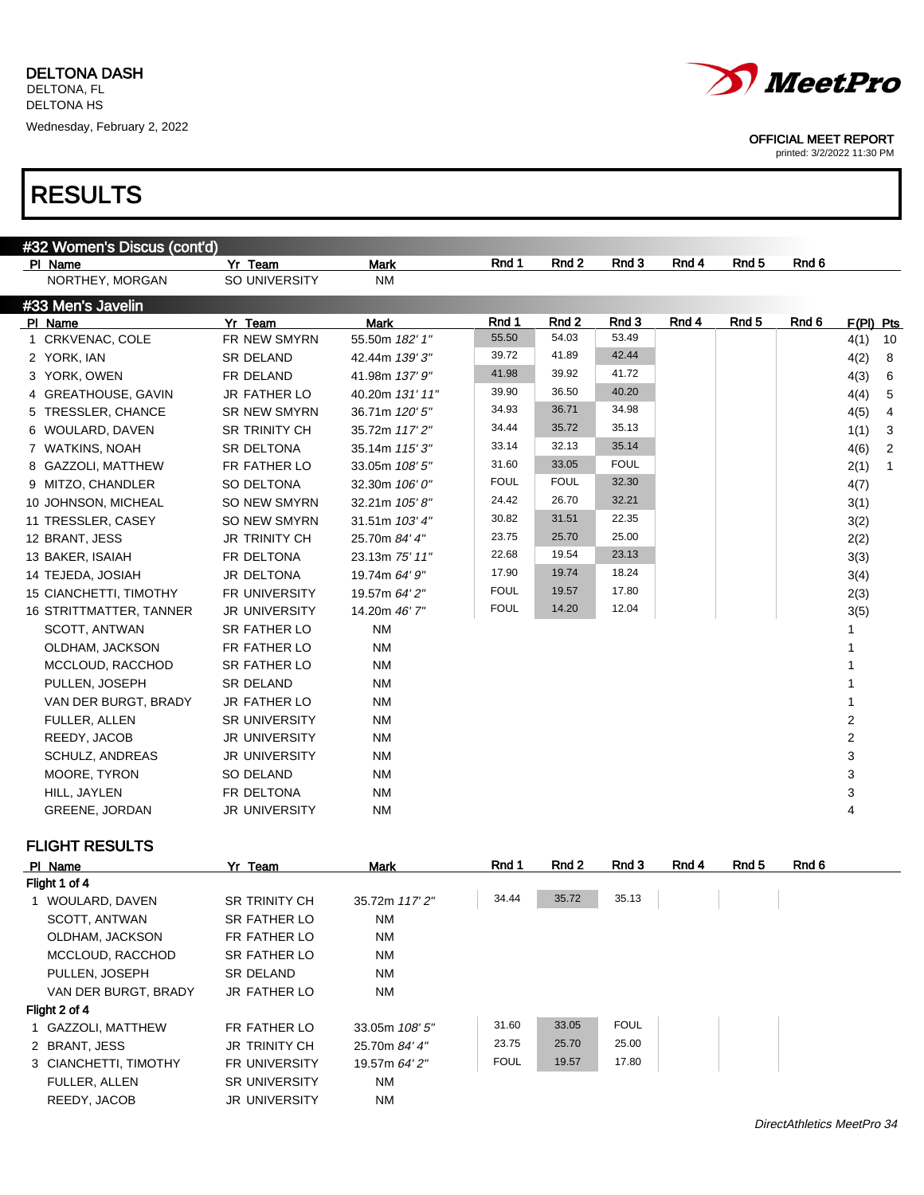DELTONA DASH
DELTONA, FL
DELTONA HS
Wednesday, February 2, 2022

OFFICIAL MEET REPORT
printed: 3/2/2022 11:30 PM

# RESULTS

## #32 Women's Discus (cont'd)

| Pl | Name | Yr | Team | Mark | Rnd 1 | Rnd 2 | Rnd 3 | Rnd 4 | Rnd 5 | Rnd 6 |
|---|---|---|---|---|---|---|---|---|---|---|
| | NORTHEY, MORGAN | SO | UNIVERSITY | NM | | | | | | |

## #33 Men's Javelin

| Pl | Name | Yr | Team | Mark | Rnd 1 | Rnd 2 | Rnd 3 | Rnd 4 | Rnd 5 | Rnd 6 | F(Pl) | Pts |
|---|---|---|---|---|---|---|---|---|---|---|---|---|
| 1 | CRKVENAC, COLE | FR | NEW SMYRN | 55.50m *182' 1"* | 55.50 | 54.03 | 53.49 | | | | 4(1) | 10 |
| 2 | YORK, IAN | SR | DELAND | 42.44m *139' 3"* | 39.72 | 41.89 | 42.44 | | | | 4(2) | 8 |
| 3 | YORK, OWEN | FR | DELAND | 41.98m *137' 9"* | 41.98 | 39.92 | 41.72 | | | | 4(3) | 6 |
| 4 | GREATHOUSE, GAVIN | JR | FATHER LO | 40.20m *131' 11"* | 39.90 | 36.50 | 40.20 | | | | 4(4) | 5 |
| 5 | TRESSLER, CHANCE | SR | NEW SMYRN | 36.71m *120' 5"* | 34.93 | 36.71 | 34.98 | | | | 4(5) | 4 |
| 6 | WOULARD, DAVEN | SR | TRINITY CH | 35.72m *117' 2"* | 34.44 | 35.72 | 35.13 | | | | 1(1) | 3 |
| 7 | WATKINS, NOAH | SR | DELTONA | 35.14m *115' 3"* | 33.14 | 32.13 | 35.14 | | | | 4(6) | 2 |
| 8 | GAZZOLI, MATTHEW | FR | FATHER LO | 33.05m *108' 5"* | 31.60 | 33.05 | FOUL | | | | 2(1) | 1 |
| 9 | MITZO, CHANDLER | SO | DELTONA | 32.30m *106' 0"* | FOUL | FOUL | 32.30 | | | | 4(7) | |
| 10 | JOHNSON, MICHEAL | SO | NEW SMYRN | 32.21m *105' 8"* | 24.42 | 26.70 | 32.21 | | | | 3(1) | |
| 11 | TRESSLER, CASEY | SO | NEW SMYRN | 31.51m *103' 4"* | 30.82 | 31.51 | 22.35 | | | | 3(2) | |
| 12 | BRANT, JESS | JR | TRINITY CH | 25.70m *84' 4"* | 23.75 | 25.70 | 25.00 | | | | 2(2) | |
| 13 | BAKER, ISAIAH | FR | DELTONA | 23.13m *75' 11"* | 22.68 | 19.54 | 23.13 | | | | 3(3) | |
| 14 | TEJEDA, JOSIAH | JR | DELTONA | 19.74m *64' 9"* | 17.90 | 19.74 | 18.24 | | | | 3(4) | |
| 15 | CIANCHETTI, TIMOTHY | FR | UNIVERSITY | 19.57m *64' 2"* | FOUL | 19.57 | 17.80 | | | | 2(3) | |
| 16 | STRITTMATTER, TANNER | JR | UNIVERSITY | 14.20m *46' 7"* | FOUL | 14.20 | 12.04 | | | | 3(5) | |
| | SCOTT, ANTWAN | SR | FATHER LO | NM | | | | | | | 1 | |
| | OLDHAM, JACKSON | FR | FATHER LO | NM | | | | | | | 1 | |
| | MCCLOUD, RACCHOD | SR | FATHER LO | NM | | | | | | | 1 | |
| | PULLEN, JOSEPH | SR | DELAND | NM | | | | | | | 1 | |
| | VAN DER BURGT, BRADY | JR | FATHER LO | NM | | | | | | | 1 | |
| | FULLER, ALLEN | SR | UNIVERSITY | NM | | | | | | | 2 | |
| | REEDY, JACOB | JR | UNIVERSITY | NM | | | | | | | 2 | |
| | SCHULZ, ANDREAS | JR | UNIVERSITY | NM | | | | | | | 3 | |
| | MOORE, TYRON | SO | DELAND | NM | | | | | | | 3 | |
| | HILL, JAYLEN | FR | DELTONA | NM | | | | | | | 3 | |
| | GREENE, JORDAN | JR | UNIVERSITY | NM | | | | | | | 4 | |

### FLIGHT RESULTS

| Pl | Name | Yr | Team | Mark | Rnd 1 | Rnd 2 | Rnd 3 | Rnd 4 | Rnd 5 | Rnd 6 |
|---|---|---|---|---|---|---|---|---|---|---|
| **Flight 1 of 4** | | | | | | | | | | |
| 1 | WOULARD, DAVEN | SR | TRINITY CH | 35.72m *117' 2"* | 34.44 | 35.72 | 35.13 | | | |
| | SCOTT, ANTWAN | SR | FATHER LO | NM | | | | | | |
| | OLDHAM, JACKSON | FR | FATHER LO | NM | | | | | | |
| | MCCLOUD, RACCHOD | SR | FATHER LO | NM | | | | | | |
| | PULLEN, JOSEPH | SR | DELAND | NM | | | | | | |
| | VAN DER BURGT, BRADY | JR | FATHER LO | NM | | | | | | |
| **Flight 2 of 4** | | | | | | | | | | |
| 1 | GAZZOLI, MATTHEW | FR | FATHER LO | 33.05m *108' 5"* | 31.60 | 33.05 | FOUL | | | |
| 2 | BRANT, JESS | JR | TRINITY CH | 25.70m *84' 4"* | 23.75 | 25.70 | 25.00 | | | |
| 3 | CIANCHETTI, TIMOTHY | FR | UNIVERSITY | 19.57m *64' 2"* | FOUL | 19.57 | 17.80 | | | |
| | FULLER, ALLEN | SR | UNIVERSITY | NM | | | | | | |
| | REEDY, JACOB | JR | UNIVERSITY | NM | | | | | | |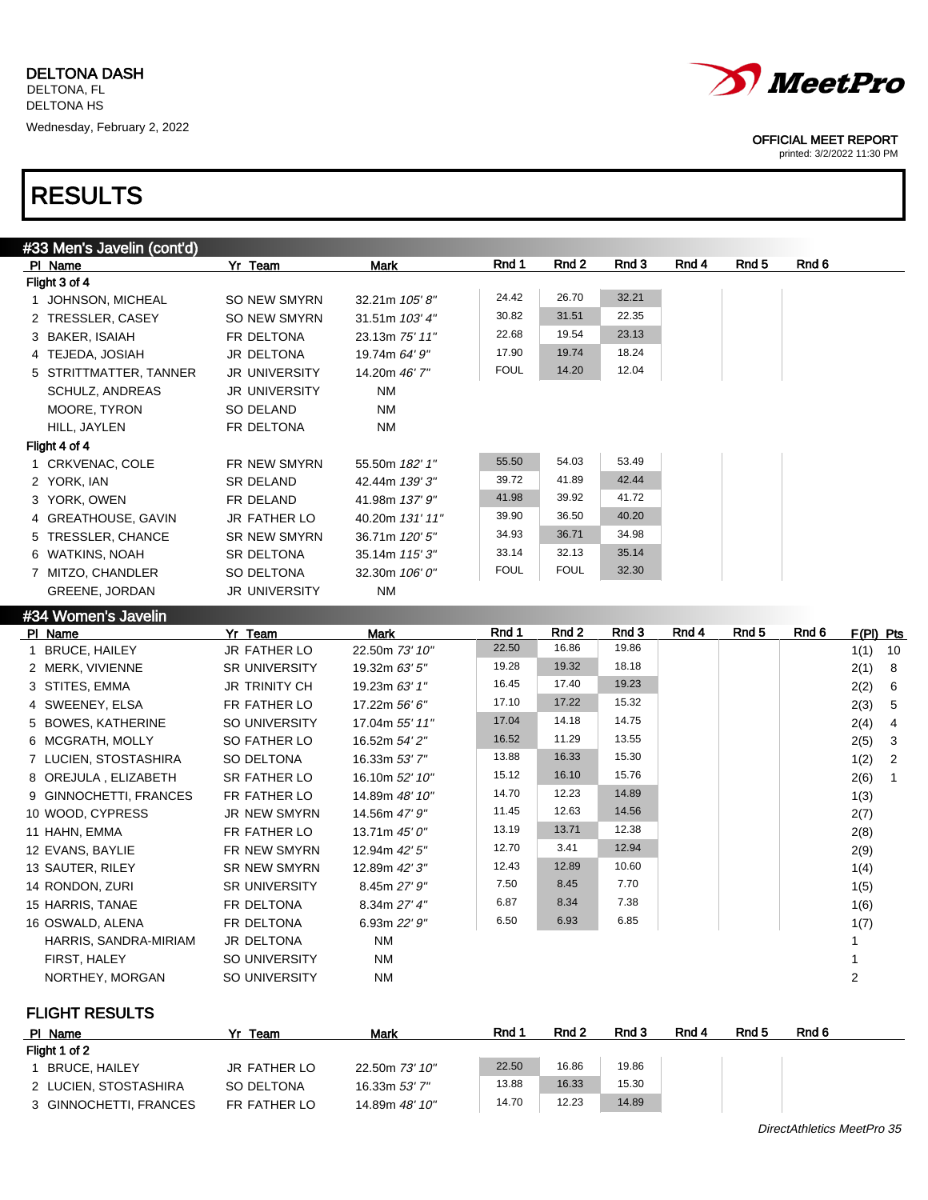DELTONA DASH
DELTONA, FL
DELTONA HS
Wednesday, February 2, 2022

OFFICIAL MEET REPORT
printed: 3/2/2022 11:30 PM

# RESULTS

## #33 Men's Javelin (cont'd)

| Pl | Name | Yr | Team | Mark | Rnd 1 | Rnd 2 | Rnd 3 | Rnd 4 | Rnd 5 | Rnd 6 |
|---|---|---|---|---|---|---|---|---|---|---|
| **Flight 3 of 4** | | | | | | | | | | |
| 1 | JOHNSON, MICHEAL | SO | NEW SMYRN | 32.21m *105' 8"* | 24.42 | 26.70 | 32.21 | | | |
| 2 | TRESSLER, CASEY | SO | NEW SMYRN | 31.51m *103' 4"* | 30.82 | 31.51 | 22.35 | | | |
| 3 | BAKER, ISAIAH | FR | DELTONA | 23.13m *75' 11"* | 22.68 | 19.54 | 23.13 | | | |
| 4 | TEJEDA, JOSIAH | JR | DELTONA | 19.74m *64' 9"* | 17.90 | 19.74 | 18.24 | | | |
| 5 | STRITTMATTER, TANNER | JR | UNIVERSITY | 14.20m *46' 7"* | FOUL | 14.20 | 12.04 | | | |
| | SCHULZ, ANDREAS | JR | UNIVERSITY | NM | | | | | | |
| | MOORE, TYRON | SO | DELAND | NM | | | | | | |
| | HILL, JAYLEN | FR | DELTONA | NM | | | | | | |
| **Flight 4 of 4** | | | | | | | | | | |
| 1 | CRKVENAC, COLE | FR | NEW SMYRN | 55.50m *182' 1"* | 55.50 | 54.03 | 53.49 | | | |
| 2 | YORK, IAN | SR | DELAND | 42.44m *139' 3"* | 39.72 | 41.89 | 42.44 | | | |
| 3 | YORK, OWEN | FR | DELAND | 41.98m *137' 9"* | 41.98 | 39.92 | 41.72 | | | |
| 4 | GREATHOUSE, GAVIN | JR | FATHER LO | 40.20m *131' 11"* | 39.90 | 36.50 | 40.20 | | | |
| 5 | TRESSLER, CHANCE | SR | NEW SMYRN | 36.71m *120' 5"* | 34.93 | 36.71 | 34.98 | | | |
| 6 | WATKINS, NOAH | SR | DELTONA | 35.14m *115' 3"* | 33.14 | 32.13 | 35.14 | | | |
| 7 | MITZO, CHANDLER | SO | DELTONA | 32.30m *106' 0"* | FOUL | FOUL | 32.30 | | | |
| | GREENE, JORDAN | JR | UNIVERSITY | NM | | | | | | |

## #34 Women's Javelin

| Pl | Name | Yr | Team | Mark | Rnd 1 | Rnd 2 | Rnd 3 | Rnd 4 | Rnd 5 | Rnd 6 | F(Pl) | Pts |
|---|---|---|---|---|---|---|---|---|---|---|---|---|
| 1 | BRUCE, HAILEY | JR | FATHER LO | 22.50m *73' 10"* | 22.50 | 16.86 | 19.86 | | | | 1(1) | 10 |
| 2 | MERK, VIVIENNE | SR | UNIVERSITY | 19.32m *63' 5"* | 19.28 | 19.32 | 18.18 | | | | 2(1) | 8 |
| 3 | STITES, EMMA | JR | TRINITY CH | 19.23m *63' 1"* | 16.45 | 17.40 | 19.23 | | | | 2(2) | 6 |
| 4 | SWEENEY, ELSA | FR | FATHER LO | 17.22m *56' 6"* | 17.10 | 17.22 | 15.32 | | | | 2(3) | 5 |
| 5 | BOWES, KATHERINE | SO | UNIVERSITY | 17.04m *55' 11"* | 17.04 | 14.18 | 14.75 | | | | 2(4) | 4 |
| 6 | MCGRATH, MOLLY | SO | FATHER LO | 16.52m *54' 2"* | 16.52 | 11.29 | 13.55 | | | | 2(5) | 3 |
| 7 | LUCIEN, STOSTASHIRA | SO | DELTONA | 16.33m *53' 7"* | 13.88 | 16.33 | 15.30 | | | | 1(2) | 2 |
| 8 | OREJULA , ELIZABETH | SR | FATHER LO | 16.10m *52' 10"* | 15.12 | 16.10 | 15.76 | | | | 2(6) | 1 |
| 9 | GINNOCHETTI, FRANCES | FR | FATHER LO | 14.89m *48' 10"* | 14.70 | 12.23 | 14.89 | | | | 1(3) | |
| 10 | WOOD, CYPRESS | JR | NEW SMYRN | 14.56m *47' 9"* | 11.45 | 12.63 | 14.56 | | | | 2(7) | |
| 11 | HAHN, EMMA | FR | FATHER LO | 13.71m *45' 0"* | 13.19 | 13.71 | 12.38 | | | | 2(8) | |
| 12 | EVANS, BAYLIE | FR | NEW SMYRN | 12.94m *42' 5"* | 12.70 | 3.41 | 12.94 | | | | 2(9) | |
| 13 | SAUTER, RILEY | SR | NEW SMYRN | 12.89m *42' 3"* | 12.43 | 12.89 | 10.60 | | | | 1(4) | |
| 14 | RONDON, ZURI | SR | UNIVERSITY | 8.45m *27' 9"* | 7.50 | 8.45 | 7.70 | | | | 1(5) | |
| 15 | HARRIS, TANAE | FR | DELTONA | 8.34m *27' 4"* | 6.87 | 8.34 | 7.38 | | | | 1(6) | |
| 16 | OSWALD, ALENA | FR | DELTONA | 6.93m *22' 9"* | 6.50 | 6.93 | 6.85 | | | | 1(7) | |
| | HARRIS, SANDRA-MIRIAM | JR | DELTONA | NM | | | | | | | 1 | |
| | FIRST, HALEY | SO | UNIVERSITY | NM | | | | | | | 1 | |
| | NORTHEY, MORGAN | SO | UNIVERSITY | NM | | | | | | | 2 | |

### FLIGHT RESULTS

| Pl | Name | Yr | Team | Mark | Rnd 1 | Rnd 2 | Rnd 3 | Rnd 4 | Rnd 5 | Rnd 6 |
|---|---|---|---|---|---|---|---|---|---|---|
| **Flight 1 of 2** | | | | | | | | | | |
| 1 | BRUCE, HAILEY | JR | FATHER LO | 22.50m *73' 10"* | 22.50 | 16.86 | 19.86 | | | |
| 2 | LUCIEN, STOSTASHIRA | SO | DELTONA | 16.33m *53' 7"* | 13.88 | 16.33 | 15.30 | | | |
| 3 | GINNOCHETTI, FRANCES | FR | FATHER LO | 14.89m *48' 10"* | 14.70 | 12.23 | 14.89 | | | |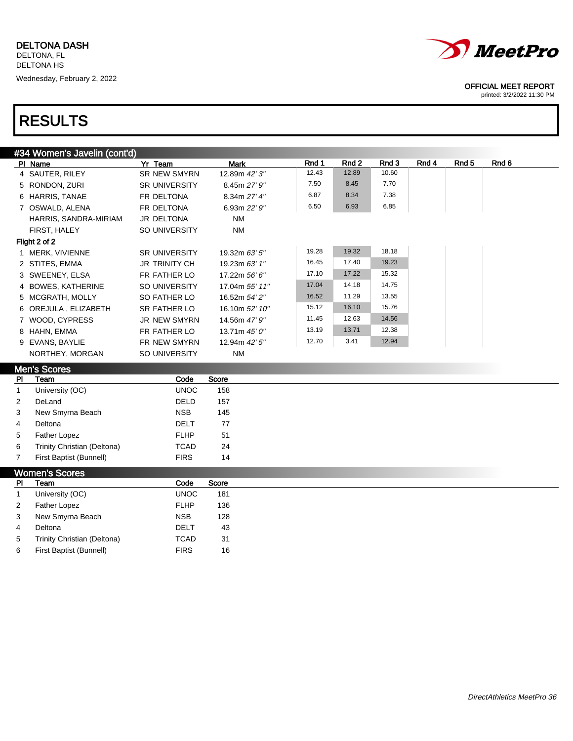DELTONA DASH
DELTONA, FL
DELTONA HS
Wednesday, February 2, 2022

OFFICIAL MEET REPORT
printed: 3/2/2022 11:30 PM

# RESULTS

## #34 Women's Javelin (cont'd)

| Pl | Name | Yr | Team | Mark | Rnd 1 | Rnd 2 | Rnd 3 | Rnd 4 | Rnd 5 | Rnd 6 |
|---|---|---|---|---|---|---|---|---|---|---|
| 4 | SAUTER, RILEY | SR | NEW SMYRN | 12.89m *42' 3"* | 12.43 | 12.89 | 10.60 | | | |
| 5 | RONDON, ZURI | SR | UNIVERSITY | 8.45m *27' 9"* | 7.50 | 8.45 | 7.70 | | | |
| 6 | HARRIS, TANAE | FR | DELTONA | 8.34m *27' 4"* | 6.87 | 8.34 | 7.38 | | | |
| 7 | OSWALD, ALENA | FR | DELTONA | 6.93m *22' 9"* | 6.50 | 6.93 | 6.85 | | | |
| | HARRIS, SANDRA-MIRIAM | JR | DELTONA | NM | | | | | | |
| | FIRST, HALEY | SO | UNIVERSITY | NM | | | | | | |

**Flight 2 of 2**

| Pl | Name | Yr | Team | Mark | Rnd 1 | Rnd 2 | Rnd 3 | Rnd 4 | Rnd 5 | Rnd 6 |
|---|---|---|---|---|---|---|---|---|---|---|
| 1 | MERK, VIVIENNE | SR | UNIVERSITY | 19.32m *63' 5"* | 19.28 | 19.32 | 18.18 | | | |
| 2 | STITES, EMMA | JR | TRINITY CH | 19.23m *63' 1"* | 16.45 | 17.40 | 19.23 | | | |
| 3 | SWEENEY, ELSA | FR | FATHER LO | 17.22m *56' 6"* | 17.10 | 17.22 | 15.32 | | | |
| 4 | BOWES, KATHERINE | SO | UNIVERSITY | 17.04m *55' 11"* | 17.04 | 14.18 | 14.75 | | | |
| 5 | MCGRATH, MOLLY | SO | FATHER LO | 16.52m *54' 2"* | 16.52 | 11.29 | 13.55 | | | |
| 6 | OREJULA , ELIZABETH | SR | FATHER LO | 16.10m *52' 10"* | 15.12 | 16.10 | 15.76 | | | |
| 7 | WOOD, CYPRESS | JR | NEW SMYRN | 14.56m *47' 9"* | 11.45 | 12.63 | 14.56 | | | |
| 8 | HAHN, EMMA | FR | FATHER LO | 13.71m *45' 0"* | 13.19 | 13.71 | 12.38 | | | |
| 9 | EVANS, BAYLIE | FR | NEW SMYRN | 12.94m *42' 5"* | 12.70 | 3.41 | 12.94 | | | |
| | NORTHEY, MORGAN | SO | UNIVERSITY | NM | | | | | | |

## Men's Scores

| Pl | Team | Code | Score |
|---|---|---|---|
| 1 | University (OC) | UNOC | 158 |
| 2 | DeLand | DELD | 157 |
| 3 | New Smyrna Beach | NSB | 145 |
| 4 | Deltona | DELT | 77 |
| 5 | Father Lopez | FLHP | 51 |
| 6 | Trinity Christian (Deltona) | TCAD | 24 |
| 7 | First Baptist (Bunnell) | FIRS | 14 |

## Women's Scores

| Pl | Team | Code | Score |
|---|---|---|---|
| 1 | University (OC) | UNOC | 181 |
| 2 | Father Lopez | FLHP | 136 |
| 3 | New Smyrna Beach | NSB | 128 |
| 4 | Deltona | DELT | 43 |
| 5 | Trinity Christian (Deltona) | TCAD | 31 |
| 6 | First Baptist (Bunnell) | FIRS | 16 |